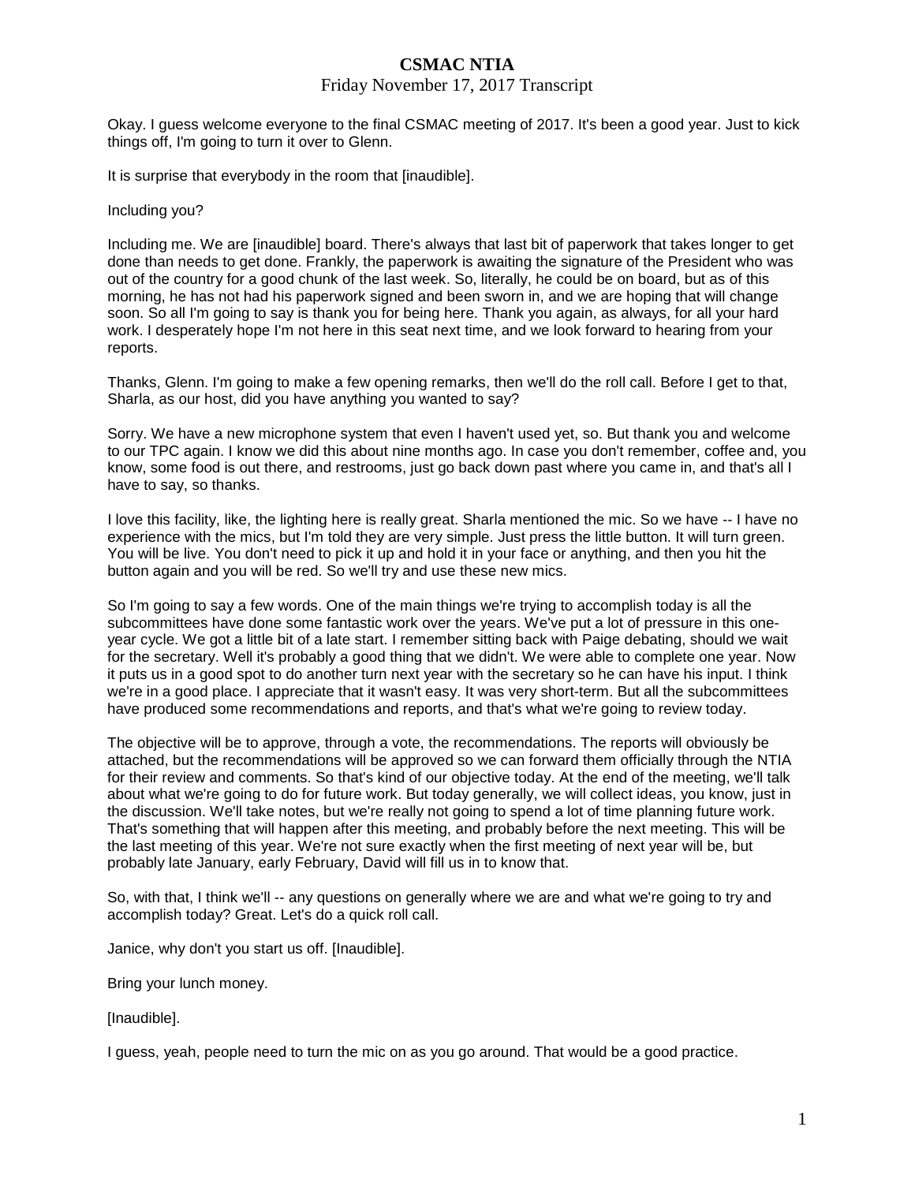# CSMAC NTIA

Friday November 17, 2017 Transcript

Okay. I guess welcome everyone to the final CSMAC meeting of 2017. It's been a good year. Just to kick things off, I'm going to turn it over to Glenn.

It is surprise that everybody in the room that [inaudible].

Including you?

Including me. We are [inaudible] board. There's always that last bit of paperwork that takes longer to get done than needs to get done. Frankly, the paperwork is awaiting the signature of the President who was out of the country for a good chunk of the last week. So, literally, he could be on board, but as of this morning, he has not had his paperwork signed and been sworn in, and we are hoping that will change soon. So all I'm going to say is thank you for being here. Thank you again, as always, for all your hard work. I desperately hope I'm not here in this seat next time, and we look forward to hearing from your reports.

Thanks, Glenn. I'm going to make a few opening remarks, then we'll do the roll call. Before I get to that, Sharla, as our host, did you have anything you wanted to say?

Sorry. We have a new microphone system that even I haven't used yet, so. But thank you and welcome to our TPC again. I know we did this about nine months ago. In case you don't remember, coffee and, you know, some food is out there, and restrooms, just go back down past where you came in, and that's all I have to say, so thanks.

I love this facility, like, the lighting here is really great. Sharla mentioned the mic. So we have -- I have no experience with the mics, but I'm told they are very simple. Just press the little button. It will turn green. You will be live. You don't need to pick it up and hold it in your face or anything, and then you hit the button again and you will be red. So we'll try and use these new mics.

So I'm going to say a few words. One of the main things we're trying to accomplish today is all the subcommittees have done some fantastic work over the years. We've put a lot of pressure in this one-year cycle. We got a little bit of a late start. I remember sitting back with Paige debating, should we wait for the secretary. Well it's probably a good thing that we didn't. We were able to complete one year. Now it puts us in a good spot to do another turn next year with the secretary so he can have his input. I think we're in a good place. I appreciate that it wasn't easy. It was very short-term. But all the subcommittees have produced some recommendations and reports, and that's what we're going to review today.

The objective will be to approve, through a vote, the recommendations. The reports will obviously be attached, but the recommendations will be approved so we can forward them officially through the NTIA for their review and comments. So that's kind of our objective today. At the end of the meeting, we'll talk about what we're going to do for future work. But today generally, we will collect ideas, you know, just in the discussion. We'll take notes, but we're really not going to spend a lot of time planning future work. That's something that will happen after this meeting, and probably before the next meeting. This will be the last meeting of this year. We're not sure exactly when the first meeting of next year will be, but probably late January, early February, David will fill us in to know that.

So, with that, I think we'll -- any questions on generally where we are and what we're going to try and accomplish today? Great. Let's do a quick roll call.

Janice, why don't you start us off. [Inaudible].

Bring your lunch money.

[Inaudible].

I guess, yeah, people need to turn the mic on as you go around. That would be a good practice.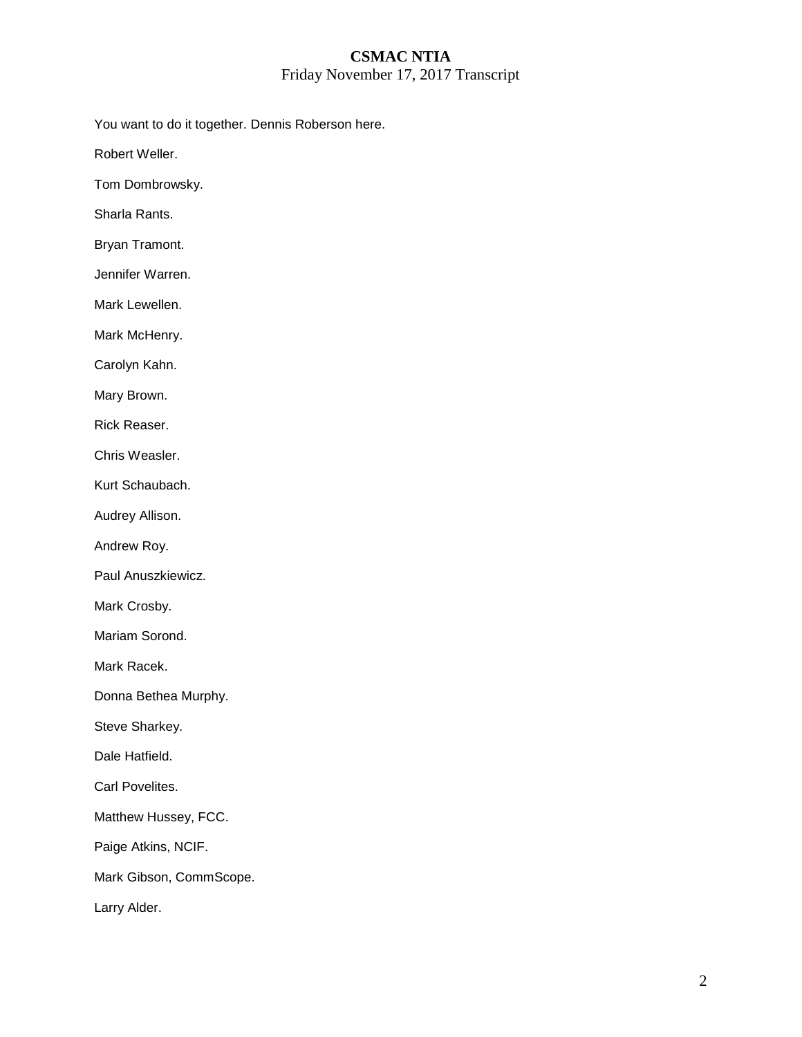You want to do it together. Dennis Roberson here.

Robert Weller.

Tom Dombrowsky.

Sharla Rants.

Bryan Tramont.

Jennifer Warren.

Mark Lewellen.

Mark McHenry.

Carolyn Kahn.

Mary Brown.

Rick Reaser.

Chris Weasler.

Kurt Schaubach.

Audrey Allison.

Andrew Roy.

Paul Anuszkiewicz.

Mark Crosby.

Mariam Sorond.

Mark Racek.

Donna Bethea Murphy.

Steve Sharkey.

Dale Hatfield.

Carl Povelites.

Matthew Hussey, FCC.

Paige Atkins, NCIF.

Mark Gibson, CommScope.

Larry Alder.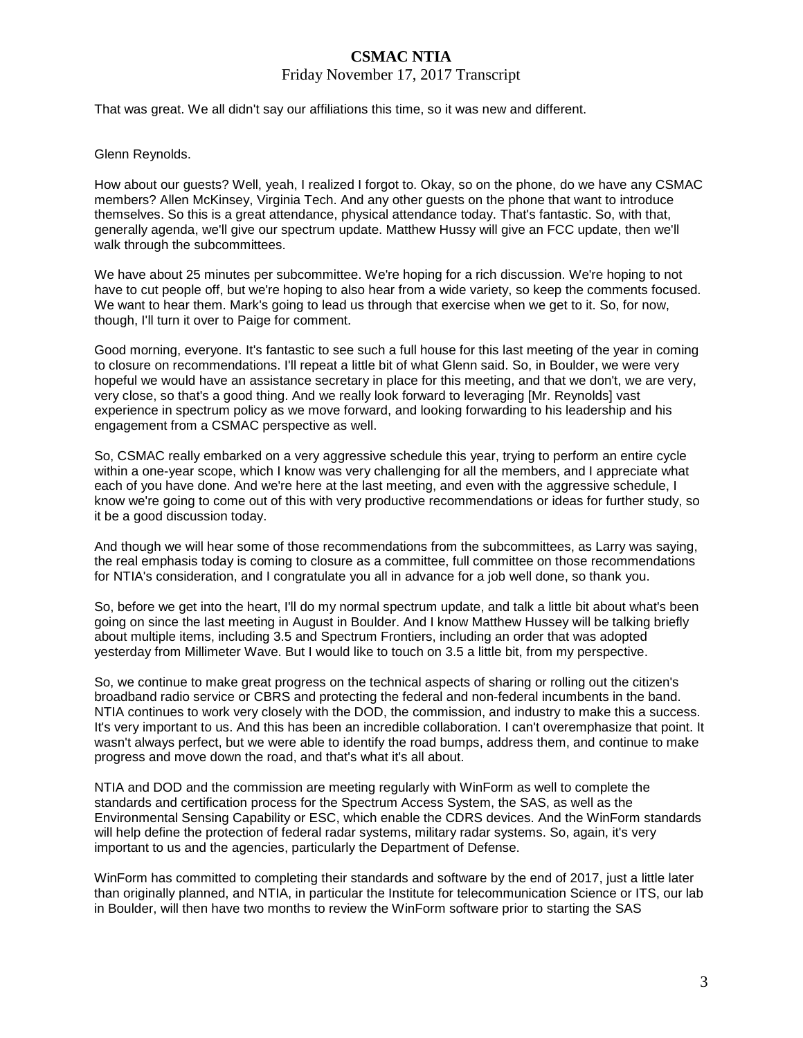That was great. We all didn't say our affiliations this time, so it was new and different.

Glenn Reynolds.

How about our guests? Well, yeah, I realized I forgot to. Okay, so on the phone, do we have any CSMAC members? Allen McKinsey, Virginia Tech. And any other guests on the phone that want to introduce themselves. So this is a great attendance, physical attendance today. That's fantastic. So, with that, generally agenda, we'll give our spectrum update. Matthew Hussy will give an FCC update, then we'll walk through the subcommittees.

We have about 25 minutes per subcommittee. We're hoping for a rich discussion. We're hoping to not have to cut people off, but we're hoping to also hear from a wide variety, so keep the comments focused. We want to hear them. Mark's going to lead us through that exercise when we get to it. So, for now, though, I'll turn it over to Paige for comment.

Good morning, everyone. It's fantastic to see such a full house for this last meeting of the year in coming to closure on recommendations. I'll repeat a little bit of what Glenn said. So, in Boulder, we were very hopeful we would have an assistance secretary in place for this meeting, and that we don't, we are very, very close, so that's a good thing. And we really look forward to leveraging [Mr. Reynolds] vast experience in spectrum policy as we move forward, and looking forwarding to his leadership and his engagement from a CSMAC perspective as well.

So, CSMAC really embarked on a very aggressive schedule this year, trying to perform an entire cycle within a one-year scope, which I know was very challenging for all the members, and I appreciate what each of you have done. And we're here at the last meeting, and even with the aggressive schedule, I know we're going to come out of this with very productive recommendations or ideas for further study, so it be a good discussion today.

And though we will hear some of those recommendations from the subcommittees, as Larry was saying, the real emphasis today is coming to closure as a committee, full committee on those recommendations for NTIA's consideration, and I congratulate you all in advance for a job well done, so thank you.

So, before we get into the heart, I'll do my normal spectrum update, and talk a little bit about what's been going on since the last meeting in August in Boulder. And I know Matthew Hussey will be talking briefly about multiple items, including 3.5 and Spectrum Frontiers, including an order that was adopted yesterday from Millimeter Wave. But I would like to touch on 3.5 a little bit, from my perspective.

So, we continue to make great progress on the technical aspects of sharing or rolling out the citizen's broadband radio service or CBRS and protecting the federal and non-federal incumbents in the band. NTIA continues to work very closely with the DOD, the commission, and industry to make this a success. It's very important to us. And this has been an incredible collaboration. I can't overemphasize that point. It wasn't always perfect, but we were able to identify the road bumps, address them, and continue to make progress and move down the road, and that's what it's all about.

NTIA and DOD and the commission are meeting regularly with WinForm as well to complete the standards and certification process for the Spectrum Access System, the SAS, as well as the Environmental Sensing Capability or ESC, which enable the CDRS devices. And the WinForm standards will help define the protection of federal radar systems, military radar systems. So, again, it's very important to us and the agencies, particularly the Department of Defense.

WinForm has committed to completing their standards and software by the end of 2017, just a little later than originally planned, and NTIA, in particular the Institute for telecommunication Science or ITS, our lab in Boulder, will then have two months to review the WinForm software prior to starting the SAS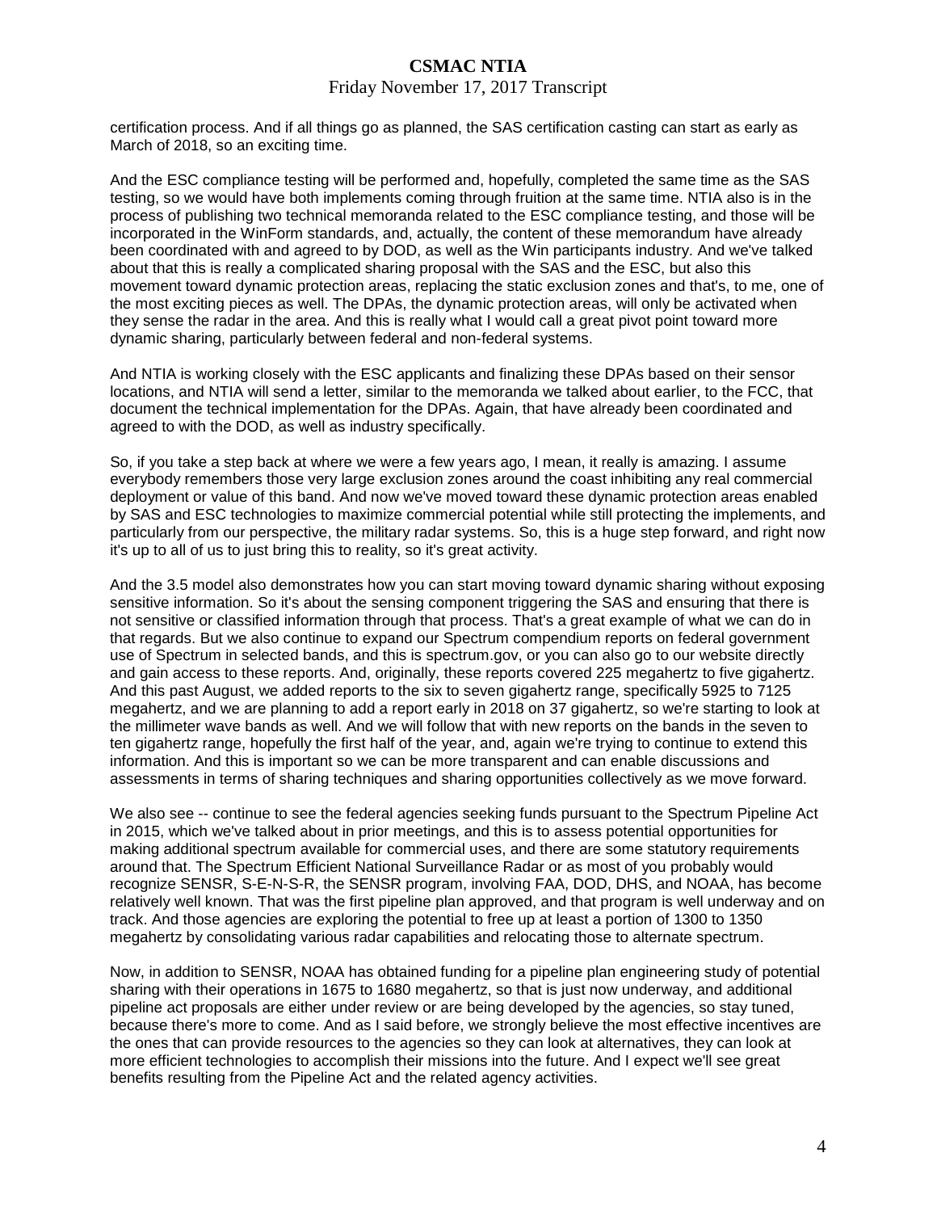certification process. And if all things go as planned, the SAS certification casting can start as early as March of 2018, so an exciting time.

And the ESC compliance testing will be performed and, hopefully, completed the same time as the SAS testing, so we would have both implements coming through fruition at the same time. NTIA also is in the process of publishing two technical memoranda related to the ESC compliance testing, and those will be incorporated in the WinForm standards, and, actually, the content of these memorandum have already been coordinated with and agreed to by DOD, as well as the Win participants industry. And we've talked about that this is really a complicated sharing proposal with the SAS and the ESC, but also this movement toward dynamic protection areas, replacing the static exclusion zones and that's, to me, one of the most exciting pieces as well. The DPAs, the dynamic protection areas, will only be activated when they sense the radar in the area. And this is really what I would call a great pivot point toward more dynamic sharing, particularly between federal and non-federal systems.

And NTIA is working closely with the ESC applicants and finalizing these DPAs based on their sensor locations, and NTIA will send a letter, similar to the memoranda we talked about earlier, to the FCC, that document the technical implementation for the DPAs. Again, that have already been coordinated and agreed to with the DOD, as well as industry specifically.

So, if you take a step back at where we were a few years ago, I mean, it really is amazing. I assume everybody remembers those very large exclusion zones around the coast inhibiting any real commercial deployment or value of this band. And now we've moved toward these dynamic protection areas enabled by SAS and ESC technologies to maximize commercial potential while still protecting the implements, and particularly from our perspective, the military radar systems. So, this is a huge step forward, and right now it's up to all of us to just bring this to reality, so it's great activity.

And the 3.5 model also demonstrates how you can start moving toward dynamic sharing without exposing sensitive information. So it's about the sensing component triggering the SAS and ensuring that there is not sensitive or classified information through that process. That's a great example of what we can do in that regards. But we also continue to expand our Spectrum compendium reports on federal government use of Spectrum in selected bands, and this is spectrum.gov, or you can also go to our website directly and gain access to these reports. And, originally, these reports covered 225 megahertz to five gigahertz. And this past August, we added reports to the six to seven gigahertz range, specifically 5925 to 7125 megahertz, and we are planning to add a report early in 2018 on 37 gigahertz, so we're starting to look at the millimeter wave bands as well. And we will follow that with new reports on the bands in the seven to ten gigahertz range, hopefully the first half of the year, and, again we're trying to continue to extend this information. And this is important so we can be more transparent and can enable discussions and assessments in terms of sharing techniques and sharing opportunities collectively as we move forward.

We also see -- continue to see the federal agencies seeking funds pursuant to the Spectrum Pipeline Act in 2015, which we've talked about in prior meetings, and this is to assess potential opportunities for making additional spectrum available for commercial uses, and there are some statutory requirements around that. The Spectrum Efficient National Surveillance Radar or as most of you probably would recognize SENSR, S-E-N-S-R, the SENSR program, involving FAA, DOD, DHS, and NOAA, has become relatively well known. That was the first pipeline plan approved, and that program is well underway and on track. And those agencies are exploring the potential to free up at least a portion of 1300 to 1350 megahertz by consolidating various radar capabilities and relocating those to alternate spectrum.

Now, in addition to SENSR, NOAA has obtained funding for a pipeline plan engineering study of potential sharing with their operations in 1675 to 1680 megahertz, so that is just now underway, and additional pipeline act proposals are either under review or are being developed by the agencies, so stay tuned, because there's more to come. And as I said before, we strongly believe the most effective incentives are the ones that can provide resources to the agencies so they can look at alternatives, they can look at more efficient technologies to accomplish their missions into the future. And I expect we'll see great benefits resulting from the Pipeline Act and the related agency activities.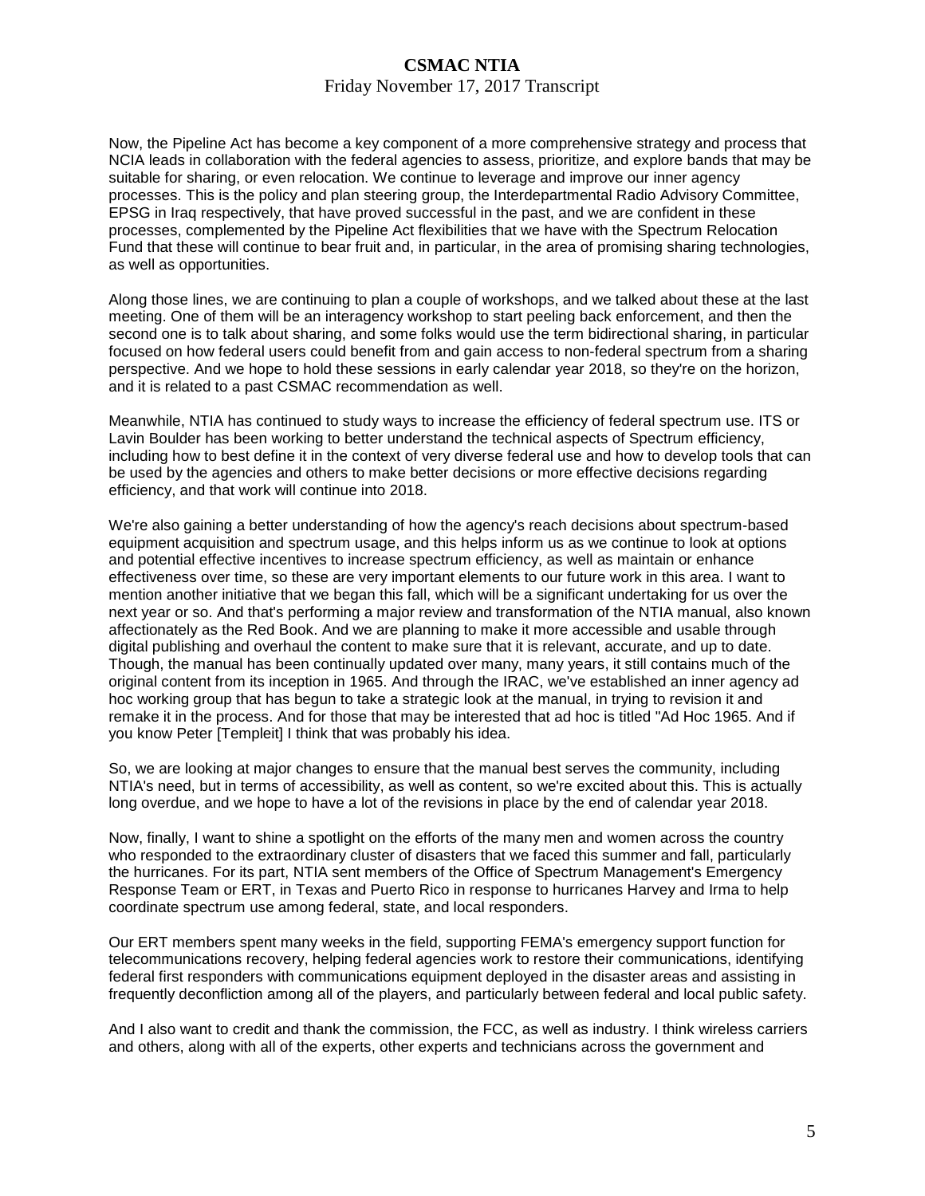Now, the Pipeline Act has become a key component of a more comprehensive strategy and process that NCIA leads in collaboration with the federal agencies to assess, prioritize, and explore bands that may be suitable for sharing, or even relocation. We continue to leverage and improve our inner agency processes. This is the policy and plan steering group, the Interdepartmental Radio Advisory Committee, EPSG in Iraq respectively, that have proved successful in the past, and we are confident in these processes, complemented by the Pipeline Act flexibilities that we have with the Spectrum Relocation Fund that these will continue to bear fruit and, in particular, in the area of promising sharing technologies, as well as opportunities.

Along those lines, we are continuing to plan a couple of workshops, and we talked about these at the last meeting. One of them will be an interagency workshop to start peeling back enforcement, and then the second one is to talk about sharing, and some folks would use the term bidirectional sharing, in particular focused on how federal users could benefit from and gain access to non-federal spectrum from a sharing perspective. And we hope to hold these sessions in early calendar year 2018, so they're on the horizon, and it is related to a past CSMAC recommendation as well.

Meanwhile, NTIA has continued to study ways to increase the efficiency of federal spectrum use. ITS or Lavin Boulder has been working to better understand the technical aspects of Spectrum efficiency, including how to best define it in the context of very diverse federal use and how to develop tools that can be used by the agencies and others to make better decisions or more effective decisions regarding efficiency, and that work will continue into 2018.

We're also gaining a better understanding of how the agency's reach decisions about spectrum-based equipment acquisition and spectrum usage, and this helps inform us as we continue to look at options and potential effective incentives to increase spectrum efficiency, as well as maintain or enhance effectiveness over time, so these are very important elements to our future work in this area. I want to mention another initiative that we began this fall, which will be a significant undertaking for us over the next year or so. And that's performing a major review and transformation of the NTIA manual, also known affectionately as the Red Book. And we are planning to make it more accessible and usable through digital publishing and overhaul the content to make sure that it is relevant, accurate, and up to date. Though, the manual has been continually updated over many, many years, it still contains much of the original content from its inception in 1965. And through the IRAC, we've established an inner agency ad hoc working group that has begun to take a strategic look at the manual, in trying to revision it and remake it in the process. And for those that may be interested that ad hoc is titled "Ad Hoc 1965. And if you know Peter [Templeit] I think that was probably his idea.

So, we are looking at major changes to ensure that the manual best serves the community, including NTIA's need, but in terms of accessibility, as well as content, so we're excited about this. This is actually long overdue, and we hope to have a lot of the revisions in place by the end of calendar year 2018.

Now, finally, I want to shine a spotlight on the efforts of the many men and women across the country who responded to the extraordinary cluster of disasters that we faced this summer and fall, particularly the hurricanes. For its part, NTIA sent members of the Office of Spectrum Management's Emergency Response Team or ERT, in Texas and Puerto Rico in response to hurricanes Harvey and Irma to help coordinate spectrum use among federal, state, and local responders.

Our ERT members spent many weeks in the field, supporting FEMA's emergency support function for telecommunications recovery, helping federal agencies work to restore their communications, identifying federal first responders with communications equipment deployed in the disaster areas and assisting in frequently deconfliction among all of the players, and particularly between federal and local public safety.

And I also want to credit and thank the commission, the FCC, as well as industry. I think wireless carriers and others, along with all of the experts, other experts and technicians across the government and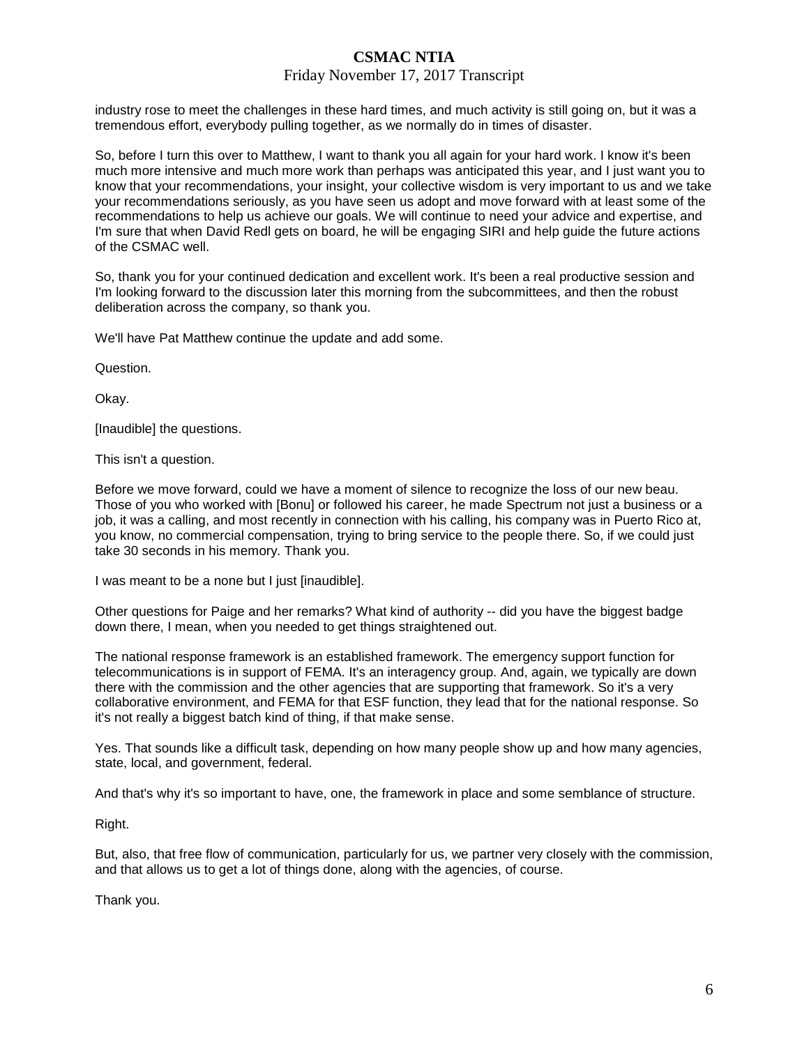industry rose to meet the challenges in these hard times, and much activity is still going on, but it was a tremendous effort, everybody pulling together, as we normally do in times of disaster.

So, before I turn this over to Matthew, I want to thank you all again for your hard work. I know it's been much more intensive and much more work than perhaps was anticipated this year, and I just want you to know that your recommendations, your insight, your collective wisdom is very important to us and we take your recommendations seriously, as you have seen us adopt and move forward with at least some of the recommendations to help us achieve our goals. We will continue to need your advice and expertise, and I'm sure that when David Redl gets on board, he will be engaging SIRI and help guide the future actions of the CSMAC well.

So, thank you for your continued dedication and excellent work. It's been a real productive session and I'm looking forward to the discussion later this morning from the subcommittees, and then the robust deliberation across the company, so thank you.

We'll have Pat Matthew continue the update and add some.

Question.

Okay.

[Inaudible] the questions.

This isn't a question.

Before we move forward, could we have a moment of silence to recognize the loss of our new beau. Those of you who worked with [Bonu] or followed his career, he made Spectrum not just a business or a job, it was a calling, and most recently in connection with his calling, his company was in Puerto Rico at, you know, no commercial compensation, trying to bring service to the people there. So, if we could just take 30 seconds in his memory. Thank you.

I was meant to be a none but I just [inaudible].

Other questions for Paige and her remarks? What kind of authority -- did you have the biggest badge down there, I mean, when you needed to get things straightened out.

The national response framework is an established framework. The emergency support function for telecommunications is in support of FEMA. It's an interagency group. And, again, we typically are down there with the commission and the other agencies that are supporting that framework. So it's a very collaborative environment, and FEMA for that ESF function, they lead that for the national response. So it's not really a biggest batch kind of thing, if that make sense.

Yes. That sounds like a difficult task, depending on how many people show up and how many agencies, state, local, and government, federal.

And that's why it's so important to have, one, the framework in place and some semblance of structure.

Right.

But, also, that free flow of communication, particularly for us, we partner very closely with the commission, and that allows us to get a lot of things done, along with the agencies, of course.

Thank you.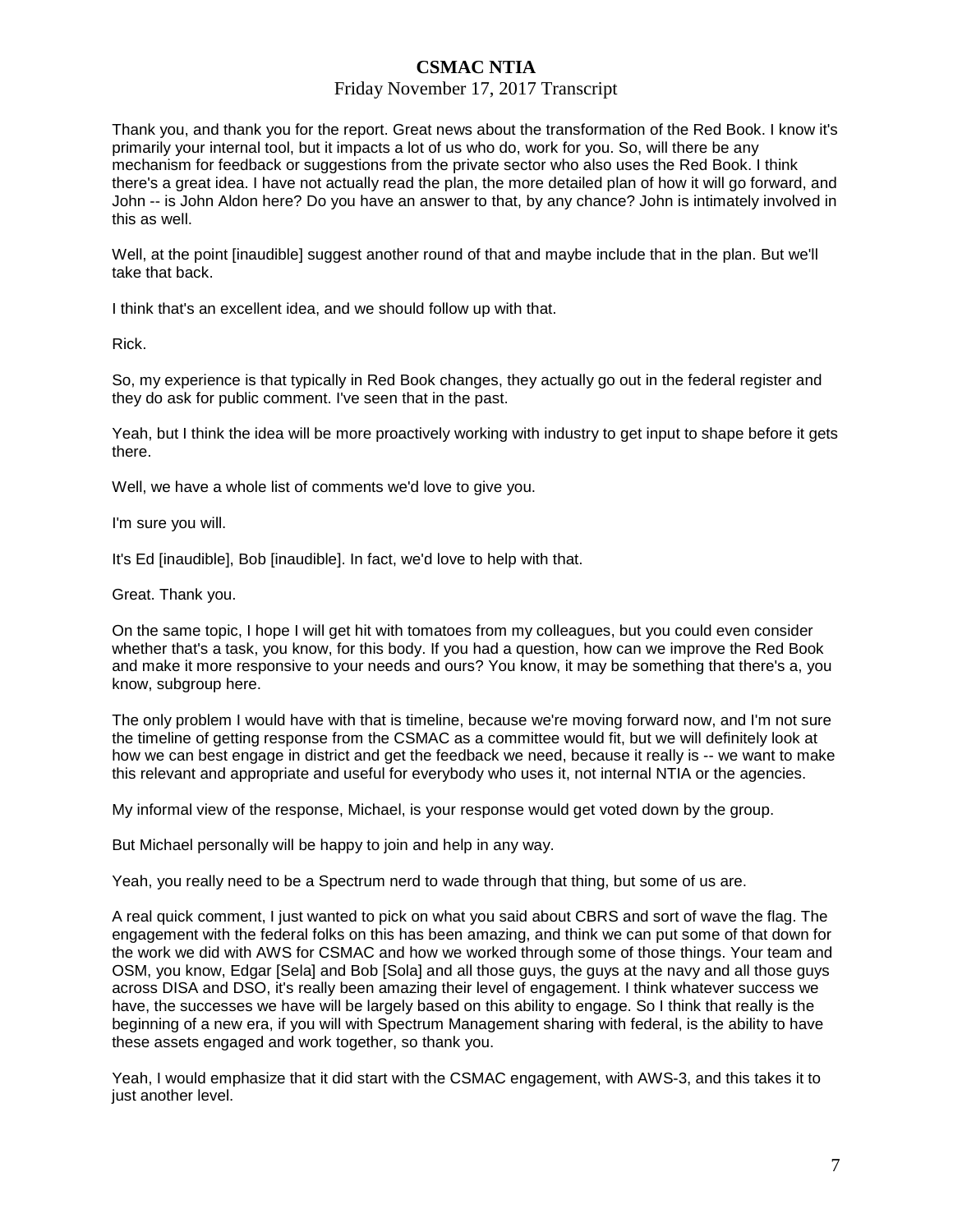Thank you, and thank you for the report. Great news about the transformation of the Red Book. I know it's primarily your internal tool, but it impacts a lot of us who do, work for you. So, will there be any mechanism for feedback or suggestions from the private sector who also uses the Red Book. I think there's a great idea. I have not actually read the plan, the more detailed plan of how it will go forward, and John -- is John Aldon here? Do you have an answer to that, by any chance? John is intimately involved in this as well.

Well, at the point [inaudible] suggest another round of that and maybe include that in the plan. But we'll take that back.

I think that's an excellent idea, and we should follow up with that.

Rick.

So, my experience is that typically in Red Book changes, they actually go out in the federal register and they do ask for public comment. I've seen that in the past.

Yeah, but I think the idea will be more proactively working with industry to get input to shape before it gets there.

Well, we have a whole list of comments we'd love to give you.

I'm sure you will.

It's Ed [inaudible], Bob [inaudible]. In fact, we'd love to help with that.

Great. Thank you.

On the same topic, I hope I will get hit with tomatoes from my colleagues, but you could even consider whether that's a task, you know, for this body. If you had a question, how can we improve the Red Book and make it more responsive to your needs and ours? You know, it may be something that there's a, you know, subgroup here.

The only problem I would have with that is timeline, because we're moving forward now, and I'm not sure the timeline of getting response from the CSMAC as a committee would fit, but we will definitely look at how we can best engage in district and get the feedback we need, because it really is -- we want to make this relevant and appropriate and useful for everybody who uses it, not internal NTIA or the agencies.

My informal view of the response, Michael, is your response would get voted down by the group.

But Michael personally will be happy to join and help in any way.

Yeah, you really need to be a Spectrum nerd to wade through that thing, but some of us are.

A real quick comment, I just wanted to pick on what you said about CBRS and sort of wave the flag. The engagement with the federal folks on this has been amazing, and think we can put some of that down for the work we did with AWS for CSMAC and how we worked through some of those things. Your team and OSM, you know, Edgar [Sela] and Bob [Sola] and all those guys, the guys at the navy and all those guys across DISA and DSO, it's really been amazing their level of engagement. I think whatever success we have, the successes we have will be largely based on this ability to engage. So I think that really is the beginning of a new era, if you will with Spectrum Management sharing with federal, is the ability to have these assets engaged and work together, so thank you.

Yeah, I would emphasize that it did start with the CSMAC engagement, with AWS-3, and this takes it to just another level.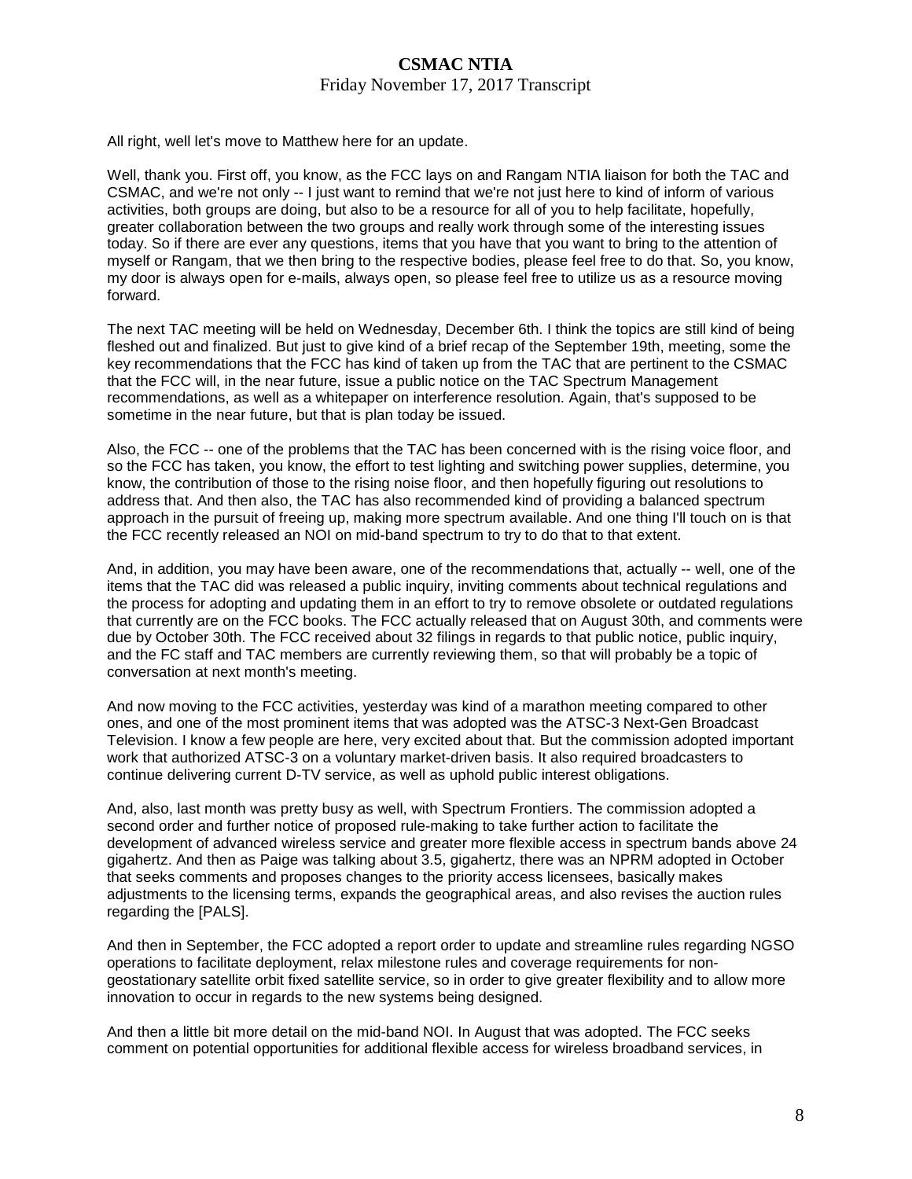All right, well let's move to Matthew here for an update.

Well, thank you. First off, you know, as the FCC lays on and Rangam NTIA liaison for both the TAC and CSMAC, and we're not only -- I just want to remind that we're not just here to kind of inform of various activities, both groups are doing, but also to be a resource for all of you to help facilitate, hopefully, greater collaboration between the two groups and really work through some of the interesting issues today. So if there are ever any questions, items that you have that you want to bring to the attention of myself or Rangam, that we then bring to the respective bodies, please feel free to do that. So, you know, my door is always open for e-mails, always open, so please feel free to utilize us as a resource moving forward.

The next TAC meeting will be held on Wednesday, December 6th. I think the topics are still kind of being fleshed out and finalized. But just to give kind of a brief recap of the September 19th, meeting, some the key recommendations that the FCC has kind of taken up from the TAC that are pertinent to the CSMAC that the FCC will, in the near future, issue a public notice on the TAC Spectrum Management recommendations, as well as a whitepaper on interference resolution. Again, that's supposed to be sometime in the near future, but that is plan today be issued.

Also, the FCC -- one of the problems that the TAC has been concerned with is the rising voice floor, and so the FCC has taken, you know, the effort to test lighting and switching power supplies, determine, you know, the contribution of those to the rising noise floor, and then hopefully figuring out resolutions to address that. And then also, the TAC has also recommended kind of providing a balanced spectrum approach in the pursuit of freeing up, making more spectrum available. And one thing I'll touch on is that the FCC recently released an NOI on mid-band spectrum to try to do that to that extent.

And, in addition, you may have been aware, one of the recommendations that, actually -- well, one of the items that the TAC did was released a public inquiry, inviting comments about technical regulations and the process for adopting and updating them in an effort to try to remove obsolete or outdated regulations that currently are on the FCC books. The FCC actually released that on August 30th, and comments were due by October 30th. The FCC received about 32 filings in regards to that public notice, public inquiry, and the FC staff and TAC members are currently reviewing them, so that will probably be a topic of conversation at next month's meeting.

And now moving to the FCC activities, yesterday was kind of a marathon meeting compared to other ones, and one of the most prominent items that was adopted was the ATSC-3 Next-Gen Broadcast Television. I know a few people are here, very excited about that. But the commission adopted important work that authorized ATSC-3 on a voluntary market-driven basis. It also required broadcasters to continue delivering current D-TV service, as well as uphold public interest obligations.

And, also, last month was pretty busy as well, with Spectrum Frontiers. The commission adopted a second order and further notice of proposed rule-making to take further action to facilitate the development of advanced wireless service and greater more flexible access in spectrum bands above 24 gigahertz. And then as Paige was talking about 3.5, gigahertz, there was an NPRM adopted in October that seeks comments and proposes changes to the priority access licensees, basically makes adjustments to the licensing terms, expands the geographical areas, and also revises the auction rules regarding the [PALS].

And then in September, the FCC adopted a report order to update and streamline rules regarding NGSO operations to facilitate deployment, relax milestone rules and coverage requirements for non-geostationary satellite orbit fixed satellite service, so in order to give greater flexibility and to allow more innovation to occur in regards to the new systems being designed.

And then a little bit more detail on the mid-band NOI. In August that was adopted. The FCC seeks comment on potential opportunities for additional flexible access for wireless broadband services, in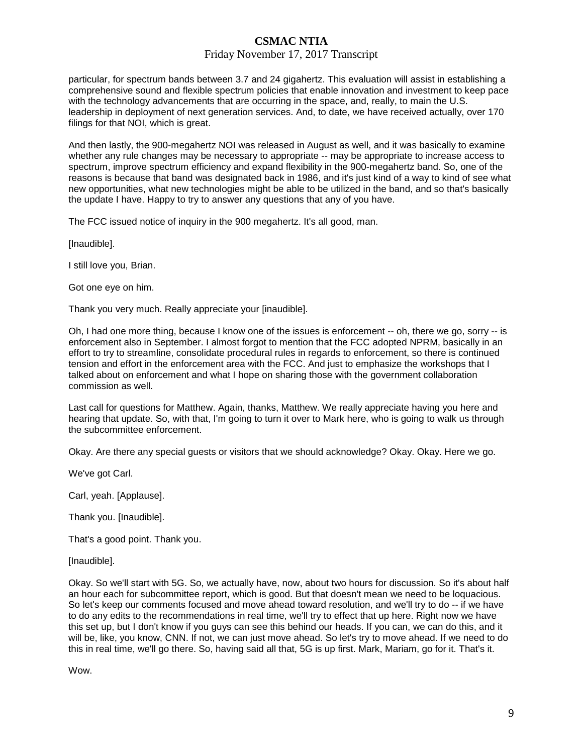particular, for spectrum bands between 3.7 and 24 gigahertz. This evaluation will assist in establishing a comprehensive sound and flexible spectrum policies that enable innovation and investment to keep pace with the technology advancements that are occurring in the space, and, really, to main the U.S. leadership in deployment of next generation services. And, to date, we have received actually, over 170 filings for that NOI, which is great.

And then lastly, the 900-megahertz NOI was released in August as well, and it was basically to examine whether any rule changes may be necessary to appropriate -- may be appropriate to increase access to spectrum, improve spectrum efficiency and expand flexibility in the 900-megahertz band. So, one of the reasons is because that band was designated back in 1986, and it's just kind of a way to kind of see what new opportunities, what new technologies might be able to be utilized in the band, and so that's basically the update I have. Happy to try to answer any questions that any of you have.

The FCC issued notice of inquiry in the 900 megahertz. It's all good, man.

[Inaudible].

I still love you, Brian.

Got one eye on him.

Thank you very much. Really appreciate your [inaudible].

Oh, I had one more thing, because I know one of the issues is enforcement -- oh, there we go, sorry -- is enforcement also in September. I almost forgot to mention that the FCC adopted NPRM, basically in an effort to try to streamline, consolidate procedural rules in regards to enforcement, so there is continued tension and effort in the enforcement area with the FCC. And just to emphasize the workshops that I talked about on enforcement and what I hope on sharing those with the government collaboration commission as well.

Last call for questions for Matthew. Again, thanks, Matthew. We really appreciate having you here and hearing that update. So, with that, I'm going to turn it over to Mark here, who is going to walk us through the subcommittee enforcement.

Okay. Are there any special guests or visitors that we should acknowledge? Okay. Okay. Here we go.

We've got Carl.

Carl, yeah. [Applause].

Thank you. [Inaudible].

That's a good point. Thank you.

[Inaudible].

Okay. So we'll start with 5G. So, we actually have, now, about two hours for discussion. So it's about half an hour each for subcommittee report, which is good. But that doesn't mean we need to be loquacious. So let's keep our comments focused and move ahead toward resolution, and we'll try to do -- if we have to do any edits to the recommendations in real time, we'll try to effect that up here. Right now we have this set up, but I don't know if you guys can see this behind our heads. If you can, we can do this, and it will be, like, you know, CNN. If not, we can just move ahead. So let's try to move ahead. If we need to do this in real time, we'll go there. So, having said all that, 5G is up first. Mark, Mariam, go for it. That's it.

Wow.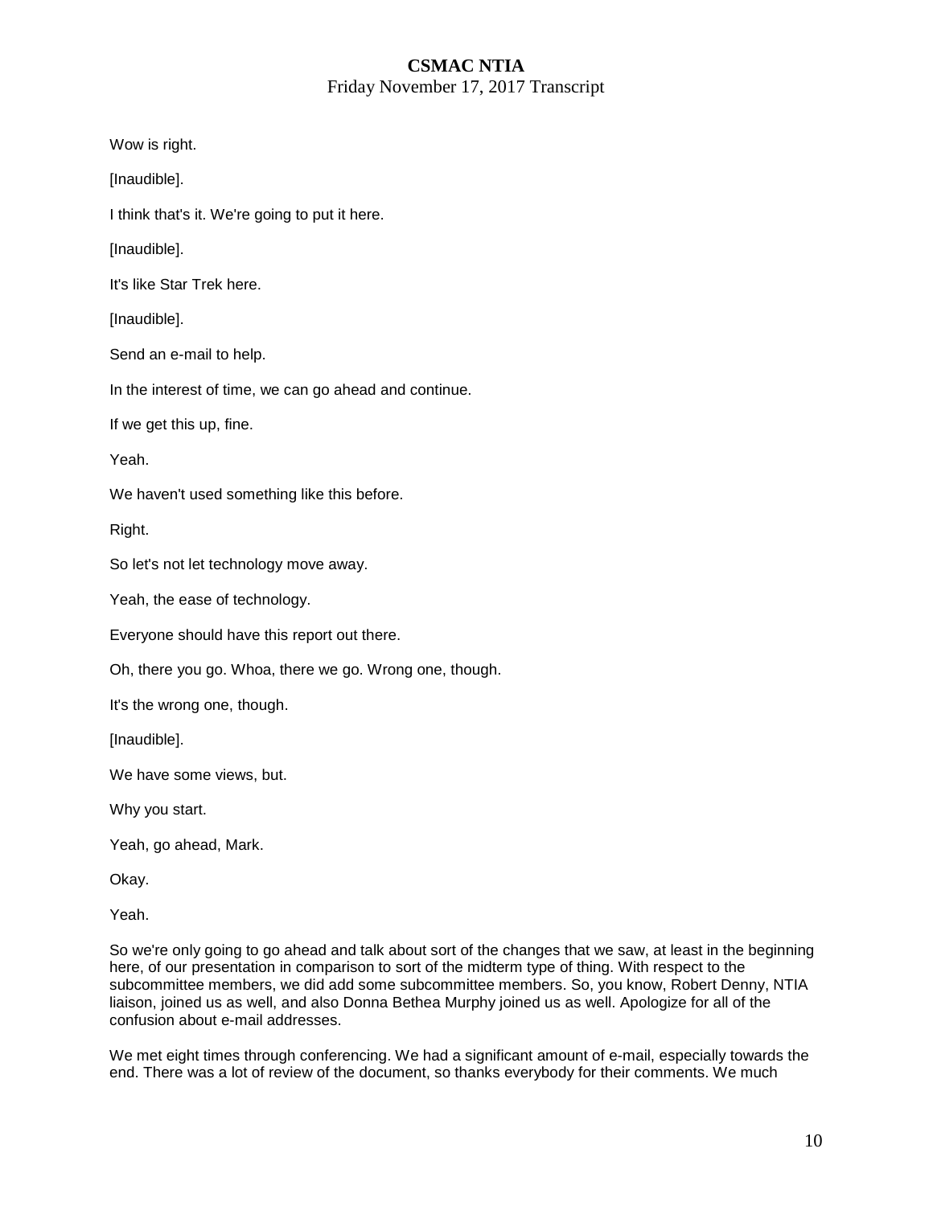Wow is right.

[Inaudible].

I think that's it. We're going to put it here.

[Inaudible].

It's like Star Trek here.

[Inaudible].

Send an e-mail to help.

In the interest of time, we can go ahead and continue.

If we get this up, fine.

Yeah.

We haven't used something like this before.

Right.

So let's not let technology move away.

Yeah, the ease of technology.

Everyone should have this report out there.

Oh, there you go. Whoa, there we go. Wrong one, though.

It's the wrong one, though.

[Inaudible].

We have some views, but.

Why you start.

Yeah, go ahead, Mark.

Okay.

Yeah.

So we're only going to go ahead and talk about sort of the changes that we saw, at least in the beginning here, of our presentation in comparison to sort of the midterm type of thing. With respect to the subcommittee members, we did add some subcommittee members. So, you know, Robert Denny, NTIA liaison, joined us as well, and also Donna Bethea Murphy joined us as well. Apologize for all of the confusion about e-mail addresses.

We met eight times through conferencing. We had a significant amount of e-mail, especially towards the end. There was a lot of review of the document, so thanks everybody for their comments. We much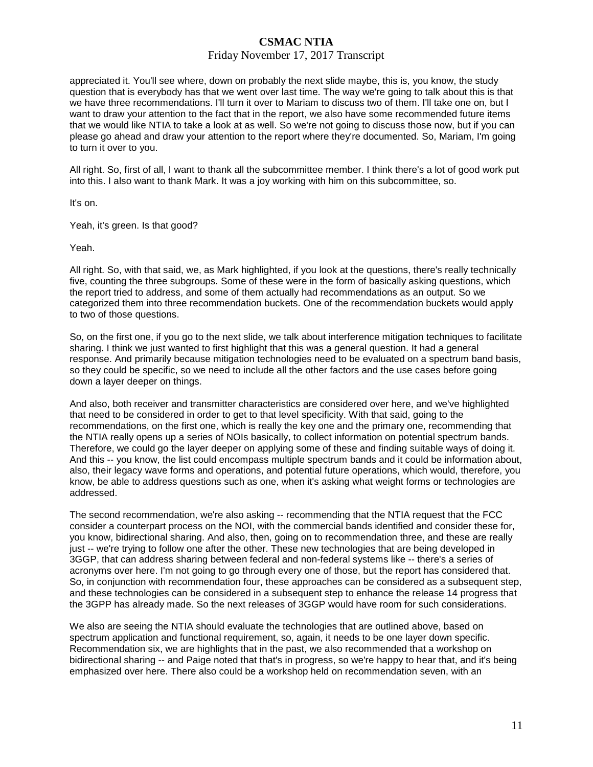appreciated it. You'll see where, down on probably the next slide maybe, this is, you know, the study question that is everybody has that we went over last time. The way we're going to talk about this is that we have three recommendations. I'll turn it over to Mariam to discuss two of them. I'll take one on, but I want to draw your attention to the fact that in the report, we also have some recommended future items that we would like NTIA to take a look at as well. So we're not going to discuss those now, but if you can please go ahead and draw your attention to the report where they're documented. So, Mariam, I'm going to turn it over to you.

All right. So, first of all, I want to thank all the subcommittee member. I think there's a lot of good work put into this. I also want to thank Mark. It was a joy working with him on this subcommittee, so.

It's on.

Yeah, it's green. Is that good?

Yeah.

All right. So, with that said, we, as Mark highlighted, if you look at the questions, there's really technically five, counting the three subgroups. Some of these were in the form of basically asking questions, which the report tried to address, and some of them actually had recommendations as an output. So we categorized them into three recommendation buckets. One of the recommendation buckets would apply to two of those questions.

So, on the first one, if you go to the next slide, we talk about interference mitigation techniques to facilitate sharing. I think we just wanted to first highlight that this was a general question. It had a general response. And primarily because mitigation technologies need to be evaluated on a spectrum band basis, so they could be specific, so we need to include all the other factors and the use cases before going down a layer deeper on things.

And also, both receiver and transmitter characteristics are considered over here, and we've highlighted that need to be considered in order to get to that level specificity. With that said, going to the recommendations, on the first one, which is really the key one and the primary one, recommending that the NTIA really opens up a series of NOIs basically, to collect information on potential spectrum bands. Therefore, we could go the layer deeper on applying some of these and finding suitable ways of doing it. And this -- you know, the list could encompass multiple spectrum bands and it could be information about, also, their legacy wave forms and operations, and potential future operations, which would, therefore, you know, be able to address questions such as one, when it's asking what weight forms or technologies are addressed.

The second recommendation, we're also asking -- recommending that the NTIA request that the FCC consider a counterpart process on the NOI, with the commercial bands identified and consider these for, you know, bidirectional sharing. And also, then, going on to recommendation three, and these are really just -- we're trying to follow one after the other. These new technologies that are being developed in 3GGP, that can address sharing between federal and non-federal systems like -- there's a series of acronyms over here. I'm not going to go through every one of those, but the report has considered that. So, in conjunction with recommendation four, these approaches can be considered as a subsequent step, and these technologies can be considered in a subsequent step to enhance the release 14 progress that the 3GPP has already made. So the next releases of 3GGP would have room for such considerations.

We also are seeing the NTIA should evaluate the technologies that are outlined above, based on spectrum application and functional requirement, so, again, it needs to be one layer down specific. Recommendation six, we are highlights that in the past, we also recommended that a workshop on bidirectional sharing -- and Paige noted that that's in progress, so we're happy to hear that, and it's being emphasized over here. There also could be a workshop held on recommendation seven, with an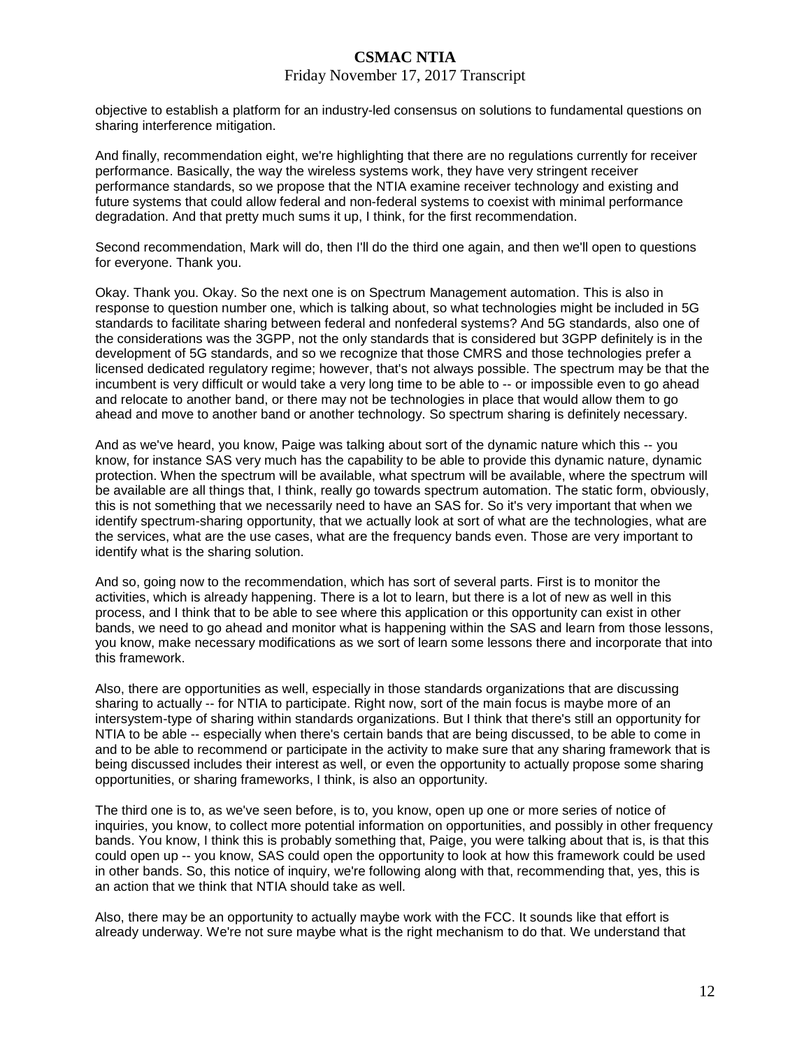objective to establish a platform for an industry-led consensus on solutions to fundamental questions on sharing interference mitigation.

And finally, recommendation eight, we're highlighting that there are no regulations currently for receiver performance. Basically, the way the wireless systems work, they have very stringent receiver performance standards, so we propose that the NTIA examine receiver technology and existing and future systems that could allow federal and non-federal systems to coexist with minimal performance degradation. And that pretty much sums it up, I think, for the first recommendation.

Second recommendation, Mark will do, then I'll do the third one again, and then we'll open to questions for everyone. Thank you.

Okay. Thank you. Okay. So the next one is on Spectrum Management automation. This is also in response to question number one, which is talking about, so what technologies might be included in 5G standards to facilitate sharing between federal and nonfederal systems? And 5G standards, also one of the considerations was the 3GPP, not the only standards that is considered but 3GPP definitely is in the development of 5G standards, and so we recognize that those CMRS and those technologies prefer a licensed dedicated regulatory regime; however, that's not always possible. The spectrum may be that the incumbent is very difficult or would take a very long time to be able to -- or impossible even to go ahead and relocate to another band, or there may not be technologies in place that would allow them to go ahead and move to another band or another technology. So spectrum sharing is definitely necessary.

And as we've heard, you know, Paige was talking about sort of the dynamic nature which this -- you know, for instance SAS very much has the capability to be able to provide this dynamic nature, dynamic protection. When the spectrum will be available, what spectrum will be available, where the spectrum will be available are all things that, I think, really go towards spectrum automation. The static form, obviously, this is not something that we necessarily need to have an SAS for. So it's very important that when we identify spectrum-sharing opportunity, that we actually look at sort of what are the technologies, what are the services, what are the use cases, what are the frequency bands even. Those are very important to identify what is the sharing solution.

And so, going now to the recommendation, which has sort of several parts. First is to monitor the activities, which is already happening. There is a lot to learn, but there is a lot of new as well in this process, and I think that to be able to see where this application or this opportunity can exist in other bands, we need to go ahead and monitor what is happening within the SAS and learn from those lessons, you know, make necessary modifications as we sort of learn some lessons there and incorporate that into this framework.

Also, there are opportunities as well, especially in those standards organizations that are discussing sharing to actually -- for NTIA to participate. Right now, sort of the main focus is maybe more of an intersystem-type of sharing within standards organizations. But I think that there's still an opportunity for NTIA to be able -- especially when there's certain bands that are being discussed, to be able to come in and to be able to recommend or participate in the activity to make sure that any sharing framework that is being discussed includes their interest as well, or even the opportunity to actually propose some sharing opportunities, or sharing frameworks, I think, is also an opportunity.

The third one is to, as we've seen before, is to, you know, open up one or more series of notice of inquiries, you know, to collect more potential information on opportunities, and possibly in other frequency bands. You know, I think this is probably something that, Paige, you were talking about that is, is that this could open up -- you know, SAS could open the opportunity to look at how this framework could be used in other bands. So, this notice of inquiry, we're following along with that, recommending that, yes, this is an action that we think that NTIA should take as well.

Also, there may be an opportunity to actually maybe work with the FCC. It sounds like that effort is already underway. We're not sure maybe what is the right mechanism to do that. We understand that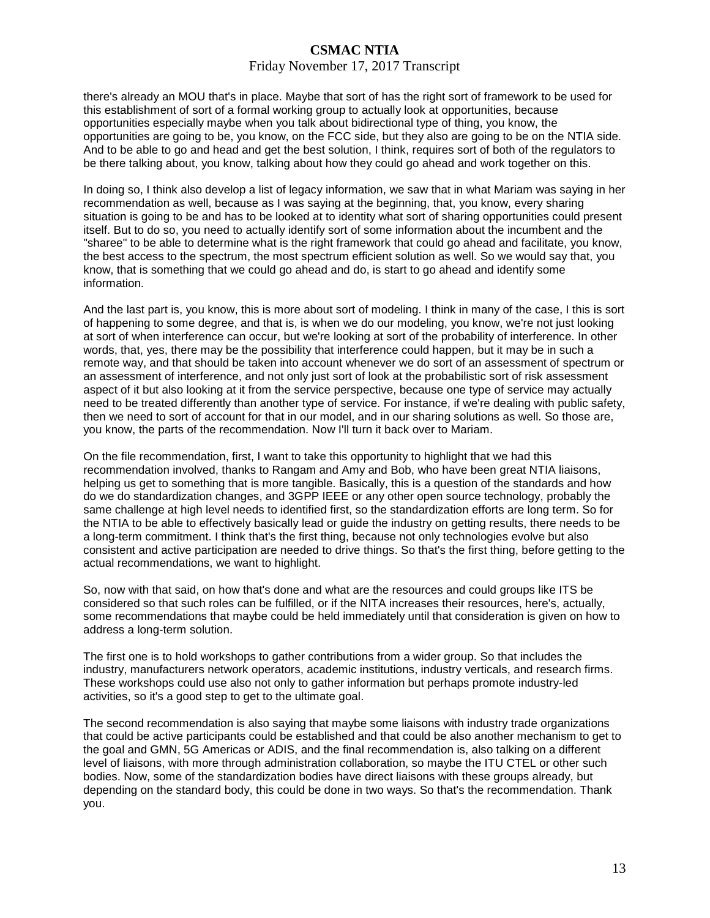there's already an MOU that's in place. Maybe that sort of has the right sort of framework to be used for this establishment of sort of a formal working group to actually look at opportunities, because opportunities especially maybe when you talk about bidirectional type of thing, you know, the opportunities are going to be, you know, on the FCC side, but they also are going to be on the NTIA side. And to be able to go and head and get the best solution, I think, requires sort of both of the regulators to be there talking about, you know, talking about how they could go ahead and work together on this.

In doing so, I think also develop a list of legacy information, we saw that in what Mariam was saying in her recommendation as well, because as I was saying at the beginning, that, you know, every sharing situation is going to be and has to be looked at to identity what sort of sharing opportunities could present itself. But to do so, you need to actually identify sort of some information about the incumbent and the "sharee" to be able to determine what is the right framework that could go ahead and facilitate, you know, the best access to the spectrum, the most spectrum efficient solution as well. So we would say that, you know, that is something that we could go ahead and do, is start to go ahead and identify some information.

And the last part is, you know, this is more about sort of modeling. I think in many of the case, I this is sort of happening to some degree, and that is, is when we do our modeling, you know, we're not just looking at sort of when interference can occur, but we're looking at sort of the probability of interference. In other words, that, yes, there may be the possibility that interference could happen, but it may be in such a remote way, and that should be taken into account whenever we do sort of an assessment of spectrum or an assessment of interference, and not only just sort of look at the probabilistic sort of risk assessment aspect of it but also looking at it from the service perspective, because one type of service may actually need to be treated differently than another type of service. For instance, if we're dealing with public safety, then we need to sort of account for that in our model, and in our sharing solutions as well. So those are, you know, the parts of the recommendation. Now I'll turn it back over to Mariam.

On the file recommendation, first, I want to take this opportunity to highlight that we had this recommendation involved, thanks to Rangam and Amy and Bob, who have been great NTIA liaisons, helping us get to something that is more tangible. Basically, this is a question of the standards and how do we do standardization changes, and 3GPP IEEE or any other open source technology, probably the same challenge at high level needs to identified first, so the standardization efforts are long term. So for the NTIA to be able to effectively basically lead or guide the industry on getting results, there needs to be a long-term commitment. I think that's the first thing, because not only technologies evolve but also consistent and active participation are needed to drive things. So that's the first thing, before getting to the actual recommendations, we want to highlight.

So, now with that said, on how that's done and what are the resources and could groups like ITS be considered so that such roles can be fulfilled, or if the NITA increases their resources, here's, actually, some recommendations that maybe could be held immediately until that consideration is given on how to address a long-term solution.

The first one is to hold workshops to gather contributions from a wider group. So that includes the industry, manufacturers network operators, academic institutions, industry verticals, and research firms. These workshops could use also not only to gather information but perhaps promote industry-led activities, so it's a good step to get to the ultimate goal.

The second recommendation is also saying that maybe some liaisons with industry trade organizations that could be active participants could be established and that could be also another mechanism to get to the goal and GMN, 5G Americas or ADIS, and the final recommendation is, also talking on a different level of liaisons, with more through administration collaboration, so maybe the ITU CTEL or other such bodies. Now, some of the standardization bodies have direct liaisons with these groups already, but depending on the standard body, this could be done in two ways. So that's the recommendation. Thank you.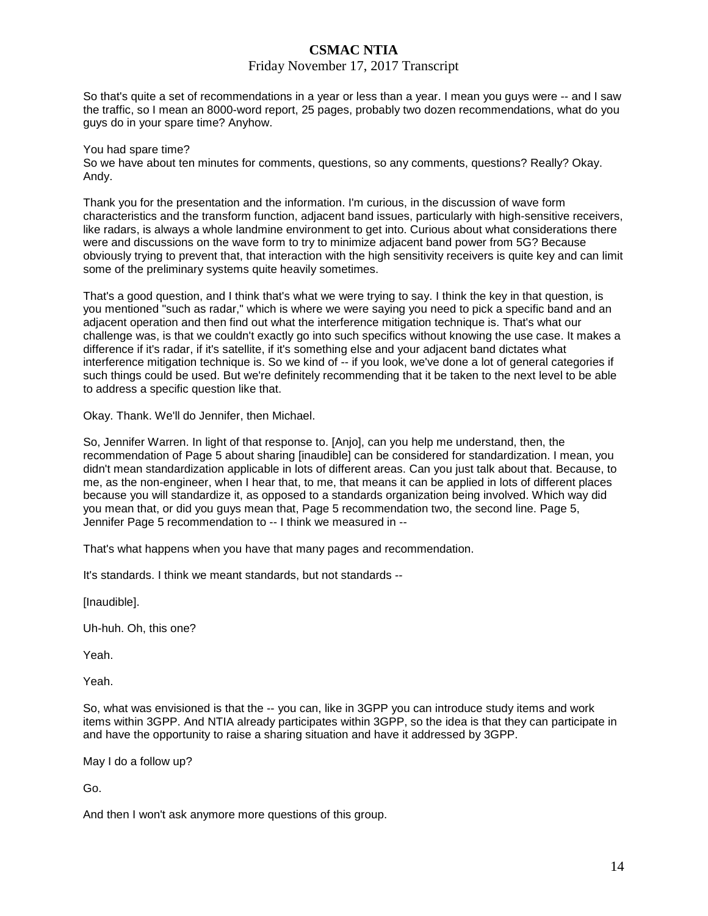So that's quite a set of recommendations in a year or less than a year. I mean you guys were -- and I saw the traffic, so I mean an 8000-word report, 25 pages, probably two dozen recommendations, what do you guys do in your spare time? Anyhow.

You had spare time?
So we have about ten minutes for comments, questions, so any comments, questions? Really? Okay. Andy.

Thank you for the presentation and the information. I'm curious, in the discussion of wave form characteristics and the transform function, adjacent band issues, particularly with high-sensitive receivers, like radars, is always a whole landmine environment to get into. Curious about what considerations there were and discussions on the wave form to try to minimize adjacent band power from 5G? Because obviously trying to prevent that, that interaction with the high sensitivity receivers is quite key and can limit some of the preliminary systems quite heavily sometimes.

That's a good question, and I think that's what we were trying to say. I think the key in that question, is you mentioned "such as radar," which is where we were saying you need to pick a specific band and an adjacent operation and then find out what the interference mitigation technique is. That's what our challenge was, is that we couldn't exactly go into such specifics without knowing the use case. It makes a difference if it's radar, if it's satellite, if it's something else and your adjacent band dictates what interference mitigation technique is. So we kind of -- if you look, we've done a lot of general categories if such things could be used. But we're definitely recommending that it be taken to the next level to be able to address a specific question like that.

Okay. Thank. We'll do Jennifer, then Michael.

So, Jennifer Warren. In light of that response to. [Anjo], can you help me understand, then, the recommendation of Page 5 about sharing [inaudible] can be considered for standardization. I mean, you didn't mean standardization applicable in lots of different areas. Can you just talk about that. Because, to me, as the non-engineer, when I hear that, to me, that means it can be applied in lots of different places because you will standardize it, as opposed to a standards organization being involved. Which way did you mean that, or did you guys mean that, Page 5 recommendation two, the second line. Page 5, Jennifer Page 5 recommendation to -- I think we measured in --

That's what happens when you have that many pages and recommendation.

It's standards. I think we meant standards, but not standards --

[Inaudible].

Uh-huh. Oh, this one?

Yeah.

Yeah.

So, what was envisioned is that the -- you can, like in 3GPP you can introduce study items and work items within 3GPP. And NTIA already participates within 3GPP, so the idea is that they can participate in and have the opportunity to raise a sharing situation and have it addressed by 3GPP.

May I do a follow up?

Go.

And then I won't ask anymore more questions of this group.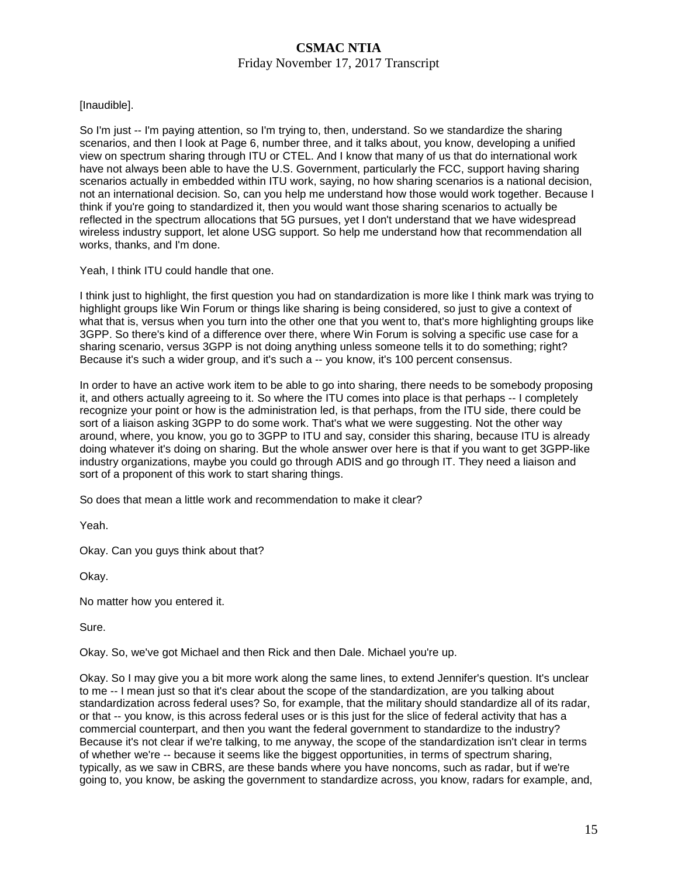[Inaudible].

So I'm just -- I'm paying attention, so I'm trying to, then, understand. So we standardize the sharing scenarios, and then I look at Page 6, number three, and it talks about, you know, developing a unified view on spectrum sharing through ITU or CTEL. And I know that many of us that do international work have not always been able to have the U.S. Government, particularly the FCC, support having sharing scenarios actually in embedded within ITU work, saying, no how sharing scenarios is a national decision, not an international decision. So, can you help me understand how those would work together. Because I think if you're going to standardized it, then you would want those sharing scenarios to actually be reflected in the spectrum allocations that 5G pursues, yet I don't understand that we have widespread wireless industry support, let alone USG support. So help me understand how that recommendation all works, thanks, and I'm done.

Yeah, I think ITU could handle that one.

I think just to highlight, the first question you had on standardization is more like I think mark was trying to highlight groups like Win Forum or things like sharing is being considered, so just to give a context of what that is, versus when you turn into the other one that you went to, that's more highlighting groups like 3GPP. So there's kind of a difference over there, where Win Forum is solving a specific use case for a sharing scenario, versus 3GPP is not doing anything unless someone tells it to do something; right? Because it's such a wider group, and it's such a -- you know, it's 100 percent consensus.

In order to have an active work item to be able to go into sharing, there needs to be somebody proposing it, and others actually agreeing to it. So where the ITU comes into place is that perhaps -- I completely recognize your point or how is the administration led, is that perhaps, from the ITU side, there could be sort of a liaison asking 3GPP to do some work. That's what we were suggesting. Not the other way around, where, you know, you go to 3GPP to ITU and say, consider this sharing, because ITU is already doing whatever it's doing on sharing. But the whole answer over here is that if you want to get 3GPP-like industry organizations, maybe you could go through ADIS and go through IT. They need a liaison and sort of a proponent of this work to start sharing things.

So does that mean a little work and recommendation to make it clear?

Yeah.

Okay. Can you guys think about that?

Okay.

No matter how you entered it.

Sure.

Okay. So, we've got Michael and then Rick and then Dale. Michael you're up.

Okay. So I may give you a bit more work along the same lines, to extend Jennifer's question. It's unclear to me -- I mean just so that it's clear about the scope of the standardization, are you talking about standardization across federal uses? So, for example, that the military should standardize all of its radar, or that -- you know, is this across federal uses or is this just for the slice of federal activity that has a commercial counterpart, and then you want the federal government to standardize to the industry? Because it's not clear if we're talking, to me anyway, the scope of the standardization isn't clear in terms of whether we're -- because it seems like the biggest opportunities, in terms of spectrum sharing, typically, as we saw in CBRS, are these bands where you have noncoms, such as radar, but if we're going to, you know, be asking the government to standardize across, you know, radars for example, and,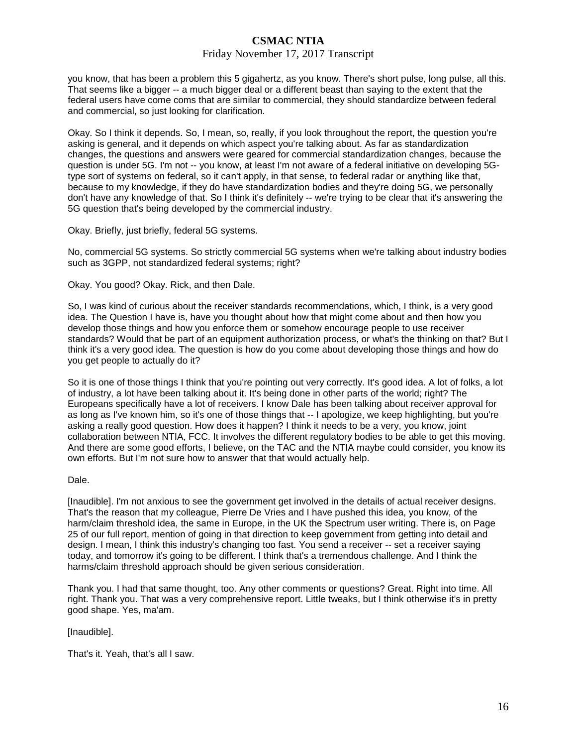you know, that has been a problem this 5 gigahertz, as you know. There's short pulse, long pulse, all this. That seems like a bigger -- a much bigger deal or a different beast than saying to the extent that the federal users have come coms that are similar to commercial, they should standardize between federal and commercial, so just looking for clarification.

Okay. So I think it depends. So, I mean, so, really, if you look throughout the report, the question you're asking is general, and it depends on which aspect you're talking about. As far as standardization changes, the questions and answers were geared for commercial standardization changes, because the question is under 5G. I'm not -- you know, at least I'm not aware of a federal initiative on developing 5G-type sort of systems on federal, so it can't apply, in that sense, to federal radar or anything like that, because to my knowledge, if they do have standardization bodies and they're doing 5G, we personally don't have any knowledge of that. So I think it's definitely -- we're trying to be clear that it's answering the 5G question that's being developed by the commercial industry.

Okay. Briefly, just briefly, federal 5G systems.

No, commercial 5G systems. So strictly commercial 5G systems when we're talking about industry bodies such as 3GPP, not standardized federal systems; right?

Okay. You good? Okay. Rick, and then Dale.

So, I was kind of curious about the receiver standards recommendations, which, I think, is a very good idea. The Question I have is, have you thought about how that might come about and then how you develop those things and how you enforce them or somehow encourage people to use receiver standards? Would that be part of an equipment authorization process, or what's the thinking on that? But I think it's a very good idea. The question is how do you come about developing those things and how do you get people to actually do it?

So it is one of those things I think that you're pointing out very correctly. It's good idea. A lot of folks, a lot of industry, a lot have been talking about it. It's being done in other parts of the world; right? The Europeans specifically have a lot of receivers. I know Dale has been talking about receiver approval for as long as I've known him, so it's one of those things that -- I apologize, we keep highlighting, but you're asking a really good question. How does it happen? I think it needs to be a very, you know, joint collaboration between NTIA, FCC. It involves the different regulatory bodies to be able to get this moving. And there are some good efforts, I believe, on the TAC and the NTIA maybe could consider, you know its own efforts. But I'm not sure how to answer that that would actually help.

Dale.

[Inaudible]. I'm not anxious to see the government get involved in the details of actual receiver designs. That's the reason that my colleague, Pierre De Vries and I have pushed this idea, you know, of the harm/claim threshold idea, the same in Europe, in the UK the Spectrum user writing. There is, on Page 25 of our full report, mention of going in that direction to keep government from getting into detail and design. I mean, I think this industry's changing too fast. You send a receiver -- set a receiver saying today, and tomorrow it's going to be different. I think that's a tremendous challenge. And I think the harms/claim threshold approach should be given serious consideration.

Thank you. I had that same thought, too. Any other comments or questions? Great. Right into time. All right. Thank you. That was a very comprehensive report. Little tweaks, but I think otherwise it's in pretty good shape. Yes, ma'am.

[Inaudible].

That's it. Yeah, that's all I saw.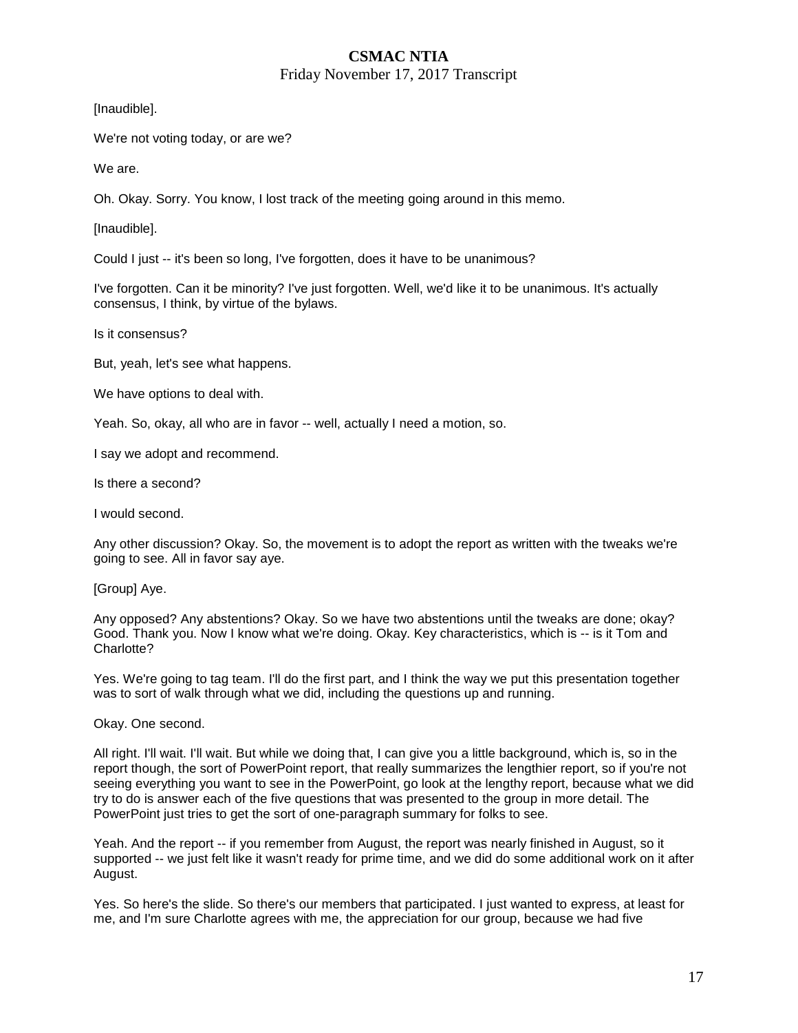[Inaudible].

We're not voting today, or are we?

We are.

Oh. Okay. Sorry. You know, I lost track of the meeting going around in this memo.

[Inaudible].

Could I just -- it's been so long, I've forgotten, does it have to be unanimous?

I've forgotten. Can it be minority? I've just forgotten. Well, we'd like it to be unanimous. It's actually consensus, I think, by virtue of the bylaws.

Is it consensus?

But, yeah, let's see what happens.

We have options to deal with.

Yeah. So, okay, all who are in favor -- well, actually I need a motion, so.

I say we adopt and recommend.

Is there a second?

I would second.

Any other discussion? Okay. So, the movement is to adopt the report as written with the tweaks we're going to see. All in favor say aye.

[Group] Aye.

Any opposed? Any abstentions? Okay. So we have two abstentions until the tweaks are done; okay? Good. Thank you. Now I know what we're doing. Okay. Key characteristics, which is -- is it Tom and Charlotte?

Yes. We're going to tag team. I'll do the first part, and I think the way we put this presentation together was to sort of walk through what we did, including the questions up and running.

Okay. One second.

All right. I'll wait. I'll wait. But while we doing that, I can give you a little background, which is, so in the report though, the sort of PowerPoint report, that really summarizes the lengthier report, so if you're not seeing everything you want to see in the PowerPoint, go look at the lengthy report, because what we did try to do is answer each of the five questions that was presented to the group in more detail. The PowerPoint just tries to get the sort of one-paragraph summary for folks to see.

Yeah. And the report -- if you remember from August, the report was nearly finished in August, so it supported -- we just felt like it wasn't ready for prime time, and we did do some additional work on it after August.

Yes. So here's the slide. So there's our members that participated. I just wanted to express, at least for me, and I'm sure Charlotte agrees with me, the appreciation for our group, because we had five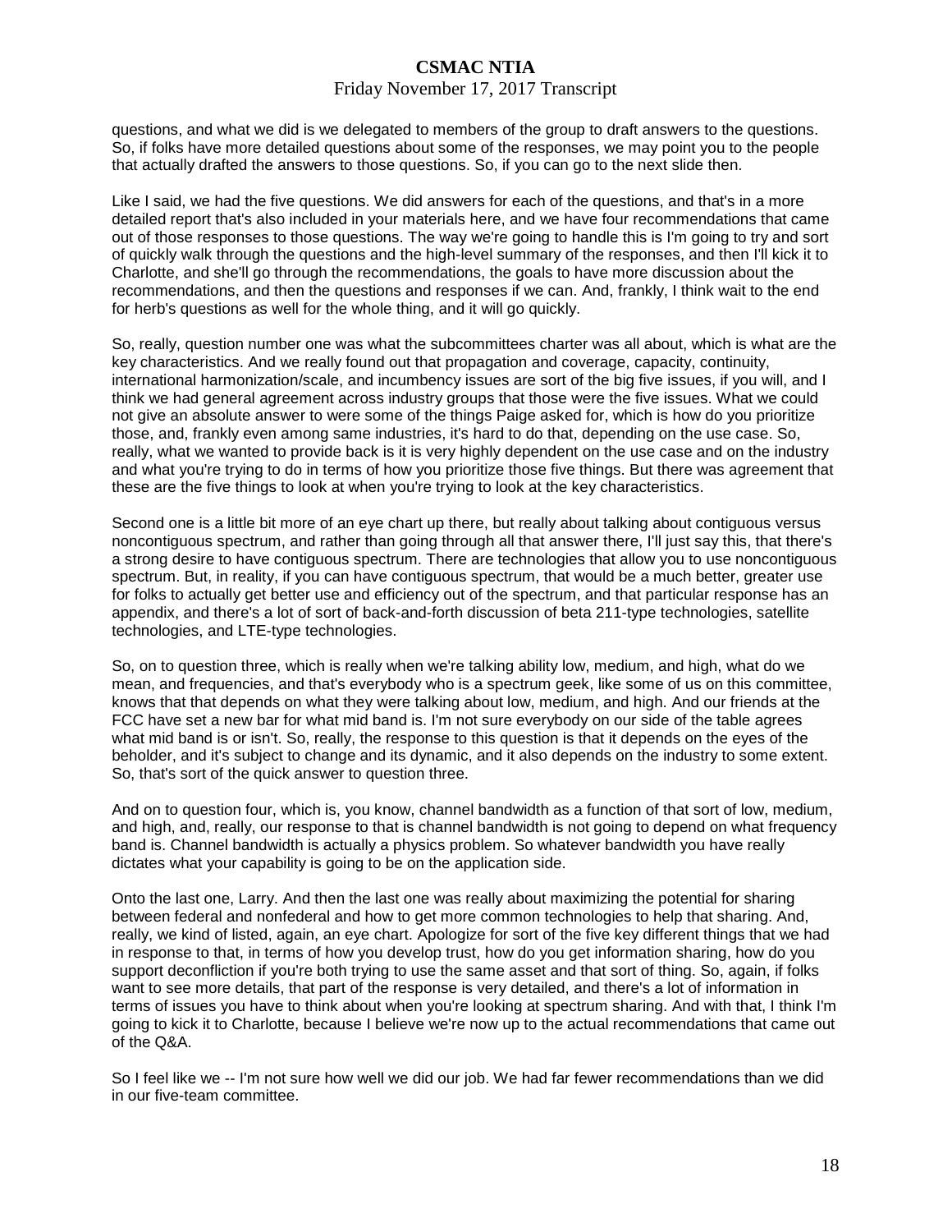questions, and what we did is we delegated to members of the group to draft answers to the questions. So, if folks have more detailed questions about some of the responses, we may point you to the people that actually drafted the answers to those questions. So, if you can go to the next slide then.

Like I said, we had the five questions. We did answers for each of the questions, and that's in a more detailed report that's also included in your materials here, and we have four recommendations that came out of those responses to those questions. The way we're going to handle this is I'm going to try and sort of quickly walk through the questions and the high-level summary of the responses, and then I'll kick it to Charlotte, and she'll go through the recommendations, the goals to have more discussion about the recommendations, and then the questions and responses if we can. And, frankly, I think wait to the end for herb's questions as well for the whole thing, and it will go quickly.

So, really, question number one was what the subcommittees charter was all about, which is what are the key characteristics. And we really found out that propagation and coverage, capacity, continuity, international harmonization/scale, and incumbency issues are sort of the big five issues, if you will, and I think we had general agreement across industry groups that those were the five issues. What we could not give an absolute answer to were some of the things Paige asked for, which is how do you prioritize those, and, frankly even among same industries, it's hard to do that, depending on the use case. So, really, what we wanted to provide back is it is very highly dependent on the use case and on the industry and what you're trying to do in terms of how you prioritize those five things. But there was agreement that these are the five things to look at when you're trying to look at the key characteristics.

Second one is a little bit more of an eye chart up there, but really about talking about contiguous versus noncontiguous spectrum, and rather than going through all that answer there, I'll just say this, that there's a strong desire to have contiguous spectrum. There are technologies that allow you to use noncontiguous spectrum. But, in reality, if you can have contiguous spectrum, that would be a much better, greater use for folks to actually get better use and efficiency out of the spectrum, and that particular response has an appendix, and there's a lot of sort of back-and-forth discussion of beta 211-type technologies, satellite technologies, and LTE-type technologies.

So, on to question three, which is really when we're talking ability low, medium, and high, what do we mean, and frequencies, and that's everybody who is a spectrum geek, like some of us on this committee, knows that that depends on what they were talking about low, medium, and high. And our friends at the FCC have set a new bar for what mid band is. I'm not sure everybody on our side of the table agrees what mid band is or isn't. So, really, the response to this question is that it depends on the eyes of the beholder, and it's subject to change and its dynamic, and it also depends on the industry to some extent. So, that's sort of the quick answer to question three.

And on to question four, which is, you know, channel bandwidth as a function of that sort of low, medium, and high, and, really, our response to that is channel bandwidth is not going to depend on what frequency band is. Channel bandwidth is actually a physics problem. So whatever bandwidth you have really dictates what your capability is going to be on the application side.

Onto the last one, Larry. And then the last one was really about maximizing the potential for sharing between federal and nonfederal and how to get more common technologies to help that sharing. And, really, we kind of listed, again, an eye chart. Apologize for sort of the five key different things that we had in response to that, in terms of how you develop trust, how do you get information sharing, how do you support deconfliction if you're both trying to use the same asset and that sort of thing. So, again, if folks want to see more details, that part of the response is very detailed, and there's a lot of information in terms of issues you have to think about when you're looking at spectrum sharing. And with that, I think I'm going to kick it to Charlotte, because I believe we're now up to the actual recommendations that came out of the Q&A.

So I feel like we -- I'm not sure how well we did our job. We had far fewer recommendations than we did in our five-team committee.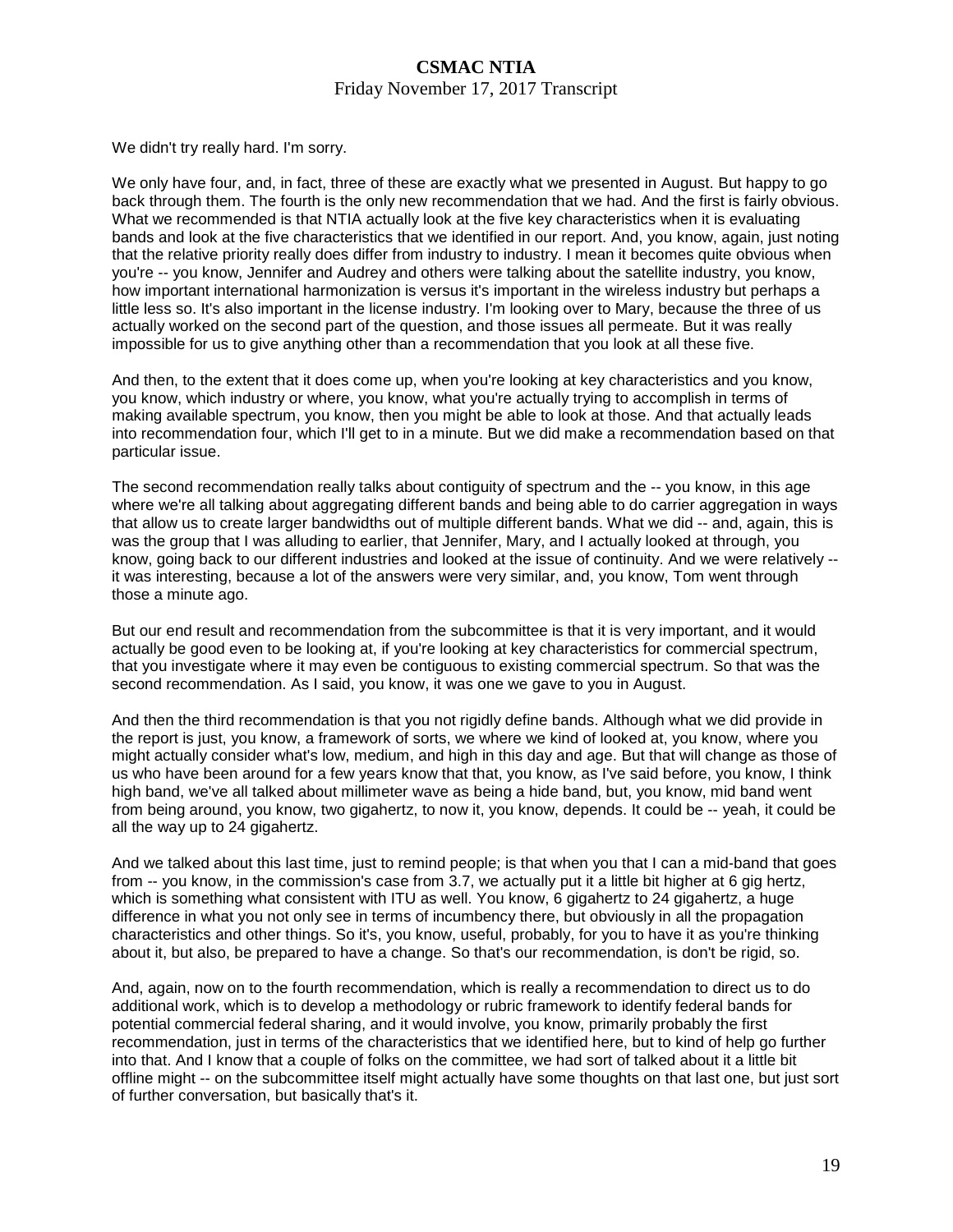We didn't try really hard. I'm sorry.

We only have four, and, in fact, three of these are exactly what we presented in August. But happy to go back through them. The fourth is the only new recommendation that we had. And the first is fairly obvious. What we recommended is that NTIA actually look at the five key characteristics when it is evaluating bands and look at the five characteristics that we identified in our report. And, you know, again, just noting that the relative priority really does differ from industry to industry. I mean it becomes quite obvious when you're -- you know, Jennifer and Audrey and others were talking about the satellite industry, you know, how important international harmonization is versus it's important in the wireless industry but perhaps a little less so. It's also important in the license industry. I'm looking over to Mary, because the three of us actually worked on the second part of the question, and those issues all permeate. But it was really impossible for us to give anything other than a recommendation that you look at all these five.

And then, to the extent that it does come up, when you're looking at key characteristics and you know, you know, which industry or where, you know, what you're actually trying to accomplish in terms of making available spectrum, you know, then you might be able to look at those. And that actually leads into recommendation four, which I'll get to in a minute. But we did make a recommendation based on that particular issue.

The second recommendation really talks about contiguity of spectrum and the -- you know, in this age where we're all talking about aggregating different bands and being able to do carrier aggregation in ways that allow us to create larger bandwidths out of multiple different bands. What we did -- and, again, this is was the group that I was alluding to earlier, that Jennifer, Mary, and I actually looked at through, you know, going back to our different industries and looked at the issue of continuity. And we were relatively -- it was interesting, because a lot of the answers were very similar, and, you know, Tom went through those a minute ago.

But our end result and recommendation from the subcommittee is that it is very important, and it would actually be good even to be looking at, if you're looking at key characteristics for commercial spectrum, that you investigate where it may even be contiguous to existing commercial spectrum. So that was the second recommendation. As I said, you know, it was one we gave to you in August.

And then the third recommendation is that you not rigidly define bands. Although what we did provide in the report is just, you know, a framework of sorts, so where we kind of looked at, you know, where you might actually consider what's low, medium, and high in this day and age. But that will change as those of us who have been around for a few years know that that, you know, as I've said before, you know, I think high band, we've all talked about millimeter wave as being a hide band, but, you know, mid band went from being around, you know, two gigahertz, to now it, you know, depends. It could be -- yeah, it could be all the way up to 24 gigahertz.

And we talked about this last time, just to remind people; is that when you that I can a mid-band that goes from -- you know, in the commission's case from 3.7, we actually put it a little bit higher at 6 gig hertz, which is something what consistent with ITU as well. You know, 6 gigahertz to 24 gigahertz, a huge difference in what you not only see in terms of incumbency there, but obviously in all the propagation characteristics and other things. So it's, you know, useful, probably, for you to have it as you're thinking about it, but also, be prepared to have a change. So that's our recommendation, is don't be rigid, so.

And, again, now on to the fourth recommendation, which is really a recommendation to direct us to do additional work, which is to develop a methodology or rubric framework to identify federal bands for potential commercial federal sharing, and it would involve, you know, primarily probably the first recommendation, just in terms of the characteristics that we identified here, but to kind of help go further into that. And I know that a couple of folks on the committee, we had sort of talked about it a little bit offline might -- on the subcommittee itself might actually have some thoughts on that last one, but just sort of further conversation, but basically that's it.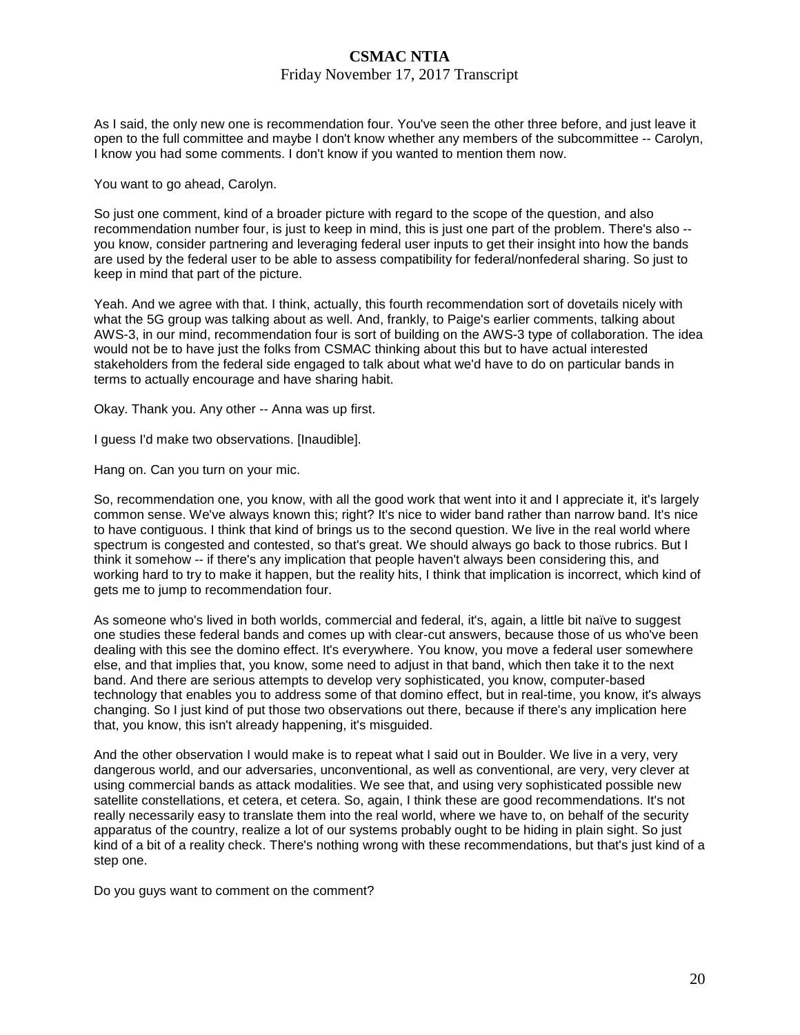As I said, the only new one is recommendation four. You've seen the other three before, and just leave it open to the full committee and maybe I don't know whether any members of the subcommittee -- Carolyn, I know you had some comments. I don't know if you wanted to mention them now.

You want to go ahead, Carolyn.

So just one comment, kind of a broader picture with regard to the scope of the question, and also recommendation number four, is just to keep in mind, this is just one part of the problem. There's also -- you know, consider partnering and leveraging federal user inputs to get their insight into how the bands are used by the federal user to be able to assess compatibility for federal/nonfederal sharing. So just to keep in mind that part of the picture.

Yeah. And we agree with that. I think, actually, this fourth recommendation sort of dovetails nicely with what the 5G group was talking about as well. And, frankly, to Paige's earlier comments, talking about AWS-3, in our mind, recommendation four is sort of building on the AWS-3 type of collaboration. The idea would not be to have just the folks from CSMAC thinking about this but to have actual interested stakeholders from the federal side engaged to talk about what we'd have to do on particular bands in terms to actually encourage and have sharing habit.

Okay. Thank you. Any other -- Anna was up first.

I guess I'd make two observations. [Inaudible].

Hang on. Can you turn on your mic.

So, recommendation one, you know, with all the good work that went into it and I appreciate it, it's largely common sense. We've always known this; right? It's nice to wider band rather than narrow band. It's nice to have contiguous. I think that kind of brings us to the second question. We live in the real world where spectrum is congested and contested, so that's great. We should always go back to those rubrics. But I think it somehow -- if there's any implication that people haven't always been considering this, and working hard to try to make it happen, but the reality hits, I think that implication is incorrect, which kind of gets me to jump to recommendation four.

As someone who's lived in both worlds, commercial and federal, it's, again, a little bit naïve to suggest one studies these federal bands and comes up with clear-cut answers, because those of us who've been dealing with this see the domino effect. It's everywhere. You know, you move a federal user somewhere else, and that implies that, you know, some need to adjust in that band, which then take it to the next band. And there are serious attempts to develop very sophisticated, you know, computer-based technology that enables you to address some of that domino effect, but in real-time, you know, it's always changing. So I just kind of put those two observations out there, because if there's any implication here that, you know, this isn't already happening, it's misguided.

And the other observation I would make is to repeat what I said out in Boulder. We live in a very, very dangerous world, and our adversaries, unconventional, as well as conventional, are very, very clever at using commercial bands as attack modalities. We see that, and using very sophisticated possible new satellite constellations, et cetera, et cetera. So, again, I think these are good recommendations. It's not really necessarily easy to translate them into the real world, where we have to, on behalf of the security apparatus of the country, realize a lot of our systems probably ought to be hiding in plain sight. So just kind of a bit of a reality check. There's nothing wrong with these recommendations, but that's just kind of a step one.

Do you guys want to comment on the comment?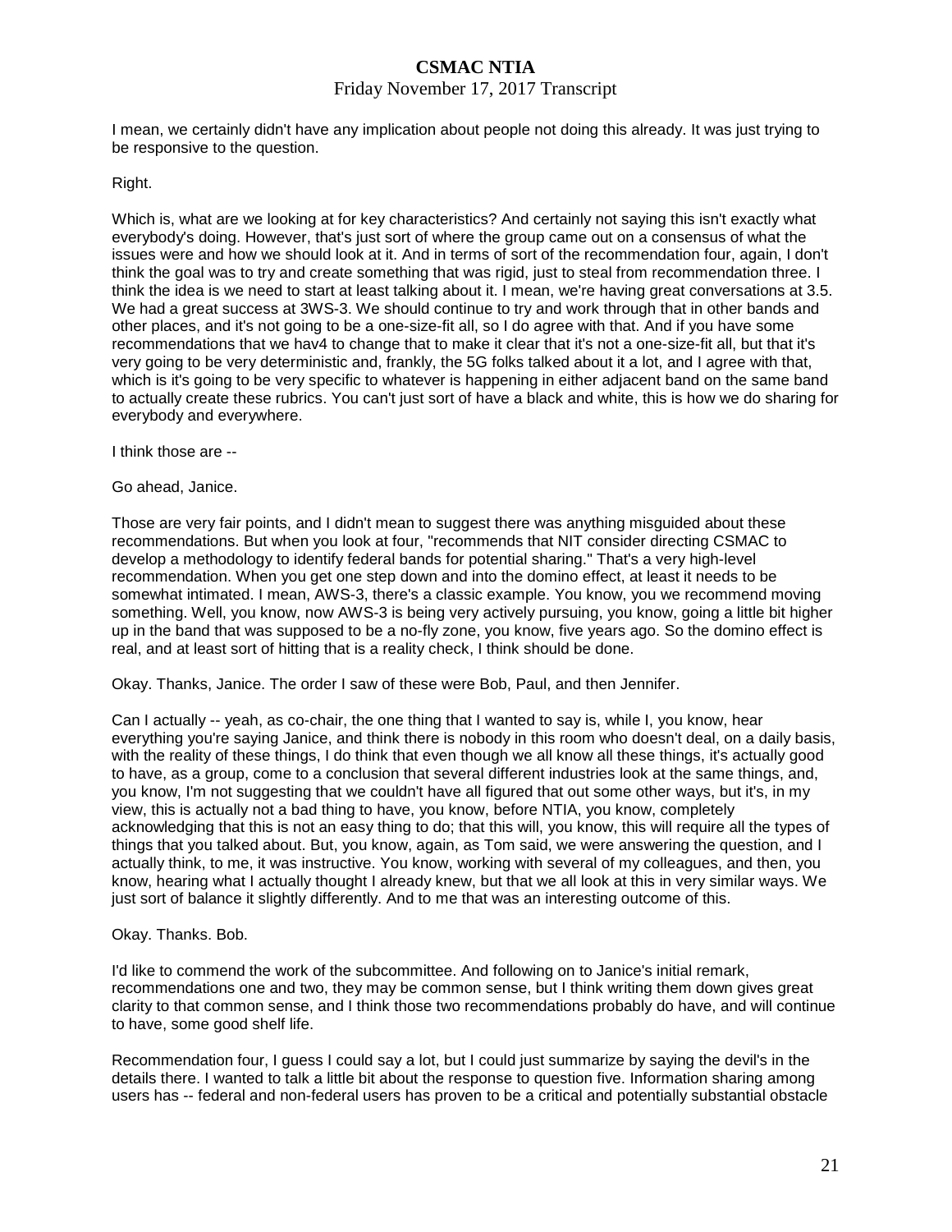I mean, we certainly didn't have any implication about people not doing this already. It was just trying to be responsive to the question.

Right.

Which is, what are we looking at for key characteristics? And certainly not saying this isn't exactly what everybody's doing. However, that's just sort of where the group came out on a consensus of what the issues were and how we should look at it. And in terms of sort of the recommendation four, again, I don't think the goal was to try and create something that was rigid, just to steal from recommendation three. I think the idea is we need to start at least talking about it. I mean, we're having great conversations at 3.5. We had a great success at 3WS-3. We should continue to try and work through that in other bands and other places, and it's not going to be a one-size-fit all, so I do agree with that. And if you have some recommendations that we hav4 to change that to make it clear that it's not a one-size-fit all, but that it's very going to be very deterministic and, frankly, the 5G folks talked about it a lot, and I agree with that, which is it's going to be very specific to whatever is happening in either adjacent band on the same band to actually create these rubrics. You can't just sort of have a black and white, this is how we do sharing for everybody and everywhere.

I think those are --

Go ahead, Janice.

Those are very fair points, and I didn't mean to suggest there was anything misguided about these recommendations. But when you look at four, "recommends that NIT consider directing CSMAC to develop a methodology to identify federal bands for potential sharing." That's a very high-level recommendation. When you get one step down and into the domino effect, at least it needs to be somewhat intimated. I mean, AWS-3, there's a classic example. You know, you we recommend moving something. Well, you know, now AWS-3 is being very actively pursuing, you know, going a little bit higher up in the band that was supposed to be a no-fly zone, you know, five years ago. So the domino effect is real, and at least sort of hitting that is a reality check, I think should be done.

Okay. Thanks, Janice. The order I saw of these were Bob, Paul, and then Jennifer.

Can I actually -- yeah, as co-chair, the one thing that I wanted to say is, while I, you know, hear everything you're saying Janice, and think there is nobody in this room who doesn't deal, on a daily basis, with the reality of these things, I do think that even though we all know all these things, it's actually good to have, as a group, come to a conclusion that several different industries look at the same things, and, you know, I'm not suggesting that we couldn't have all figured that out some other ways, but it's, in my view, this is actually not a bad thing to have, you know, before NTIA, you know, completely acknowledging that this is not an easy thing to do; that this will, you know, this will require all the types of things that you talked about. But, you know, again, as Tom said, we were answering the question, and I actually think, to me, it was instructive. You know, working with several of my colleagues, and then, you know, hearing what I actually thought I already knew, but that we all look at this in very similar ways. We just sort of balance it slightly differently. And to me that was an interesting outcome of this.

Okay. Thanks. Bob.

I'd like to commend the work of the subcommittee. And following on to Janice's initial remark, recommendations one and two, they may be common sense, but I think writing them down gives great clarity to that common sense, and I think those two recommendations probably do have, and will continue to have, some good shelf life.

Recommendation four, I guess I could say a lot, but I could just summarize by saying the devil's in the details there. I wanted to talk a little bit about the response to question five. Information sharing among users has -- federal and non-federal users has proven to be a critical and potentially substantial obstacle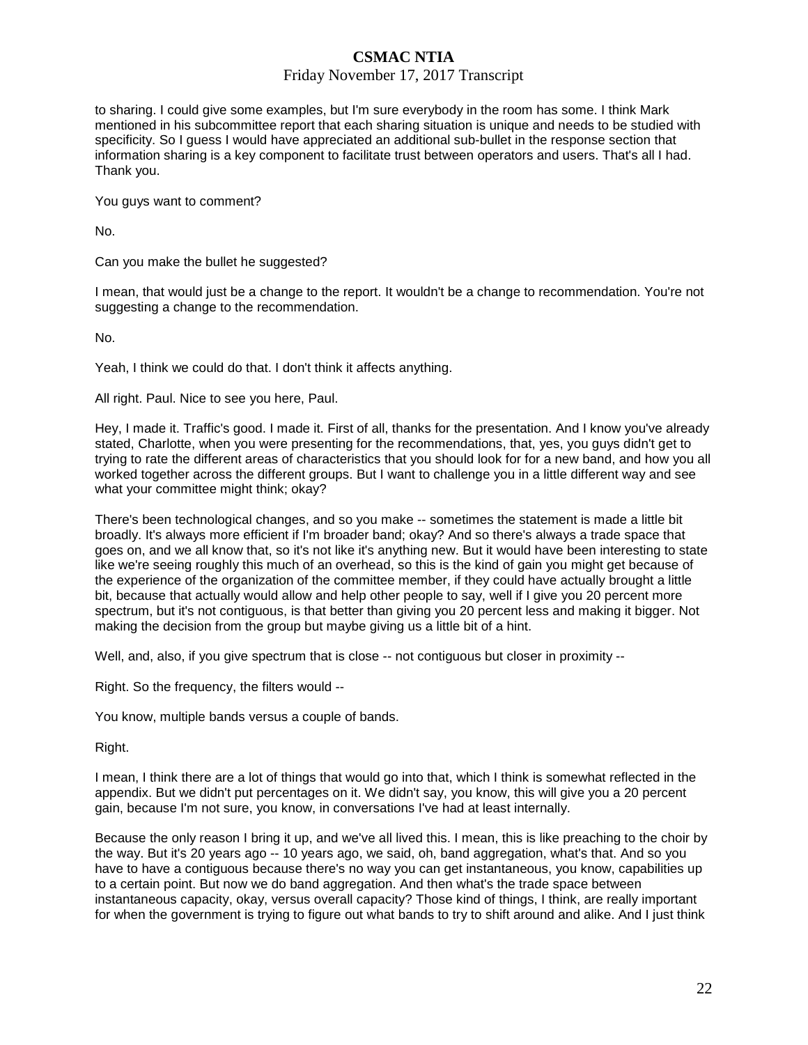to sharing. I could give some examples, but I'm sure everybody in the room has some. I think Mark mentioned in his subcommittee report that each sharing situation is unique and needs to be studied with specificity. So I guess I would have appreciated an additional sub-bullet in the response section that information sharing is a key component to facilitate trust between operators and users. That's all I had. Thank you.

You guys want to comment?

No.

Can you make the bullet he suggested?

I mean, that would just be a change to the report. It wouldn't be a change to recommendation. You're not suggesting a change to the recommendation.

No.

Yeah, I think we could do that. I don't think it affects anything.

All right. Paul. Nice to see you here, Paul.

Hey, I made it. Traffic's good. I made it. First of all, thanks for the presentation. And I know you've already stated, Charlotte, when you were presenting for the recommendations, that, yes, you guys didn't get to trying to rate the different areas of characteristics that you should look for for a new band, and how you all worked together across the different groups. But I want to challenge you in a little different way and see what your committee might think; okay?

There's been technological changes, and so you make -- sometimes the statement is made a little bit broadly. It's always more efficient if I'm broader band; okay? And so there's always a trade space that goes on, and we all know that, so it's not like it's anything new. But it would have been interesting to state like we're seeing roughly this much of an overhead, so this is the kind of gain you might get because of the experience of the organization of the committee member, if they could have actually brought a little bit, because that actually would allow and help other people to say, well if I give you 20 percent more spectrum, but it's not contiguous, is that better than giving you 20 percent less and making it bigger. Not making the decision from the group but maybe giving us a little bit of a hint.

Well, and, also, if you give spectrum that is close -- not contiguous but closer in proximity --

Right. So the frequency, the filters would --

You know, multiple bands versus a couple of bands.

Right.

I mean, I think there are a lot of things that would go into that, which I think is somewhat reflected in the appendix. But we didn't put percentages on it. We didn't say, you know, this will give you a 20 percent gain, because I'm not sure, you know, in conversations I've had at least internally.

Because the only reason I bring it up, and we've all lived this. I mean, this is like preaching to the choir by the way. But it's 20 years ago -- 10 years ago, we said, oh, band aggregation, what's that. And so you have to have a contiguous because there's no way you can get instantaneous, you know, capabilities up to a certain point. But now we do band aggregation. And then what's the trade space between instantaneous capacity, okay, versus overall capacity? Those kind of things, I think, are really important for when the government is trying to figure out what bands to try to shift around and alike. And I just think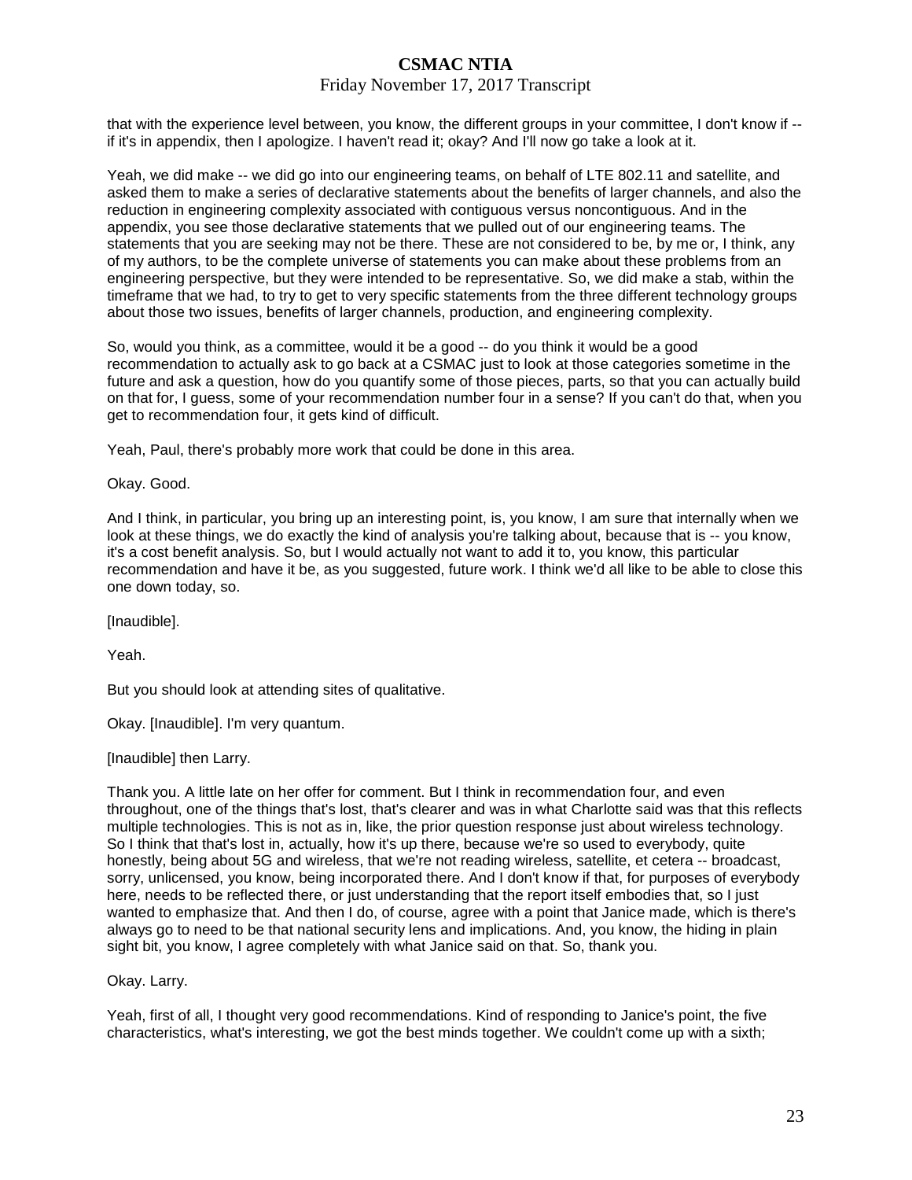that with the experience level between, you know, the different groups in your committee, I don't know if -- if it's in appendix, then I apologize. I haven't read it; okay? And I'll now go take a look at it.

Yeah, we did make -- we did go into our engineering teams, on behalf of LTE 802.11 and satellite, and asked them to make a series of declarative statements about the benefits of larger channels, and also the reduction in engineering complexity associated with contiguous versus noncontiguous. And in the appendix, you see those declarative statements that we pulled out of our engineering teams. The statements that you are seeking may not be there. These are not considered to be, by me or, I think, any of my authors, to be the complete universe of statements you can make about these problems from an engineering perspective, but they were intended to be representative. So, we did make a stab, within the timeframe that we had, to try to get to very specific statements from the three different technology groups about those two issues, benefits of larger channels, production, and engineering complexity.

So, would you think, as a committee, would it be a good -- do you think it would be a good recommendation to actually ask to go back at a CSMAC just to look at those categories sometime in the future and ask a question, how do you quantify some of those pieces, parts, so that you can actually build on that for, I guess, some of your recommendation number four in a sense? If you can't do that, when you get to recommendation four, it gets kind of difficult.

Yeah, Paul, there's probably more work that could be done in this area.

Okay. Good.

And I think, in particular, you bring up an interesting point, is, you know, I am sure that internally when we look at these things, we do exactly the kind of analysis you're talking about, because that is -- you know, it's a cost benefit analysis. So, but I would actually not want to add it to, you know, this particular recommendation and have it be, as you suggested, future work. I think we'd all like to be able to close this one down today, so.

[Inaudible].

Yeah.

But you should look at attending sites of qualitative.

Okay. [Inaudible]. I'm very quantum.

[Inaudible] then Larry.

Thank you. A little late on her offer for comment. But I think in recommendation four, and even throughout, one of the things that's lost, that's clearer and was in what Charlotte said was that this reflects multiple technologies. This is not as in, like, the prior question response just about wireless technology. So I think that that's lost in, actually, how it's up there, because we're so used to everybody, quite honestly, being about 5G and wireless, that we're not reading wireless, satellite, et cetera -- broadcast, sorry, unlicensed, you know, being incorporated there. And I don't know if that, for purposes of everybody here, needs to be reflected there, or just understanding that the report itself embodies that, so I just wanted to emphasize that. And then I do, of course, agree with a point that Janice made, which is there's always go to need to be that national security lens and implications. And, you know, the hiding in plain sight bit, you know, I agree completely with what Janice said on that. So, thank you.

Okay. Larry.

Yeah, first of all, I thought very good recommendations. Kind of responding to Janice's point, the five characteristics, what's interesting, we got the best minds together. We couldn't come up with a sixth;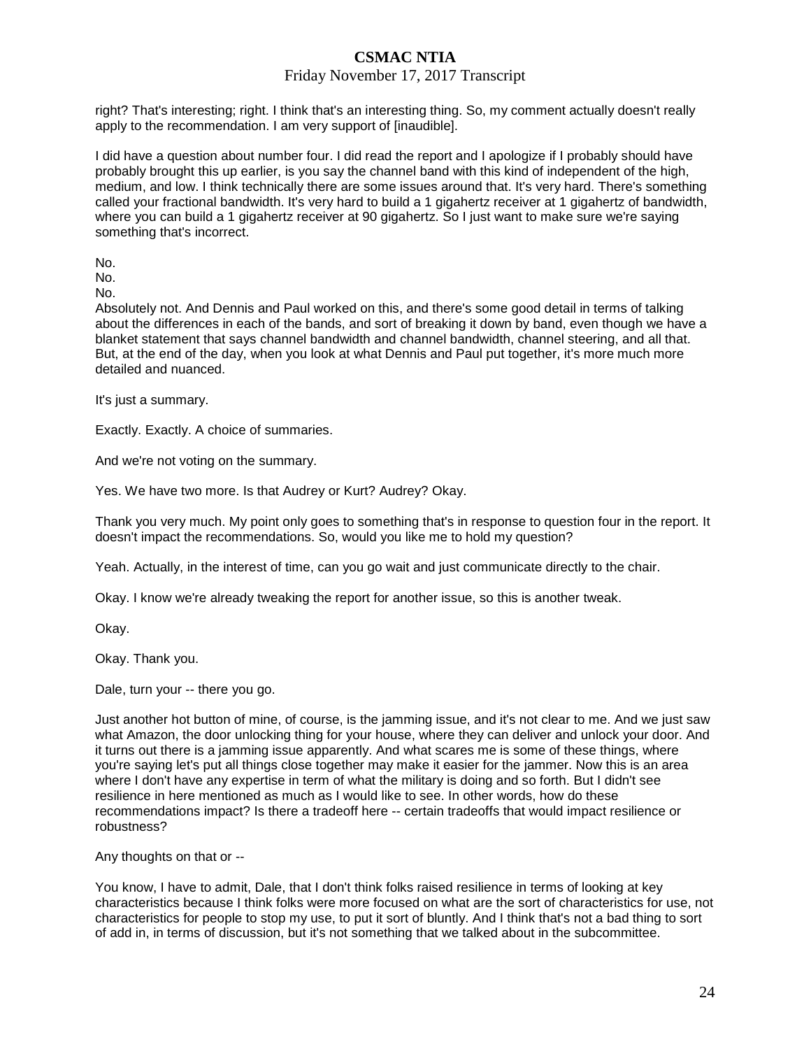right? That's interesting; right. I think that's an interesting thing. So, my comment actually doesn't really apply to the recommendation. I am very support of [inaudible].

I did have a question about number four. I did read the report and I apologize if I probably should have probably brought this up earlier, is you say the channel band with this kind of independent of the high, medium, and low. I think technically there are some issues around that. It's very hard. There's something called your fractional bandwidth. It's very hard to build a 1 gigahertz receiver at 1 gigahertz of bandwidth, where you can build a 1 gigahertz receiver at 90 gigahertz. So I just want to make sure we're saying something that's incorrect.

No.
No.
No.
Absolutely not. And Dennis and Paul worked on this, and there's some good detail in terms of talking about the differences in each of the bands, and sort of breaking it down by band, even though we have a blanket statement that says channel bandwidth and channel bandwidth, channel steering, and all that. But, at the end of the day, when you look at what Dennis and Paul put together, it's more much more detailed and nuanced.

It's just a summary.

Exactly. Exactly. A choice of summaries.

And we're not voting on the summary.

Yes. We have two more. Is that Audrey or Kurt? Audrey? Okay.

Thank you very much. My point only goes to something that's in response to question four in the report. It doesn't impact the recommendations. So, would you like me to hold my question?

Yeah. Actually, in the interest of time, can you go wait and just communicate directly to the chair.

Okay. I know we're already tweaking the report for another issue, so this is another tweak.

Okay.

Okay. Thank you.

Dale, turn your -- there you go.

Just another hot button of mine, of course, is the jamming issue, and it's not clear to me. And we just saw what Amazon, the door unlocking thing for your house, where they can deliver and unlock your door. And it turns out there is a jamming issue apparently. And what scares me is some of these things, where you're saying let's put all things close together may make it easier for the jammer. Now this is an area where I don't have any expertise in term of what the military is doing and so forth. But I didn't see resilience in here mentioned as much as I would like to see. In other words, how do these recommendations impact? Is there a tradeoff here -- certain tradeoffs that would impact resilience or robustness?

Any thoughts on that or --

You know, I have to admit, Dale, that I don't think folks raised resilience in terms of looking at key characteristics because I think folks were more focused on what are the sort of characteristics for use, not characteristics for people to stop my use, to put it sort of bluntly. And I think that's not a bad thing to sort of add in, in terms of discussion, but it's not something that we talked about in the subcommittee.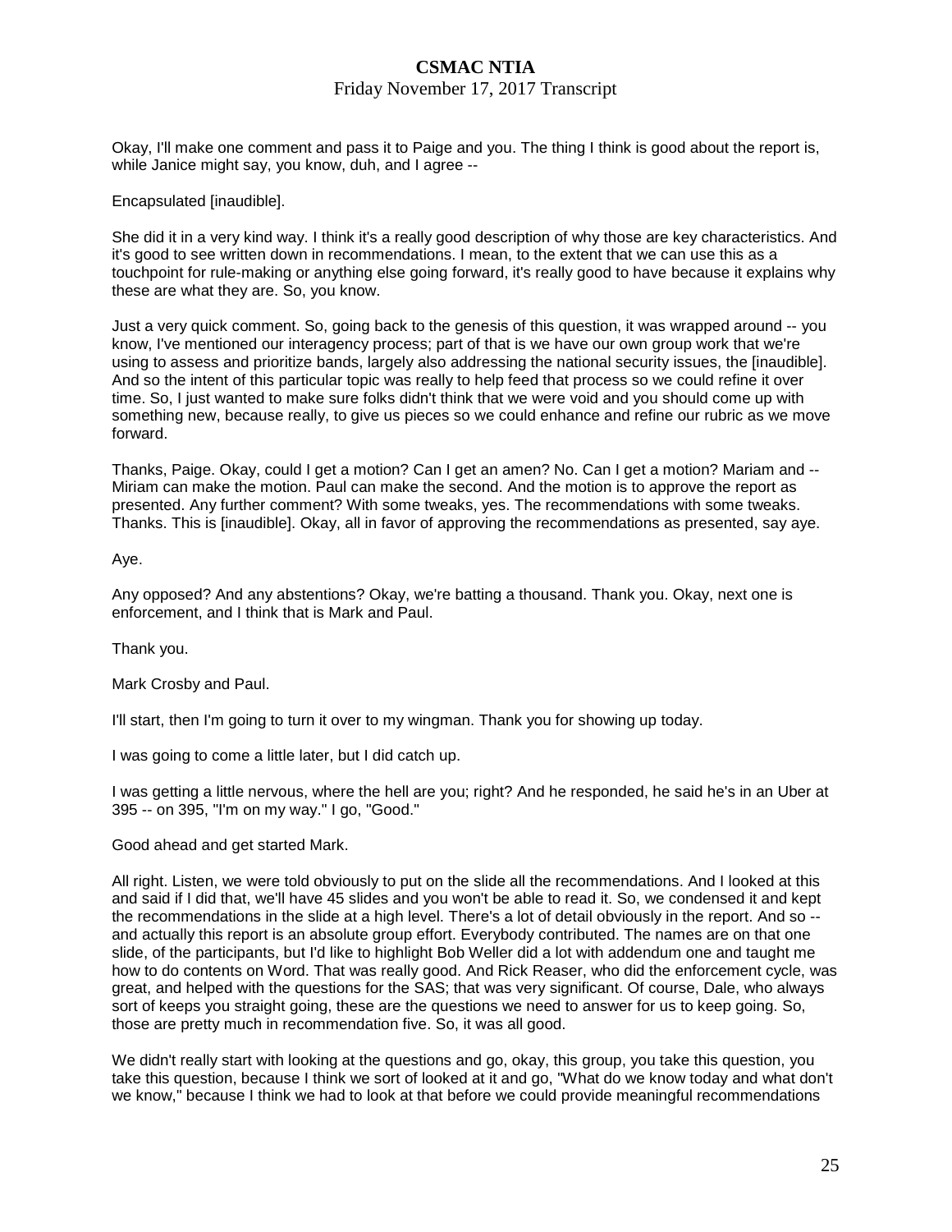Okay, I'll make one comment and pass it to Paige and you. The thing I think is good about the report is, while Janice might say, you know, duh, and I agree --

Encapsulated [inaudible].

She did it in a very kind way. I think it's a really good description of why those are key characteristics. And it's good to see written down in recommendations. I mean, to the extent that we can use this as a touchpoint for rule-making or anything else going forward, it's really good to have because it explains why these are what they are. So, you know.

Just a very quick comment. So, going back to the genesis of this question, it was wrapped around -- you know, I've mentioned our interagency process; part of that is we have our own group work that we're using to assess and prioritize bands, largely also addressing the national security issues, the [inaudible]. And so the intent of this particular topic was really to help feed that process so we could refine it over time. So, I just wanted to make sure folks didn't think that we were void and you should come up with something new, because really, to give us pieces so we could enhance and refine our rubric as we move forward.

Thanks, Paige. Okay, could I get a motion? Can I get an amen? No. Can I get a motion? Mariam and -- Miriam can make the motion. Paul can make the second. And the motion is to approve the report as presented. Any further comment? With some tweaks, yes. The recommendations with some tweaks. Thanks. This is [inaudible]. Okay, all in favor of approving the recommendations as presented, say aye.

Aye.

Any opposed? And any abstentions? Okay, we're batting a thousand. Thank you. Okay, next one is enforcement, and I think that is Mark and Paul.

Thank you.

Mark Crosby and Paul.

I'll start, then I'm going to turn it over to my wingman. Thank you for showing up today.

I was going to come a little later, but I did catch up.

I was getting a little nervous, where the hell are you; right? And he responded, he said he's in an Uber at 395 -- on 395, "I'm on my way." I go, "Good."

Good ahead and get started Mark.

All right. Listen, we were told obviously to put on the slide all the recommendations. And I looked at this and said if I did that, we'll have 45 slides and you won't be able to read it. So, we condensed it and kept the recommendations in the slide at a high level. There's a lot of detail obviously in the report. And so -- and actually this report is an absolute group effort. Everybody contributed. The names are on that one slide, of the participants, but I'd like to highlight Bob Weller did a lot with addendum one and taught me how to do contents on Word. That was really good. And Rick Reaser, who did the enforcement cycle, was great, and helped with the questions for the SAS; that was very significant. Of course, Dale, who always sort of keeps you straight going, these are the questions we need to answer for us to keep going. So, those are pretty much in recommendation five. So, it was all good.

We didn't really start with looking at the questions and go, okay, this group, you take this question, you take this question, because I think we sort of looked at it and go, "What do we know today and what don't we know," because I think we had to look at that before we could provide meaningful recommendations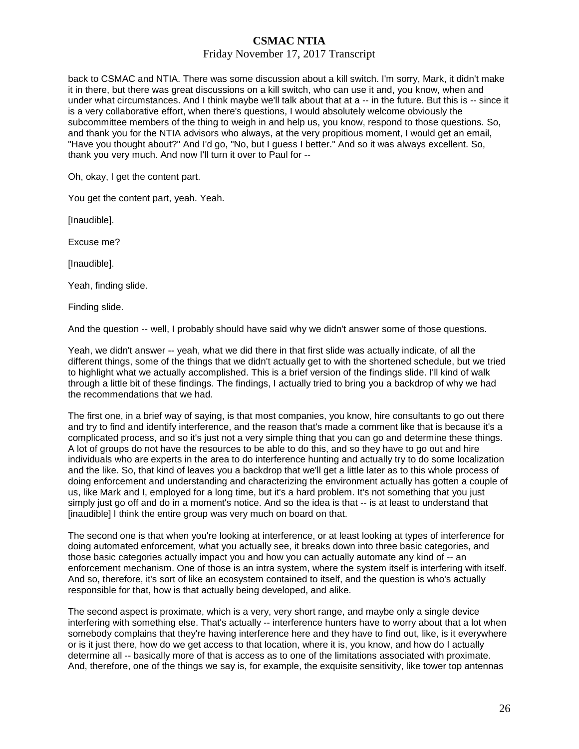back to CSMAC and NTIA. There was some discussion about a kill switch. I'm sorry, Mark, it didn't make it in there, but there was great discussions on a kill switch, who can use it and, you know, when and under what circumstances. And I think maybe we'll talk about that at a -- in the future. But this is -- since it is a very collaborative effort, when there's questions, I would absolutely welcome obviously the subcommittee members of the thing to weigh in and help us, you know, respond to those questions. So, and thank you for the NTIA advisors who always, at the very propitious moment, I would get an email, "Have you thought about?" And I'd go, "No, but I guess I better." And so it was always excellent. So, thank you very much. And now I'll turn it over to Paul for --

Oh, okay, I get the content part.

You get the content part, yeah. Yeah.

[Inaudible].

Excuse me?

[Inaudible].

Yeah, finding slide.

Finding slide.

And the question -- well, I probably should have said why we didn't answer some of those questions.

Yeah, we didn't answer -- yeah, what we did there in that first slide was actually indicate, of all the different things, some of the things that we didn't actually get to with the shortened schedule, but we tried to highlight what we actually accomplished. This is a brief version of the findings slide. I'll kind of walk through a little bit of these findings. The findings, I actually tried to bring you a backdrop of why we had the recommendations that we had.

The first one, in a brief way of saying, is that most companies, you know, hire consultants to go out there and try to find and identify interference, and the reason that's made a comment like that is because it's a complicated process, and so it's just not a very simple thing that you can go and determine these things. A lot of groups do not have the resources to be able to do this, and so they have to go out and hire individuals who are experts in the area to do interference hunting and actually try to do some localization and the like. So, that kind of leaves you a backdrop that we'll get a little later as to this whole process of doing enforcement and understanding and characterizing the environment actually has gotten a couple of us, like Mark and I, employed for a long time, but it's a hard problem. It's not something that you just simply just go off and do in a moment's notice. And so the idea is that -- is at least to understand that [inaudible] I think the entire group was very much on board on that.

The second one is that when you're looking at interference, or at least looking at types of interference for doing automated enforcement, what you actually see, it breaks down into three basic categories, and those basic categories actually impact you and how you can actually automate any kind of -- an enforcement mechanism. One of those is an intra system, where the system itself is interfering with itself. And so, therefore, it's sort of like an ecosystem contained to itself, and the question is who's actually responsible for that, how is that actually being developed, and alike.

The second aspect is proximate, which is a very, very short range, and maybe only a single device interfering with something else. That's actually -- interference hunters have to worry about that a lot when somebody complains that they're having interference here and they have to find out, like, is it everywhere or is it just there, how do we get access to that location, where it is, you know, and how do I actually determine all -- basically more of that is access as to one of the limitations associated with proximate. And, therefore, one of the things we say is, for example, the exquisite sensitivity, like tower top antennas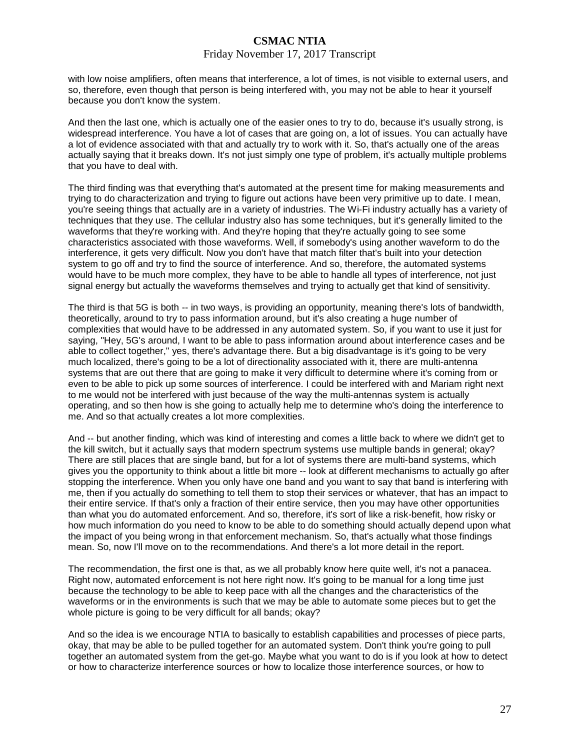with low noise amplifiers, often means that interference, a lot of times, is not visible to external users, and so, therefore, even though that person is being interfered with, you may not be able to hear it yourself because you don't know the system.

And then the last one, which is actually one of the easier ones to try to do, because it's usually strong, is widespread interference. You have a lot of cases that are going on, a lot of issues. You can actually have a lot of evidence associated with that and actually try to work with it. So, that's actually one of the areas actually saying that it breaks down. It's not just simply one type of problem, it's actually multiple problems that you have to deal with.

The third finding was that everything that's automated at the present time for making measurements and trying to do characterization and trying to figure out actions have been very primitive up to date. I mean, you're seeing things that actually are in a variety of industries. The Wi-Fi industry actually has a variety of techniques that they use. The cellular industry also has some techniques, but it's generally limited to the waveforms that they're working with. And they're hoping that they're actually going to see some characteristics associated with those waveforms. Well, if somebody's using another waveform to do the interference, it gets very difficult. Now you don't have that match filter that's built into your detection system to go off and try to find the source of interference. And so, therefore, the automated systems would have to be much more complex, they have to be able to handle all types of interference, not just signal energy but actually the waveforms themselves and trying to actually get that kind of sensitivity.

The third is that 5G is both -- in two ways, is providing an opportunity, meaning there's lots of bandwidth, theoretically, around to try to pass information around, but it's also creating a huge number of complexities that would have to be addressed in any automated system. So, if you want to use it just for saying, "Hey, 5G's around, I want to be able to pass information around about interference cases and be able to collect together," yes, there's advantage there. But a big disadvantage is it's going to be very much localized, there's going to be a lot of directionality associated with it, there are multi-antenna systems that are out there that are going to make it very difficult to determine where it's coming from or even to be able to pick up some sources of interference. I could be interfered with and Mariam right next to me would not be interfered with just because of the way the multi-antennas system is actually operating, and so then how is she going to actually help me to determine who's doing the interference to me. And so that actually creates a lot more complexities.

And -- but another finding, which was kind of interesting and comes a little back to where we didn't get to the kill switch, but it actually says that modern spectrum systems use multiple bands in general; okay? There are still places that are single band, but for a lot of systems there are multi-band systems, which gives you the opportunity to think about a little bit more -- look at different mechanisms to actually go after stopping the interference. When you only have one band and you want to say that band is interfering with me, then if you actually do something to tell them to stop their services or whatever, that has an impact to their entire service. If that's only a fraction of their entire service, then you may have other opportunities than what you do automated enforcement. And so, therefore, it's sort of like a risk-benefit, how risky or how much information do you need to know to be able to do something should actually depend upon what the impact of you being wrong in that enforcement mechanism. So, that's actually what those findings mean. So, now I'll move on to the recommendations. And there's a lot more detail in the report.

The recommendation, the first one is that, as we all probably know here quite well, it's not a panacea. Right now, automated enforcement is not here right now. It's going to be manual for a long time just because the technology to be able to keep pace with all the changes and the characteristics of the waveforms or in the environments is such that we may be able to automate some pieces but to get the whole picture is going to be very difficult for all bands; okay?

And so the idea is we encourage NTIA to basically to establish capabilities and processes of piece parts, okay, that may be able to be pulled together for an automated system. Don't think you're going to pull together an automated system from the get-go. Maybe what you want to do is if you look at how to detect or how to characterize interference sources or how to localize those interference sources, or how to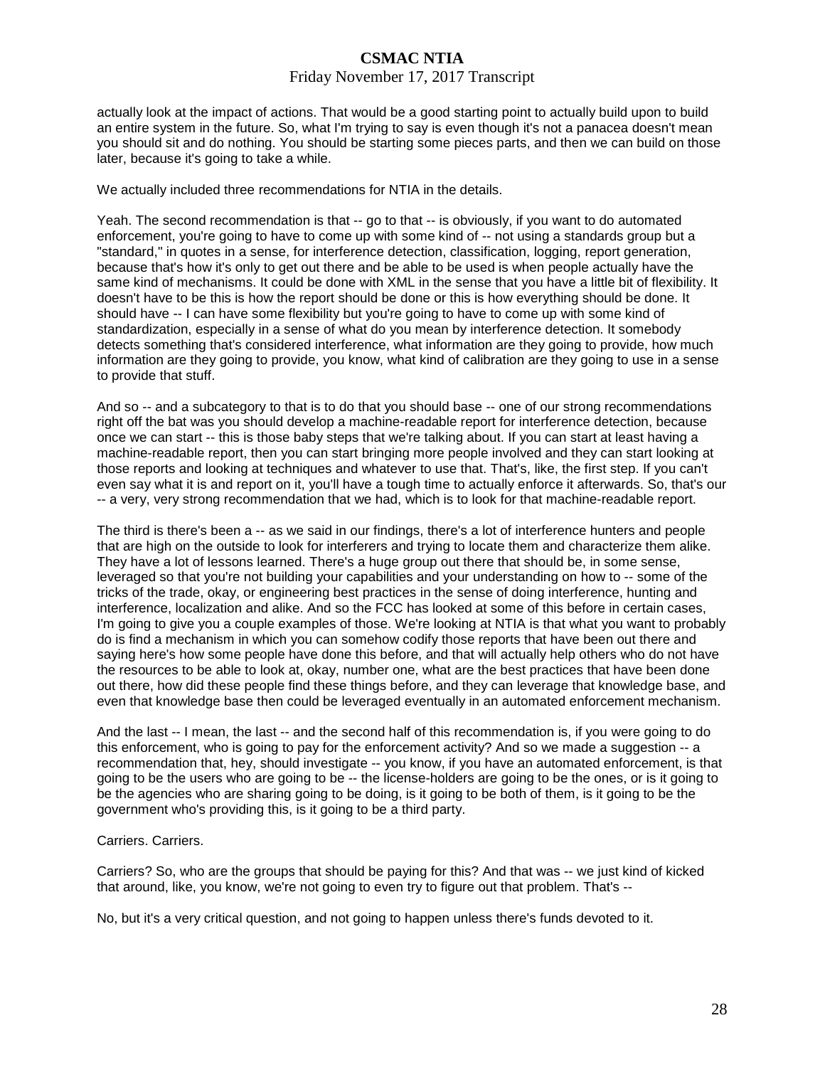actually look at the impact of actions. That would be a good starting point to actually build upon to build an entire system in the future. So, what I'm trying to say is even though it's not a panacea doesn't mean you should sit and do nothing. You should be starting some pieces parts, and then we can build on those later, because it's going to take a while.

We actually included three recommendations for NTIA in the details.

Yeah. The second recommendation is that -- go to that -- is obviously, if you want to do automated enforcement, you're going to have to come up with some kind of -- not using a standards group but a "standard," in quotes in a sense, for interference detection, classification, logging, report generation, because that's how it's only to get out there and be able to be used is when people actually have the same kind of mechanisms. It could be done with XML in the sense that you have a little bit of flexibility. It doesn't have to be this is how the report should be done or this is how everything should be done. It should have -- I can have some flexibility but you're going to have to come up with some kind of standardization, especially in a sense of what do you mean by interference detection. It somebody detects something that's considered interference, what information are they going to provide, how much information are they going to provide, you know, what kind of calibration are they going to use in a sense to provide that stuff.

And so -- and a subcategory to that is to do that you should base -- one of our strong recommendations right off the bat was you should develop a machine-readable report for interference detection, because once we can start -- this is those baby steps that we're talking about. If you can start at least having a machine-readable report, then you can start bringing more people involved and they can start looking at those reports and looking at techniques and whatever to use that. That's, like, the first step. If you can't even say what it is and report on it, you'll have a tough time to actually enforce it afterwards. So, that's our -- a very, very strong recommendation that we had, which is to look for that machine-readable report.

The third is there's been a -- as we said in our findings, there's a lot of interference hunters and people that are high on the outside to look for interferers and trying to locate them and characterize them alike. They have a lot of lessons learned. There's a huge group out there that should be, in some sense, leveraged so that you're not building your capabilities and your understanding on how to -- some of the tricks of the trade, okay, or engineering best practices in the sense of doing interference, hunting and interference, localization and alike. And so the FCC has looked at some of this before in certain cases, I'm going to give you a couple examples of those. We're looking at NTIA is that what you want to probably do is find a mechanism in which you can somehow codify those reports that have been out there and saying here's how some people have done this before, and that will actually help others who do not have the resources to be able to look at, okay, number one, what are the best practices that have been done out there, how did these people find these things before, and they can leverage that knowledge base, and even that knowledge base then could be leveraged eventually in an automated enforcement mechanism.

And the last -- I mean, the last -- and the second half of this recommendation is, if you were going to do this enforcement, who is going to pay for the enforcement activity? And so we made a suggestion -- a recommendation that, hey, should investigate -- you know, if you have an automated enforcement, is that going to be the users who are going to be -- the license-holders are going to be the ones, or is it going to be the agencies who are sharing going to be doing, is it going to be both of them, is it going to be the government who's providing this, is it going to be a third party.

Carriers. Carriers.

Carriers? So, who are the groups that should be paying for this? And that was -- we just kind of kicked that around, like, you know, we're not going to even try to figure out that problem. That's --

No, but it's a very critical question, and not going to happen unless there's funds devoted to it.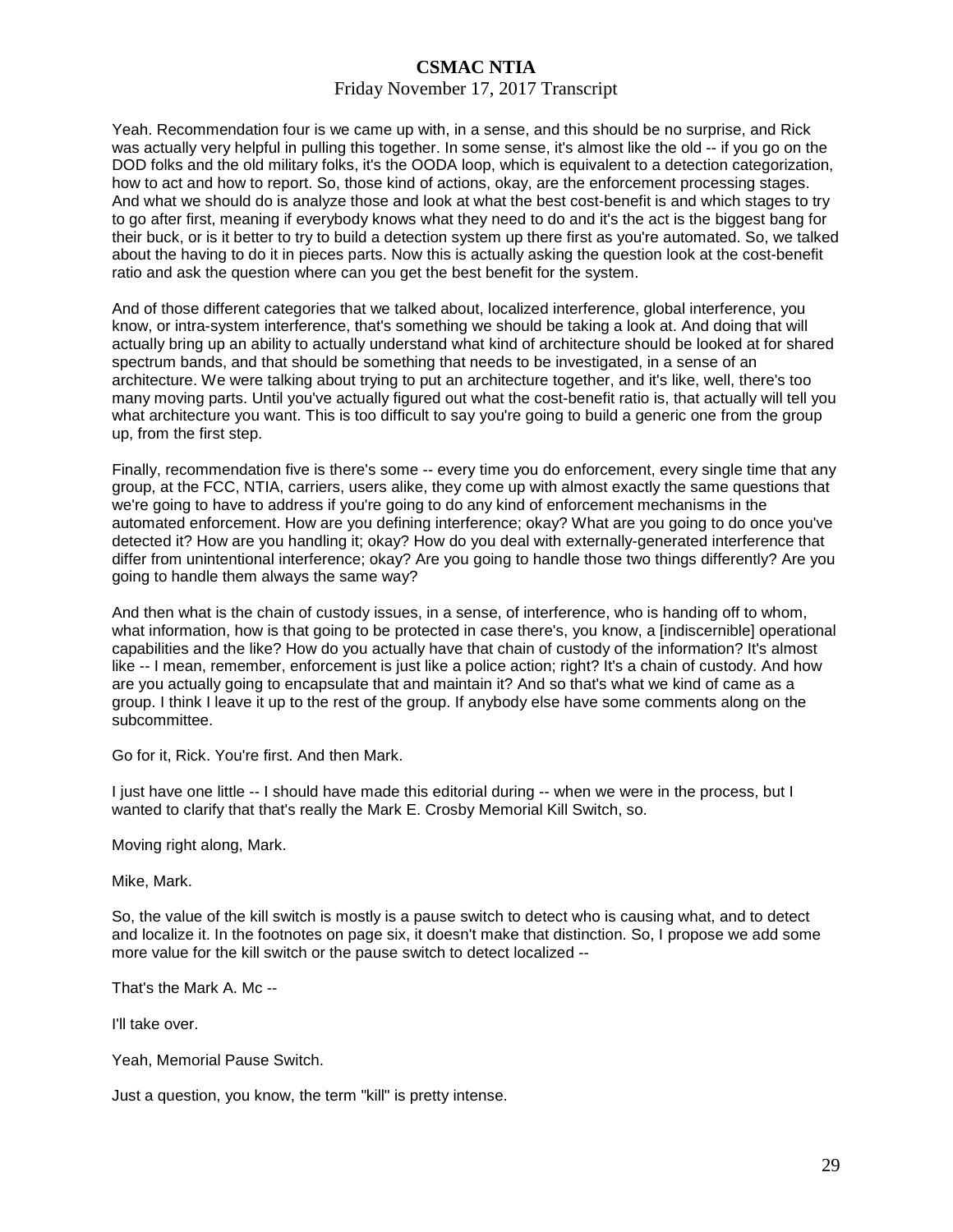Yeah. Recommendation four is we came up with, in a sense, and this should be no surprise, and Rick was actually very helpful in pulling this together. In some sense, it's almost like the old -- if you go on the DOD folks and the old military folks, it's the OODA loop, which is equivalent to a detection categorization, how to act and how to report. So, those kind of actions, okay, are the enforcement processing stages. And what we should do is analyze those and look at what the best cost-benefit is and which stages to try to go after first, meaning if everybody knows what they need to do and it's the act is the biggest bang for their buck, or is it better to try to build a detection system up there first as you're automated. So, we talked about the having to do it in pieces parts. Now this is actually asking the question look at the cost-benefit ratio and ask the question where can you get the best benefit for the system.

And of those different categories that we talked about, localized interference, global interference, you know, or intra-system interference, that's something we should be taking a look at. And doing that will actually bring up an ability to actually understand what kind of architecture should be looked at for shared spectrum bands, and that should be something that needs to be investigated, in a sense of an architecture. We were talking about trying to put an architecture together, and it's like, well, there's too many moving parts. Until you've actually figured out what the cost-benefit ratio is, that actually will tell you what architecture you want. This is too difficult to say you're going to build a generic one from the group up, from the first step.

Finally, recommendation five is there's some -- every time you do enforcement, every single time that any group, at the FCC, NTIA, carriers, users alike, they come up with almost exactly the same questions that we're going to have to address if you're going to do any kind of enforcement mechanisms in the automated enforcement. How are you defining interference; okay? What are you going to do once you've detected it? How are you handling it; okay? How do you deal with externally-generated interference that differ from unintentional interference; okay? Are you going to handle those two things differently? Are you going to handle them always the same way?

And then what is the chain of custody issues, in a sense, of interference, who is handing off to whom, what information, how is that going to be protected in case there's, you know, a [indiscernible] operational capabilities and the like? How do you actually have that chain of custody of the information? It's almost like -- I mean, remember, enforcement is just like a police action; right? It's a chain of custody. And how are you actually going to encapsulate that and maintain it? And so that's what we kind of came as a group. I think I leave it up to the rest of the group. If anybody else have some comments along on the subcommittee.

Go for it, Rick. You're first. And then Mark.

I just have one little -- I should have made this editorial during -- when we were in the process, but I wanted to clarify that that's really the Mark E. Crosby Memorial Kill Switch, so.

Moving right along, Mark.

Mike, Mark.

So, the value of the kill switch is mostly is a pause switch to detect who is causing what, and to detect and localize it. In the footnotes on page six, it doesn't make that distinction. So, I propose we add some more value for the kill switch or the pause switch to detect localized --

That's the Mark A. Mc --

I'll take over.

Yeah, Memorial Pause Switch.

Just a question, you know, the term "kill" is pretty intense.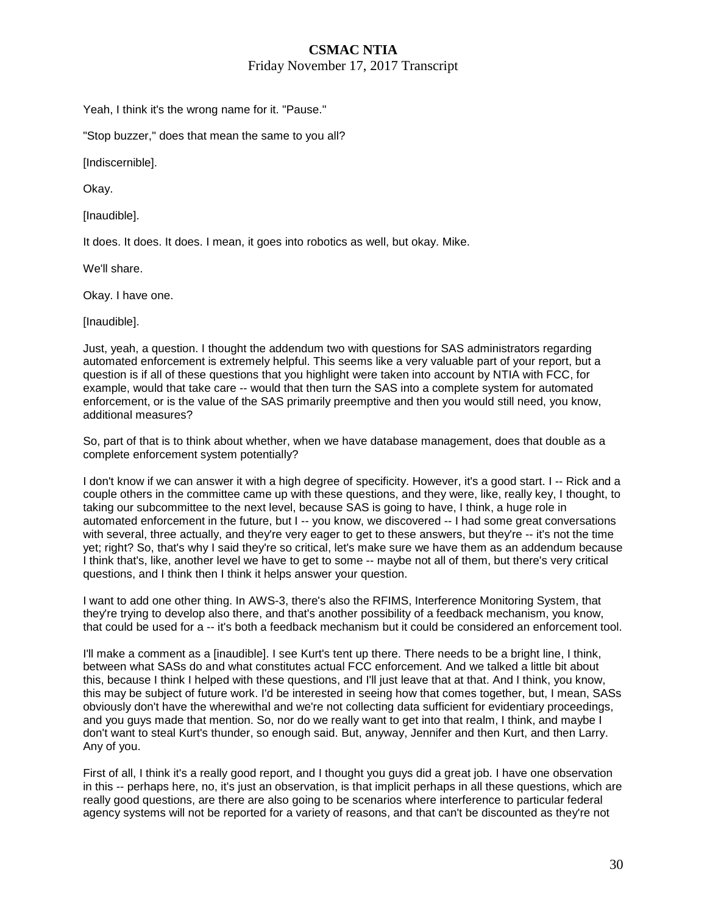Yeah, I think it's the wrong name for it. "Pause."

"Stop buzzer," does that mean the same to you all?

[Indiscernible].

Okay.

[Inaudible].

It does. It does. It does. I mean, it goes into robotics as well, but okay. Mike.

We'll share.

Okay. I have one.

[Inaudible].

Just, yeah, a question. I thought the addendum two with questions for SAS administrators regarding automated enforcement is extremely helpful. This seems like a very valuable part of your report, but a question is if all of these questions that you highlight were taken into account by NTIA with FCC, for example, would that take care -- would that then turn the SAS into a complete system for automated enforcement, or is the value of the SAS primarily preemptive and then you would still need, you know, additional measures?

So, part of that is to think about whether, when we have database management, does that double as a complete enforcement system potentially?

I don't know if we can answer it with a high degree of specificity. However, it's a good start. I -- Rick and a couple others in the committee came up with these questions, and they were, like, really key, I thought, to taking our subcommittee to the next level, because SAS is going to have, I think, a huge role in automated enforcement in the future, but I -- you know, we discovered -- I had some great conversations with several, three actually, and they're very eager to get to these answers, but they're -- it's not the time yet; right? So, that's why I said they're so critical, let's make sure we have them as an addendum because I think that's, like, another level we have to get to some -- maybe not all of them, but there's very critical questions, and I think then I think it helps answer your question.

I want to add one other thing. In AWS-3, there's also the RFIMS, Interference Monitoring System, that they're trying to develop also there, and that's another possibility of a feedback mechanism, you know, that could be used for a -- it's both a feedback mechanism but it could be considered an enforcement tool.

I'll make a comment as a [inaudible]. I see Kurt's tent up there. There needs to be a bright line, I think, between what SASs do and what constitutes actual FCC enforcement. And we talked a little bit about this, because I think I helped with these questions, and I'll just leave that at that. And I think, you know, this may be subject of future work. I'd be interested in seeing how that comes together, but, I mean, SASs obviously don't have the wherewithal and we're not collecting data sufficient for evidentiary proceedings, and you guys made that mention. So, nor do we really want to get into that realm, I think, and maybe I don't want to steal Kurt's thunder, so enough said. But, anyway, Jennifer and then Kurt, and then Larry. Any of you.

First of all, I think it's a really good report, and I thought you guys did a great job. I have one observation in this -- perhaps here, no, it's just an observation, is that implicit perhaps in all these questions, which are really good questions, are there are also going to be scenarios where interference to particular federal agency systems will not be reported for a variety of reasons, and that can't be discounted as they're not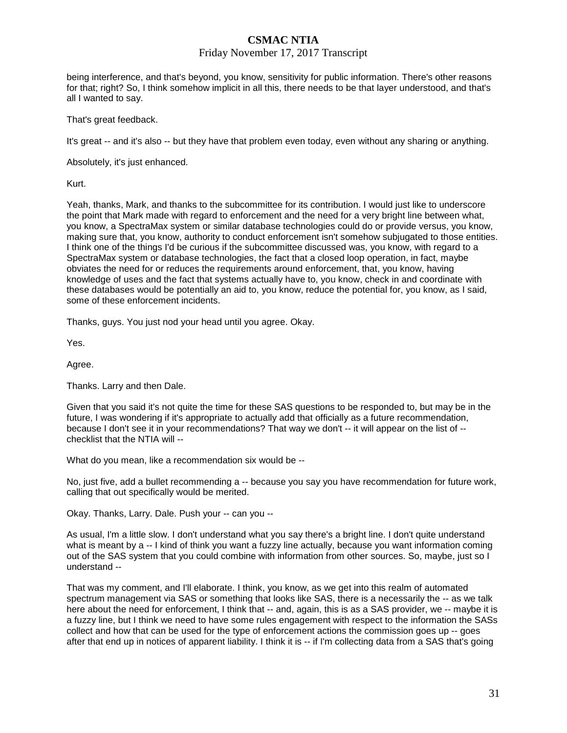being interference, and that's beyond, you know, sensitivity for public information. There's other reasons for that; right? So, I think somehow implicit in all this, there needs to be that layer understood, and that's all I wanted to say.

That's great feedback.

It's great -- and it's also -- but they have that problem even today, even without any sharing or anything.

Absolutely, it's just enhanced.

Kurt.

Yeah, thanks, Mark, and thanks to the subcommittee for its contribution. I would just like to underscore the point that Mark made with regard to enforcement and the need for a very bright line between what, you know, a SpectraMax system or similar database technologies could do or provide versus, you know, making sure that, you know, authority to conduct enforcement isn't somehow subjugated to those entities. I think one of the things I'd be curious if the subcommittee discussed was, you know, with regard to a SpectraMax system or database technologies, the fact that a closed loop operation, in fact, maybe obviates the need for or reduces the requirements around enforcement, that, you know, having knowledge of uses and the fact that systems actually have to, you know, check in and coordinate with these databases would be potentially an aid to, you know, reduce the potential for, you know, as I said, some of these enforcement incidents.

Thanks, guys. You just nod your head until you agree. Okay.

Yes.

Agree.

Thanks. Larry and then Dale.

Given that you said it's not quite the time for these SAS questions to be responded to, but may be in the future, I was wondering if it's appropriate to actually add that officially as a future recommendation, because I don't see it in your recommendations? That way we don't -- it will appear on the list of -- checklist that the NTIA will --

What do you mean, like a recommendation six would be --

No, just five, add a bullet recommending a -- because you say you have recommendation for future work, calling that out specifically would be merited.

Okay. Thanks, Larry. Dale. Push your -- can you --

As usual, I'm a little slow. I don't understand what you say there's a bright line. I don't quite understand what is meant by a -- I kind of think you want a fuzzy line actually, because you want information coming out of the SAS system that you could combine with information from other sources. So, maybe, just so I understand --

That was my comment, and I'll elaborate. I think, you know, as we get into this realm of automated spectrum management via SAS or something that looks like SAS, there is a necessarily the -- as we talk here about the need for enforcement, I think that -- and, again, this is as a SAS provider, we -- maybe it is a fuzzy line, but I think we need to have some rules engagement with respect to the information the SASs collect and how that can be used for the type of enforcement actions the commission goes up -- goes after that end up in notices of apparent liability. I think it is -- if I'm collecting data from a SAS that's going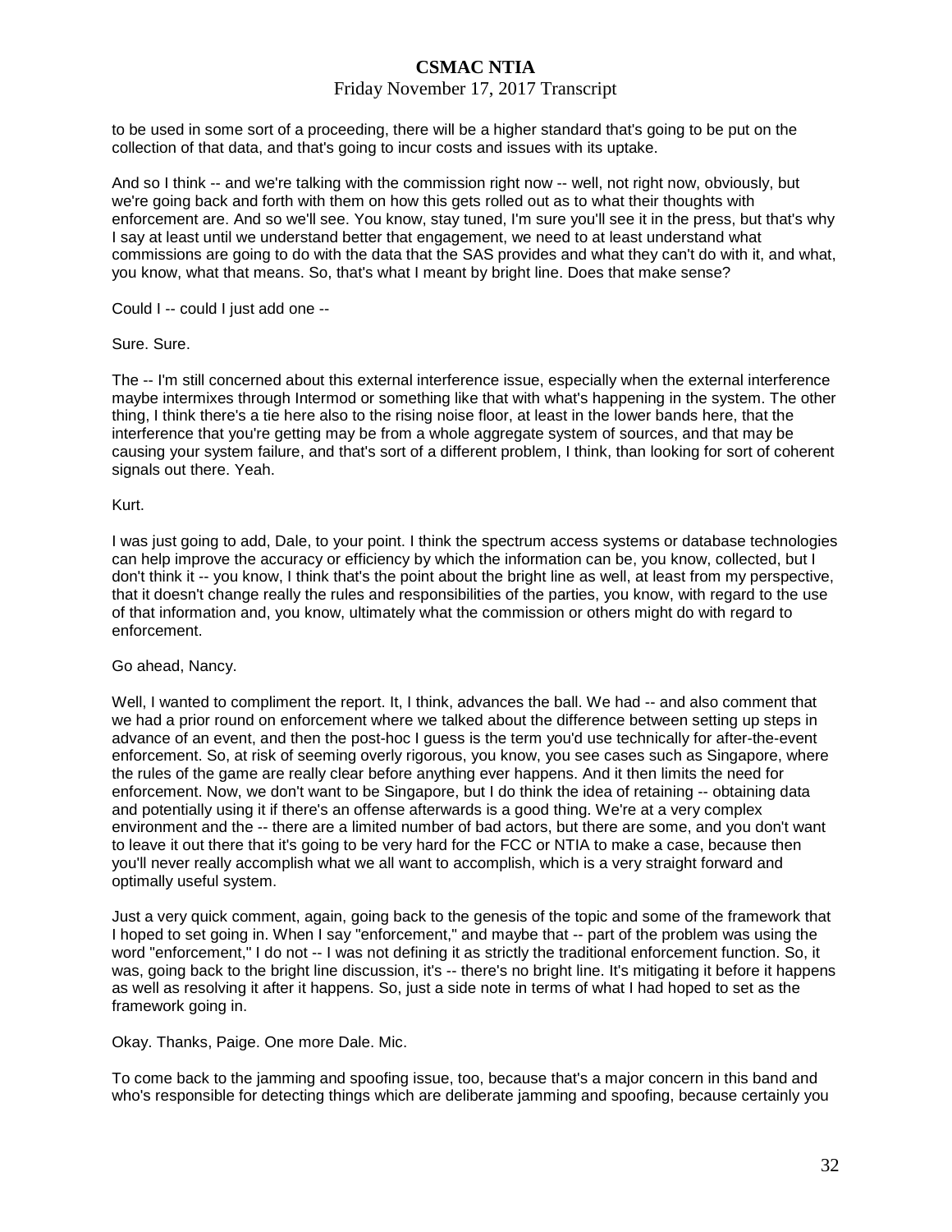to be used in some sort of a proceeding, there will be a higher standard that's going to be put on the collection of that data, and that's going to incur costs and issues with its uptake.

And so I think -- and we're talking with the commission right now -- well, not right now, obviously, but we're going back and forth with them on how this gets rolled out as to what their thoughts with enforcement are. And so we'll see. You know, stay tuned, I'm sure you'll see it in the press, but that's why I say at least until we understand better that engagement, we need to at least understand what commissions are going to do with the data that the SAS provides and what they can't do with it, and what, you know, what that means. So, that's what I meant by bright line. Does that make sense?

Could I -- could I just add one --

Sure. Sure.

The -- I'm still concerned about this external interference issue, especially when the external interference maybe intermixes through Intermod or something like that with what's happening in the system. The other thing, I think there's a tie here also to the rising noise floor, at least in the lower bands here, that the interference that you're getting may be from a whole aggregate system of sources, and that may be causing your system failure, and that's sort of a different problem, I think, than looking for sort of coherent signals out there. Yeah.

Kurt.

I was just going to add, Dale, to your point. I think the spectrum access systems or database technologies can help improve the accuracy or efficiency by which the information can be, you know, collected, but I don't think it -- you know, I think that's the point about the bright line as well, at least from my perspective, that it doesn't change really the rules and responsibilities of the parties, you know, with regard to the use of that information and, you know, ultimately what the commission or others might do with regard to enforcement.

Go ahead, Nancy.

Well, I wanted to compliment the report. It, I think, advances the ball. We had -- and also comment that we had a prior round on enforcement where we talked about the difference between setting up steps in advance of an event, and then the post-hoc I guess is the term you'd use technically for after-the-event enforcement. So, at risk of seeming overly rigorous, you know, you see cases such as Singapore, where the rules of the game are really clear before anything ever happens. And it then limits the need for enforcement. Now, we don't want to be Singapore, but I do think the idea of retaining -- obtaining data and potentially using it if there's an offense afterwards is a good thing. We're at a very complex environment and the -- there are a limited number of bad actors, but there are some, and you don't want to leave it out there that it's going to be very hard for the FCC or NTIA to make a case, because then you'll never really accomplish what we all want to accomplish, which is a very straight forward and optimally useful system.

Just a very quick comment, again, going back to the genesis of the topic and some of the framework that I hoped to set going in. When I say "enforcement," and maybe that -- part of the problem was using the word "enforcement," I do not -- I was not defining it as strictly the traditional enforcement function. So, it was, going back to the bright line discussion, it's -- there's no bright line. It's mitigating it before it happens as well as resolving it after it happens. So, just a side note in terms of what I had hoped to set as the framework going in.

Okay. Thanks, Paige. One more Dale. Mic.

To come back to the jamming and spoofing issue, too, because that's a major concern in this band and who's responsible for detecting things which are deliberate jamming and spoofing, because certainly you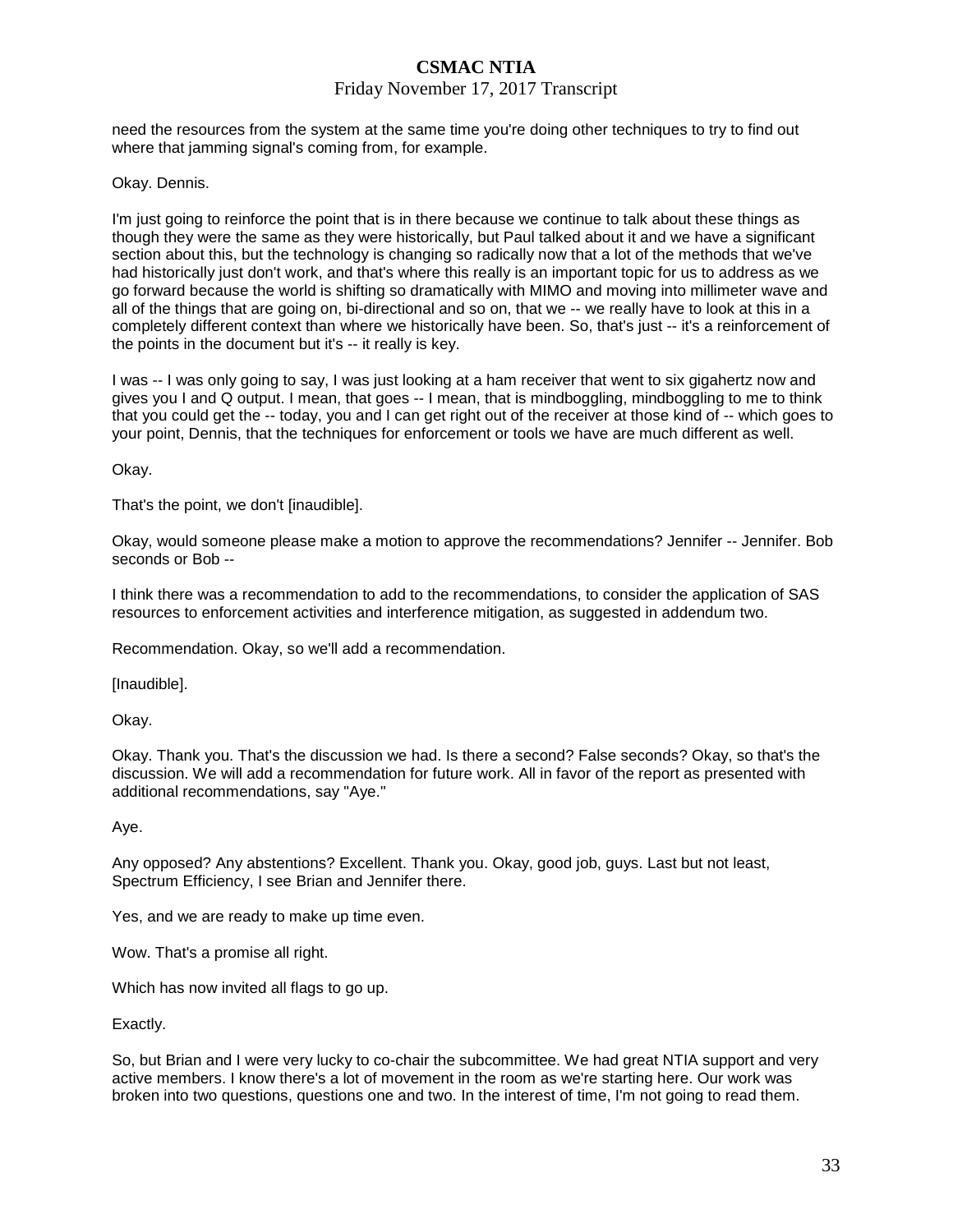need the resources from the system at the same time you're doing other techniques to try to find out where that jamming signal's coming from, for example.

Okay. Dennis.

I'm just going to reinforce the point that is in there because we continue to talk about these things as though they were the same as they were historically, but Paul talked about it and we have a significant section about this, but the technology is changing so radically now that a lot of the methods that we've had historically just don't work, and that's where this really is an important topic for us to address as we go forward because the world is shifting so dramatically with MIMO and moving into millimeter wave and all of the things that are going on, bi-directional and so on, that we -- we really have to look at this in a completely different context than where we historically have been. So, that's just -- it's a reinforcement of the points in the document but it's -- it really is key.

I was -- I was only going to say, I was just looking at a ham receiver that went to six gigahertz now and gives you I and Q output. I mean, that goes -- I mean, that is mindboggling, mindboggling to me to think that you could get the -- today, you and I can get right out of the receiver at those kind of -- which goes to your point, Dennis, that the techniques for enforcement or tools we have are much different as well.

Okay.

That's the point, we don't [inaudible].

Okay, would someone please make a motion to approve the recommendations? Jennifer -- Jennifer. Bob seconds or Bob --

I think there was a recommendation to add to the recommendations, to consider the application of SAS resources to enforcement activities and interference mitigation, as suggested in addendum two.

Recommendation. Okay, so we'll add a recommendation.

[Inaudible].

Okay.

Okay. Thank you. That's the discussion we had. Is there a second? False seconds? Okay, so that's the discussion. We will add a recommendation for future work. All in favor of the report as presented with additional recommendations, say "Aye."

Aye.

Any opposed? Any abstentions? Excellent. Thank you. Okay, good job, guys. Last but not least, Spectrum Efficiency, I see Brian and Jennifer there.

Yes, and we are ready to make up time even.

Wow. That's a promise all right.

Which has now invited all flags to go up.

Exactly.

So, but Brian and I were very lucky to co-chair the subcommittee. We had great NTIA support and very active members. I know there's a lot of movement in the room as we're starting here. Our work was broken into two questions, questions one and two. In the interest of time, I'm not going to read them.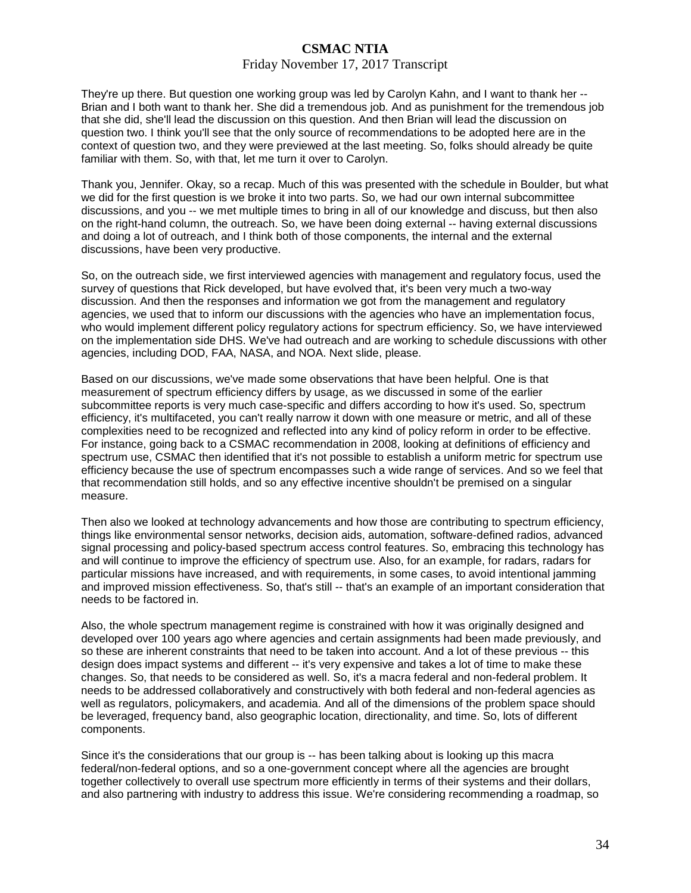They're up there. But question one working group was led by Carolyn Kahn, and I want to thank her -- Brian and I both want to thank her. She did a tremendous job. And as punishment for the tremendous job that she did, she'll lead the discussion on this question. And then Brian will lead the discussion on question two. I think you'll see that the only source of recommendations to be adopted here are in the context of question two, and they were previewed at the last meeting. So, folks should already be quite familiar with them. So, with that, let me turn it over to Carolyn.

Thank you, Jennifer. Okay, so a recap. Much of this was presented with the schedule in Boulder, but what we did for the first question is we broke it into two parts. So, we had our own internal subcommittee discussions, and you -- we met multiple times to bring in all of our knowledge and discuss, but then also on the right-hand column, the outreach. So, we have been doing external -- having external discussions and doing a lot of outreach, and I think both of those components, the internal and the external discussions, have been very productive.

So, on the outreach side, we first interviewed agencies with management and regulatory focus, used the survey of questions that Rick developed, but have evolved that, it's been very much a two-way discussion. And then the responses and information we got from the management and regulatory agencies, we used that to inform our discussions with the agencies who have an implementation focus, who would implement different policy regulatory actions for spectrum efficiency. So, we have interviewed on the implementation side DHS. We've had outreach and are working to schedule discussions with other agencies, including DOD, FAA, NASA, and NOA. Next slide, please.

Based on our discussions, we've made some observations that have been helpful. One is that measurement of spectrum efficiency differs by usage, as we discussed in some of the earlier subcommittee reports is very much case-specific and differs according to how it's used. So, spectrum efficiency, it's multifaceted, you can't really narrow it down with one measure or metric, and all of these complexities need to be recognized and reflected into any kind of policy reform in order to be effective. For instance, going back to a CSMAC recommendation in 2008, looking at definitions of efficiency and spectrum use, CSMAC then identified that it's not possible to establish a uniform metric for spectrum use efficiency because the use of spectrum encompasses such a wide range of services. And so we feel that that recommendation still holds, and so any effective incentive shouldn't be premised on a singular measure.

Then also we looked at technology advancements and how those are contributing to spectrum efficiency, things like environmental sensor networks, decision aids, automation, software-defined radios, advanced signal processing and policy-based spectrum access control features. So, embracing this technology has and will continue to improve the efficiency of spectrum use. Also, for an example, for radars, radars for particular missions have increased, and with requirements, in some cases, to avoid intentional jamming and improved mission effectiveness. So, that's still -- that's an example of an important consideration that needs to be factored in.

Also, the whole spectrum management regime is constrained with how it was originally designed and developed over 100 years ago where agencies and certain assignments had been made previously, and so these are inherent constraints that need to be taken into account. And a lot of these previous -- this design does impact systems and different -- it's very expensive and takes a lot of time to make these changes. So, that needs to be considered as well. So, it's a macra federal and non-federal problem. It needs to be addressed collaboratively and constructively with both federal and non-federal agencies as well as regulators, policymakers, and academia. And all of the dimensions of the problem space should be leveraged, frequency band, also geographic location, directionality, and time. So, lots of different components.

Since it's the considerations that our group is -- has been talking about is looking up this macra federal/non-federal options, and so a one-government concept where all the agencies are brought together collectively to overall use spectrum more efficiently in terms of their systems and their dollars, and also partnering with industry to address this issue. We're considering recommending a roadmap, so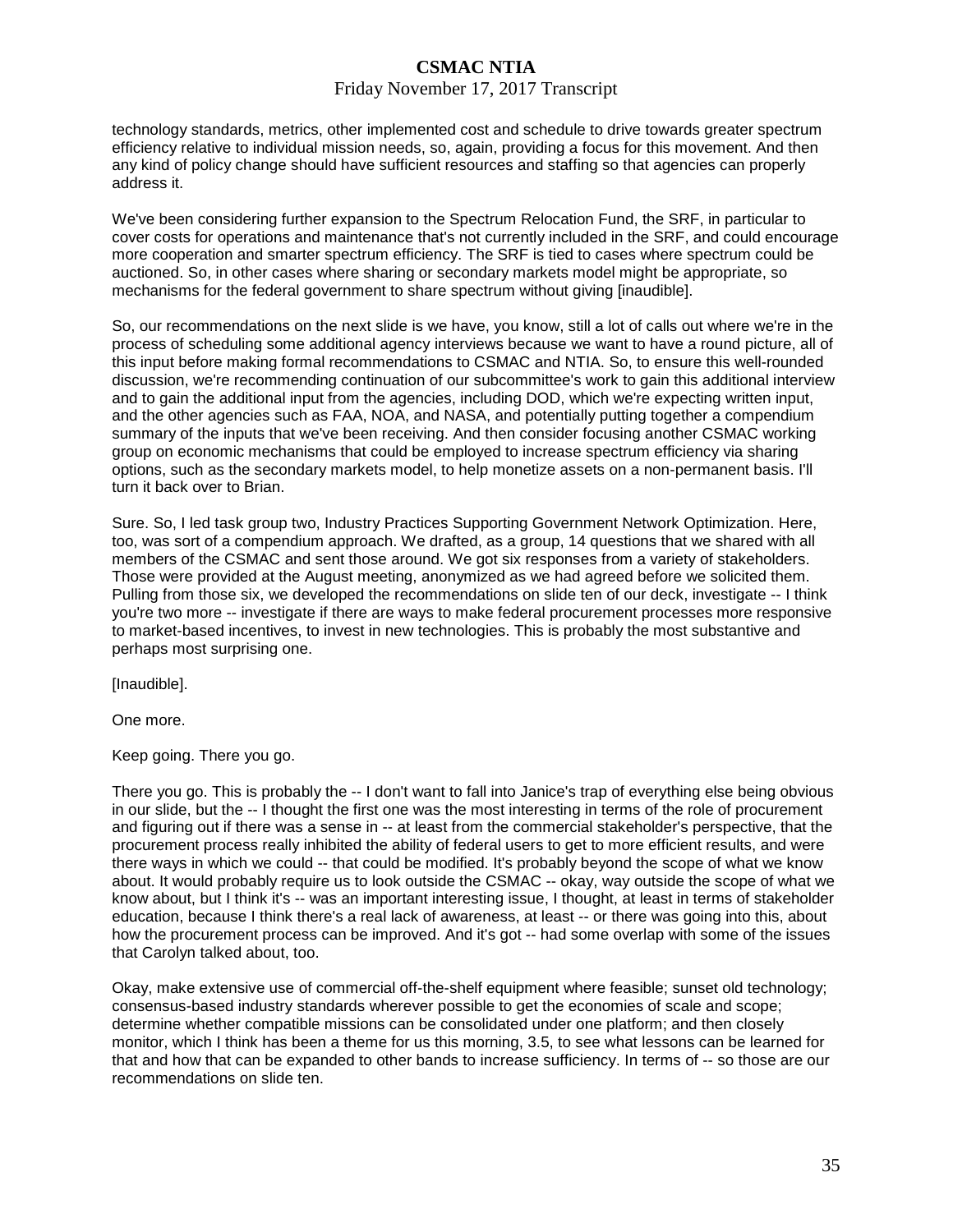technology standards, metrics, other implemented cost and schedule to drive towards greater spectrum efficiency relative to individual mission needs, so, again, providing a focus for this movement. And then any kind of policy change should have sufficient resources and staffing so that agencies can properly address it.

We've been considering further expansion to the Spectrum Relocation Fund, the SRF, in particular to cover costs for operations and maintenance that's not currently included in the SRF, and could encourage more cooperation and smarter spectrum efficiency. The SRF is tied to cases where spectrum could be auctioned. So, in other cases where sharing or secondary markets model might be appropriate, so mechanisms for the federal government to share spectrum without giving [inaudible].

So, our recommendations on the next slide is we have, you know, still a lot of calls out where we're in the process of scheduling some additional agency interviews because we want to have a round picture, all of this input before making formal recommendations to CSMAC and NTIA. So, to ensure this well-rounded discussion, we're recommending continuation of our subcommittee's work to gain this additional interview and to gain the additional input from the agencies, including DOD, which we're expecting written input, and the other agencies such as FAA, NOA, and NASA, and potentially putting together a compendium summary of the inputs that we've been receiving. And then consider focusing another CSMAC working group on economic mechanisms that could be employed to increase spectrum efficiency via sharing options, such as the secondary markets model, to help monetize assets on a non-permanent basis. I'll turn it back over to Brian.

Sure. So, I led task group two, Industry Practices Supporting Government Network Optimization. Here, too, was sort of a compendium approach. We drafted, as a group, 14 questions that we shared with all members of the CSMAC and sent those around. We got six responses from a variety of stakeholders. Those were provided at the August meeting, anonymized as we had agreed before we solicited them. Pulling from those six, we developed the recommendations on slide ten of our deck, investigate -- I think you're two more -- investigate if there are ways to make federal procurement processes more responsive to market-based incentives, to invest in new technologies. This is probably the most substantive and perhaps most surprising one.

[Inaudible].

One more.

Keep going. There you go.

There you go. This is probably the -- I don't want to fall into Janice's trap of everything else being obvious in our slide, but the -- I thought the first one was the most interesting in terms of the role of procurement and figuring out if there was a sense in -- at least from the commercial stakeholder's perspective, that the procurement process really inhibited the ability of federal users to get to more efficient results, and were there ways in which we could -- that could be modified. It's probably beyond the scope of what we know about. It would probably require us to look outside the CSMAC -- okay, way outside the scope of what we know about, but I think it's -- was an important interesting issue, I thought, at least in terms of stakeholder education, because I think there's a real lack of awareness, at least -- or there was going into this, about how the procurement process can be improved. And it's got -- had some overlap with some of the issues that Carolyn talked about, too.

Okay, make extensive use of commercial off-the-shelf equipment where feasible; sunset old technology; consensus-based industry standards wherever possible to get the economies of scale and scope; determine whether compatible missions can be consolidated under one platform; and then closely monitor, which I think has been a theme for us this morning, 3.5, to see what lessons can be learned for that and how that can be expanded to other bands to increase sufficiency. In terms of -- so those are our recommendations on slide ten.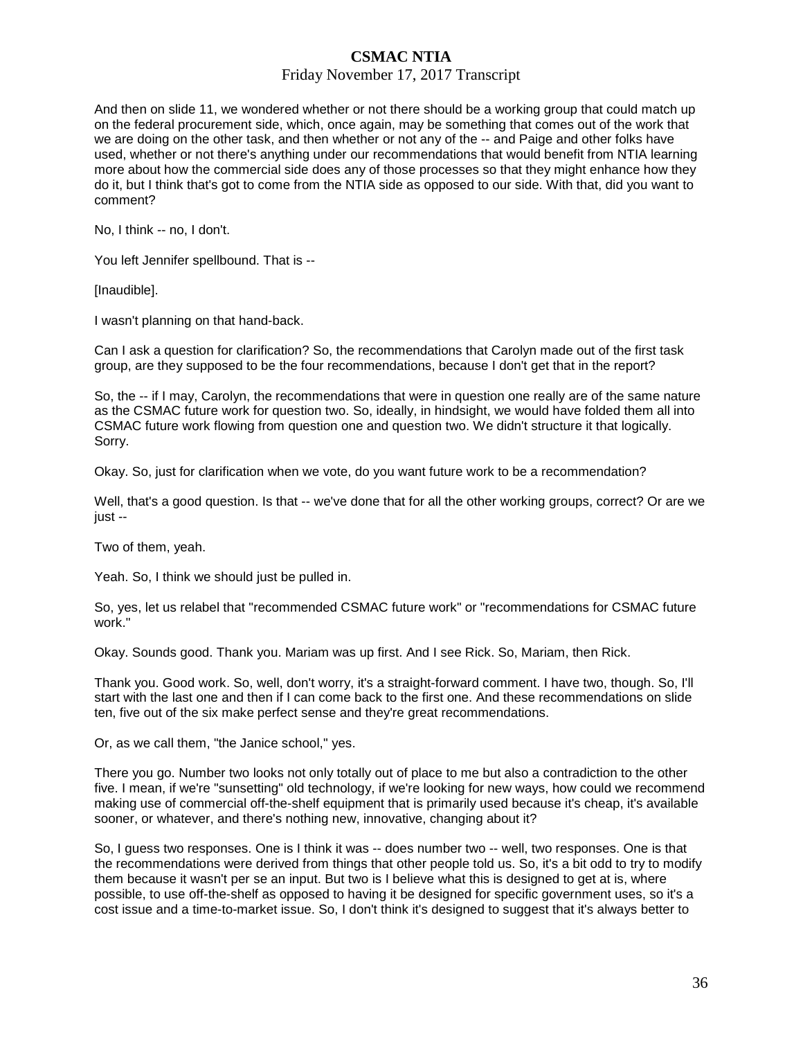And then on slide 11, we wondered whether or not there should be a working group that could match up on the federal procurement side, which, once again, may be something that comes out of the work that we are doing on the other task, and then whether or not any of the -- and Paige and other folks have used, whether or not there's anything under our recommendations that would benefit from NTIA learning more about how the commercial side does any of those processes so that they might enhance how they do it, but I think that's got to come from the NTIA side as opposed to our side. With that, did you want to comment?

No, I think -- no, I don't.

You left Jennifer spellbound. That is --

[Inaudible].

I wasn't planning on that hand-back.

Can I ask a question for clarification? So, the recommendations that Carolyn made out of the first task group, are they supposed to be the four recommendations, because I don't get that in the report?

So, the -- if I may, Carolyn, the recommendations that were in question one really are of the same nature as the CSMAC future work for question two. So, ideally, in hindsight, we would have folded them all into CSMAC future work flowing from question one and question two. We didn't structure it that logically. Sorry.

Okay. So, just for clarification when we vote, do you want future work to be a recommendation?

Well, that's a good question. Is that -- we've done that for all the other working groups, correct? Or are we just --

Two of them, yeah.

Yeah. So, I think we should just be pulled in.

So, yes, let us relabel that "recommended CSMAC future work" or "recommendations for CSMAC future work."

Okay. Sounds good. Thank you. Mariam was up first. And I see Rick. So, Mariam, then Rick.

Thank you. Good work. So, well, don't worry, it's a straight-forward comment. I have two, though. So, I'll start with the last one and then if I can come back to the first one. And these recommendations on slide ten, five out of the six make perfect sense and they're great recommendations.

Or, as we call them, "the Janice school," yes.

There you go. Number two looks not only totally out of place to me but also a contradiction to the other five. I mean, if we're "sunsetting" old technology, if we're looking for new ways, how could we recommend making use of commercial off-the-shelf equipment that is primarily used because it's cheap, it's available sooner, or whatever, and there's nothing new, innovative, changing about it?

So, I guess two responses. One is I think it was -- does number two -- well, two responses. One is that the recommendations were derived from things that other people told us. So, it's a bit odd to try to modify them because it wasn't per se an input. But two is I believe what this is designed to get at is, where possible, to use off-the-shelf as opposed to having it be designed for specific government uses, so it's a cost issue and a time-to-market issue. So, I don't think it's designed to suggest that it's always better to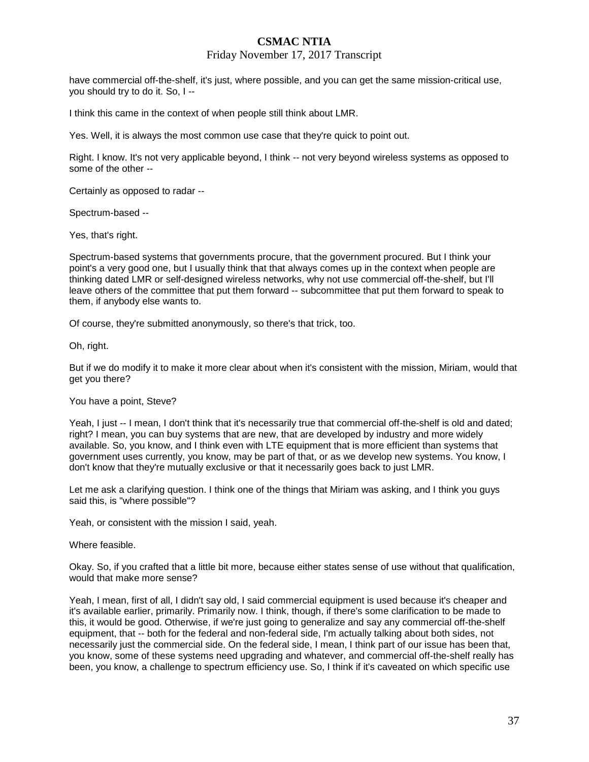have commercial off-the-shelf, it's just, where possible, and you can get the same mission-critical use, you should try to do it. So, I --

I think this came in the context of when people still think about LMR.

Yes. Well, it is always the most common use case that they're quick to point out.

Right. I know. It's not very applicable beyond, I think -- not very beyond wireless systems as opposed to some of the other --

Certainly as opposed to radar --

Spectrum-based --

Yes, that's right.

Spectrum-based systems that governments procure, that the government procured. But I think your point's a very good one, but I usually think that that always comes up in the context when people are thinking dated LMR or self-designed wireless networks, why not use commercial off-the-shelf, but I'll leave others of the committee that put them forward -- subcommittee that put them forward to speak to them, if anybody else wants to.

Of course, they're submitted anonymously, so there's that trick, too.

Oh, right.

But if we do modify it to make it more clear about when it's consistent with the mission, Miriam, would that get you there?

You have a point, Steve?

Yeah, I just -- I mean, I don't think that it's necessarily true that commercial off-the-shelf is old and dated; right? I mean, you can buy systems that are new, that are developed by industry and more widely available. So, you know, and I think even with LTE equipment that is more efficient than systems that government uses currently, you know, may be part of that, or as we develop new systems. You know, I don't know that they're mutually exclusive or that it necessarily goes back to just LMR.

Let me ask a clarifying question. I think one of the things that Miriam was asking, and I think you guys said this, is "where possible"?

Yeah, or consistent with the mission I said, yeah.

Where feasible.

Okay. So, if you crafted that a little bit more, because either states sense of use without that qualification, would that make more sense?

Yeah, I mean, first of all, I didn't say old, I said commercial equipment is used because it's cheaper and it's available earlier, primarily. Primarily now. I think, though, if there's some clarification to be made to this, it would be good. Otherwise, if we're just going to generalize and say any commercial off-the-shelf equipment, that -- both for the federal and non-federal side, I'm actually talking about both sides, not necessarily just the commercial side. On the federal side, I mean, I think part of our issue has been that, you know, some of these systems need upgrading and whatever, and commercial off-the-shelf really has been, you know, a challenge to spectrum efficiency use. So, I think if it's caveated on which specific use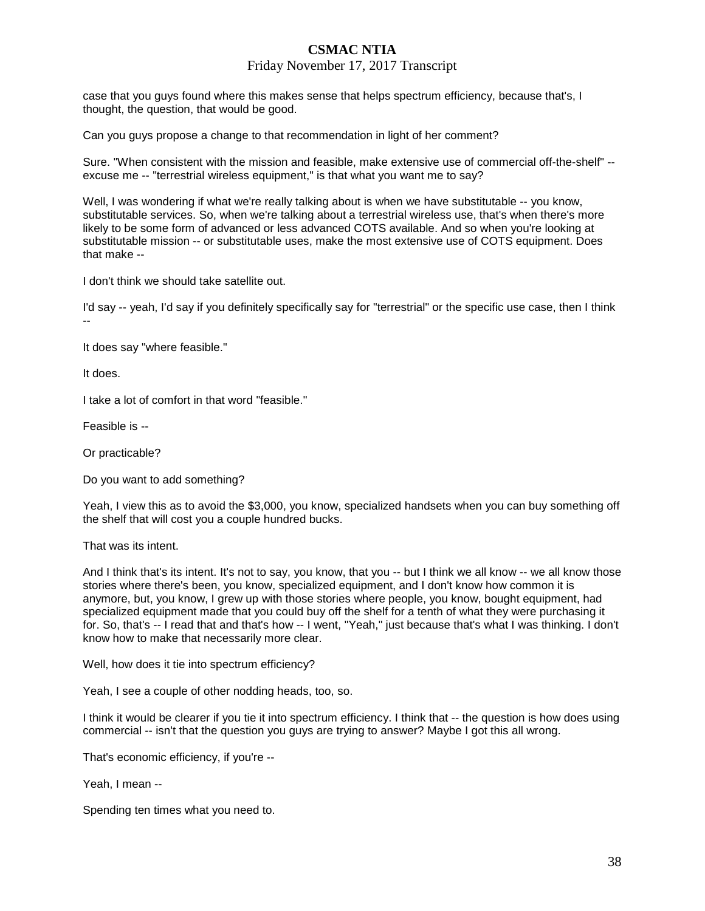case that you guys found where this makes sense that helps spectrum efficiency, because that's, I thought, the question, that would be good.

Can you guys propose a change to that recommendation in light of her comment?

Sure. "When consistent with the mission and feasible, make extensive use of commercial off-the-shelf" -- excuse me -- "terrestrial wireless equipment," is that what you want me to say?

Well, I was wondering if what we're really talking about is when we have substitutable -- you know, substitutable services. So, when we're talking about a terrestrial wireless use, that's when there's more likely to be some form of advanced or less advanced COTS available. And so when you're looking at substitutable mission -- or substitutable uses, make the most extensive use of COTS equipment. Does that make --

I don't think we should take satellite out.

I'd say -- yeah, I'd say if you definitely specifically say for "terrestrial" or the specific use case, then I think --

It does say "where feasible."

It does.

I take a lot of comfort in that word "feasible."

Feasible is --

Or practicable?

Do you want to add something?

Yeah, I view this as to avoid the $3,000, you know, specialized handsets when you can buy something off the shelf that will cost you a couple hundred bucks.

That was its intent.

And I think that's its intent. It's not to say, you know, that you -- but I think we all know -- we all know those stories where there's been, you know, specialized equipment, and I don't know how common it is anymore, but, you know, I grew up with those stories where people, you know, bought equipment, had specialized equipment made that you could buy off the shelf for a tenth of what they were purchasing it for. So, that's -- I read that and that's how -- I went, "Yeah," just because that's what I was thinking. I don't know how to make that necessarily more clear.

Well, how does it tie into spectrum efficiency?

Yeah, I see a couple of other nodding heads, too, so.

I think it would be clearer if you tie it into spectrum efficiency. I think that -- the question is how does using commercial -- isn't that the question you guys are trying to answer? Maybe I got this all wrong.

That's economic efficiency, if you're --

Yeah, I mean --

Spending ten times what you need to.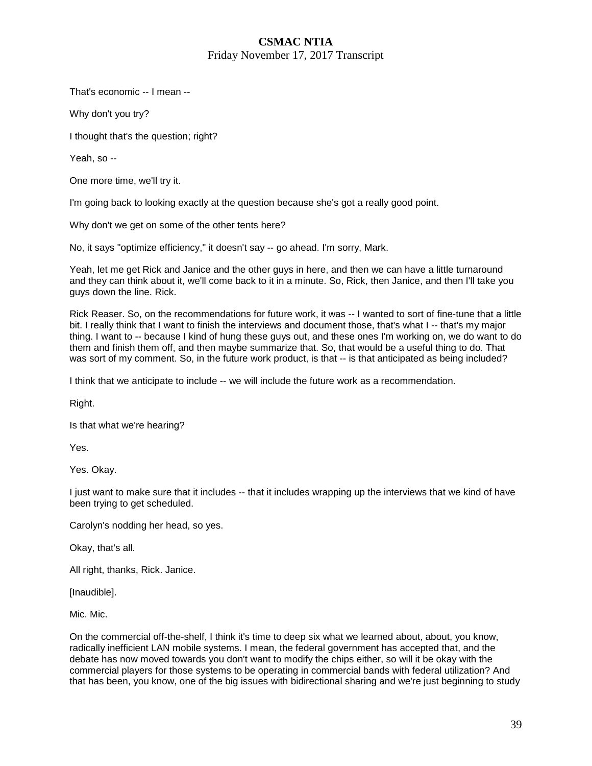That's economic -- I mean --

Why don't you try?

I thought that's the question; right?

Yeah, so --

One more time, we'll try it.

I'm going back to looking exactly at the question because she's got a really good point.

Why don't we get on some of the other tents here?

No, it says "optimize efficiency," it doesn't say -- go ahead. I'm sorry, Mark.

Yeah, let me get Rick and Janice and the other guys in here, and then we can have a little turnaround and they can think about it, we'll come back to it in a minute. So, Rick, then Janice, and then I'll take you guys down the line. Rick.

Rick Reaser. So, on the recommendations for future work, it was -- I wanted to sort of fine-tune that a little bit. I really think that I want to finish the interviews and document those, that's what I -- that's my major thing. I want to -- because I kind of hung these guys out, and these ones I'm working on, we do want to do them and finish them off, and then maybe summarize that. So, that would be a useful thing to do. That was sort of my comment. So, in the future work product, is that -- is that anticipated as being included?

I think that we anticipate to include -- we will include the future work as a recommendation.

Right.

Is that what we're hearing?

Yes.

Yes. Okay.

I just want to make sure that it includes -- that it includes wrapping up the interviews that we kind of have been trying to get scheduled.

Carolyn's nodding her head, so yes.

Okay, that's all.

All right, thanks, Rick. Janice.

[Inaudible].

Mic. Mic.

On the commercial off-the-shelf, I think it's time to deep six what we learned about, about, you know, radically inefficient LAN mobile systems. I mean, the federal government has accepted that, and the debate has now moved towards you don't want to modify the chips either, so will it be okay with the commercial players for those systems to be operating in commercial bands with federal utilization? And that has been, you know, one of the big issues with bidirectional sharing and we're just beginning to study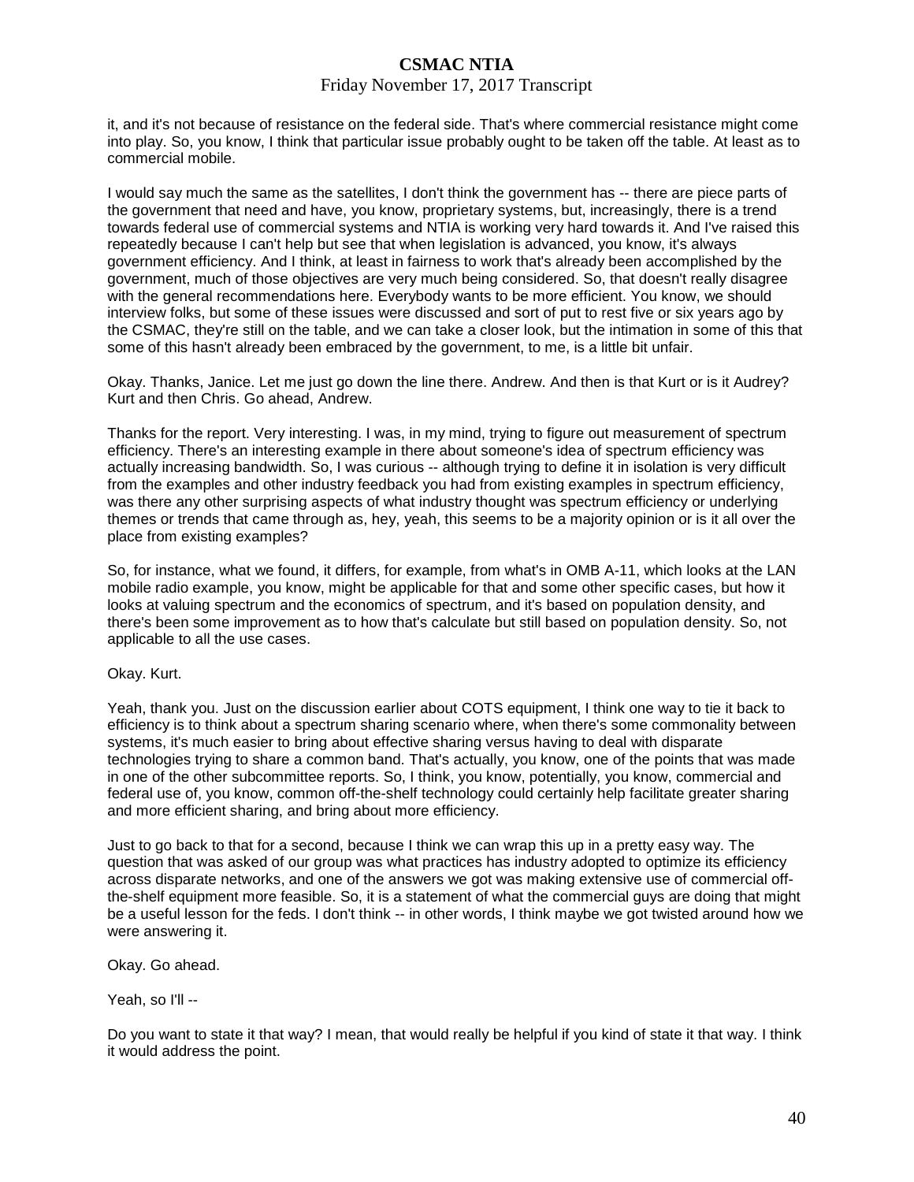it, and it's not because of resistance on the federal side. That's where commercial resistance might come into play. So, you know, I think that particular issue probably ought to be taken off the table. At least as to commercial mobile.

I would say much the same as the satellites, I don't think the government has -- there are piece parts of the government that need and have, you know, proprietary systems, but, increasingly, there is a trend towards federal use of commercial systems and NTIA is working very hard towards it. And I've raised this repeatedly because I can't help but see that when legislation is advanced, you know, it's always government efficiency. And I think, at least in fairness to work that's already been accomplished by the government, much of those objectives are very much being considered. So, that doesn't really disagree with the general recommendations here. Everybody wants to be more efficient. You know, we should interview folks, but some of these issues were discussed and sort of put to rest five or six years ago by the CSMAC, they're still on the table, and we can take a closer look, but the intimation in some of this that some of this hasn't already been embraced by the government, to me, is a little bit unfair.

Okay. Thanks, Janice. Let me just go down the line there. Andrew. And then is that Kurt or is it Audrey? Kurt and then Chris. Go ahead, Andrew.

Thanks for the report. Very interesting. I was, in my mind, trying to figure out measurement of spectrum efficiency. There's an interesting example in there about someone's idea of spectrum efficiency was actually increasing bandwidth. So, I was curious -- although trying to define it in isolation is very difficult from the examples and other industry feedback you had from existing examples in spectrum efficiency, was there any other surprising aspects of what industry thought was spectrum efficiency or underlying themes or trends that came through as, hey, yeah, this seems to be a majority opinion or is it all over the place from existing examples?

So, for instance, what we found, it differs, for example, from what's in OMB A-11, which looks at the LAN mobile radio example, you know, might be applicable for that and some other specific cases, but how it looks at valuing spectrum and the economics of spectrum, and it's based on population density, and there's been some improvement as to how that's calculate but still based on population density. So, not applicable to all the use cases.

Okay. Kurt.

Yeah, thank you. Just on the discussion earlier about COTS equipment, I think one way to tie it back to efficiency is to think about a spectrum sharing scenario where, when there's some commonality between systems, it's much easier to bring about effective sharing versus having to deal with disparate technologies trying to share a common band. That's actually, you know, one of the points that was made in one of the other subcommittee reports. So, I think, you know, potentially, you know, commercial and federal use of, you know, common off-the-shelf technology could certainly help facilitate greater sharing and more efficient sharing, and bring about more efficiency.

Just to go back to that for a second, because I think we can wrap this up in a pretty easy way. The question that was asked of our group was what practices has industry adopted to optimize its efficiency across disparate networks, and one of the answers we got was making extensive use of commercial off-the-shelf equipment more feasible. So, it is a statement of what the commercial guys are doing that might be a useful lesson for the feds. I don't think -- in other words, I think maybe we got twisted around how we were answering it.

Okay. Go ahead.

Yeah, so I'll --

Do you want to state it that way? I mean, that would really be helpful if you kind of state it that way. I think it would address the point.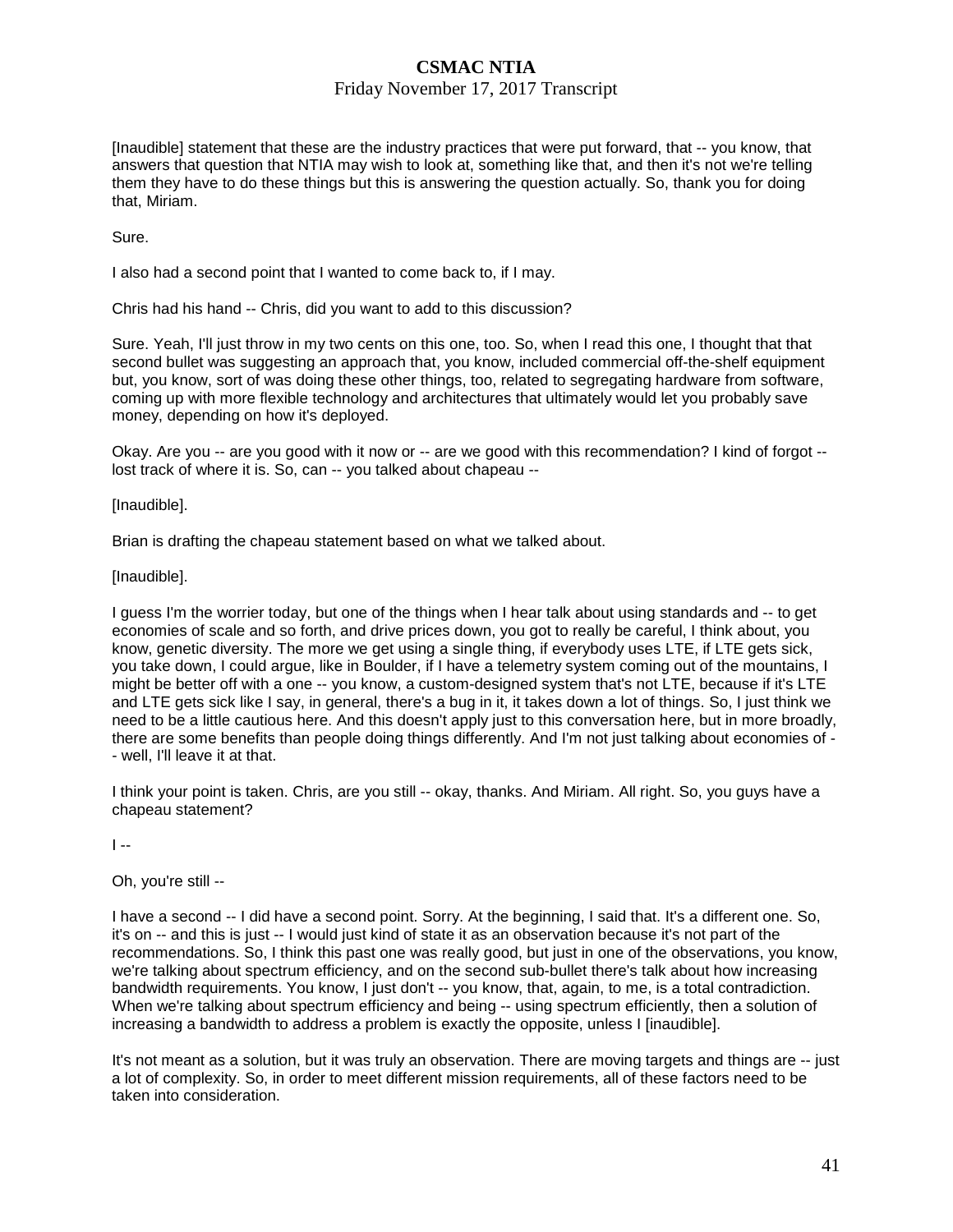[Inaudible] statement that these are the industry practices that were put forward, that -- you know, that answers that question that NTIA may wish to look at, something like that, and then it's not we're telling them they have to do these things but this is answering the question actually. So, thank you for doing that, Miriam.

Sure.

I also had a second point that I wanted to come back to, if I may.

Chris had his hand -- Chris, did you want to add to this discussion?

Sure. Yeah, I'll just throw in my two cents on this one, too. So, when I read this one, I thought that that second bullet was suggesting an approach that, you know, included commercial off-the-shelf equipment but, you know, sort of was doing these other things, too, related to segregating hardware from software, coming up with more flexible technology and architectures that ultimately would let you probably save money, depending on how it's deployed.

Okay. Are you -- are you good with it now or -- are we good with this recommendation? I kind of forgot -- lost track of where it is. So, can -- you talked about chapeau --

[Inaudible].

Brian is drafting the chapeau statement based on what we talked about.

[Inaudible].

I guess I'm the worrier today, but one of the things when I hear talk about using standards and -- to get economies of scale and so forth, and drive prices down, you got to really be careful, I think about, you know, genetic diversity. The more we get using a single thing, if everybody uses LTE, if LTE gets sick, you take down, I could argue, like in Boulder, if I have a telemetry system coming out of the mountains, I might be better off with a one -- you know, a custom-designed system that's not LTE, because if it's LTE and LTE gets sick like I say, in general, there's a bug in it, it takes down a lot of things. So, I just think we need to be a little cautious here. And this doesn't apply just to this conversation here, but in more broadly, there are some benefits than people doing things differently. And I'm not just talking about economies of -- well, I'll leave it at that.

I think your point is taken. Chris, are you still -- okay, thanks. And Miriam. All right. So, you guys have a chapeau statement?

I --

Oh, you're still --

I have a second -- I did have a second point. Sorry. At the beginning, I said that. It's a different one. So, it's on -- and this is just -- I would just kind of state it as an observation because it's not part of the recommendations. So, I think this past one was really good, but just in one of the observations, you know, we're talking about spectrum efficiency, and on the second sub-bullet there's talk about how increasing bandwidth requirements. You know, I just don't -- you know, that, again, to me, is a total contradiction. When we're talking about spectrum efficiency and being -- using spectrum efficiently, then a solution of increasing a bandwidth to address a problem is exactly the opposite, unless I [inaudible].

It's not meant as a solution, but it was truly an observation. There are moving targets and things are -- just a lot of complexity. So, in order to meet different mission requirements, all of these factors need to be taken into consideration.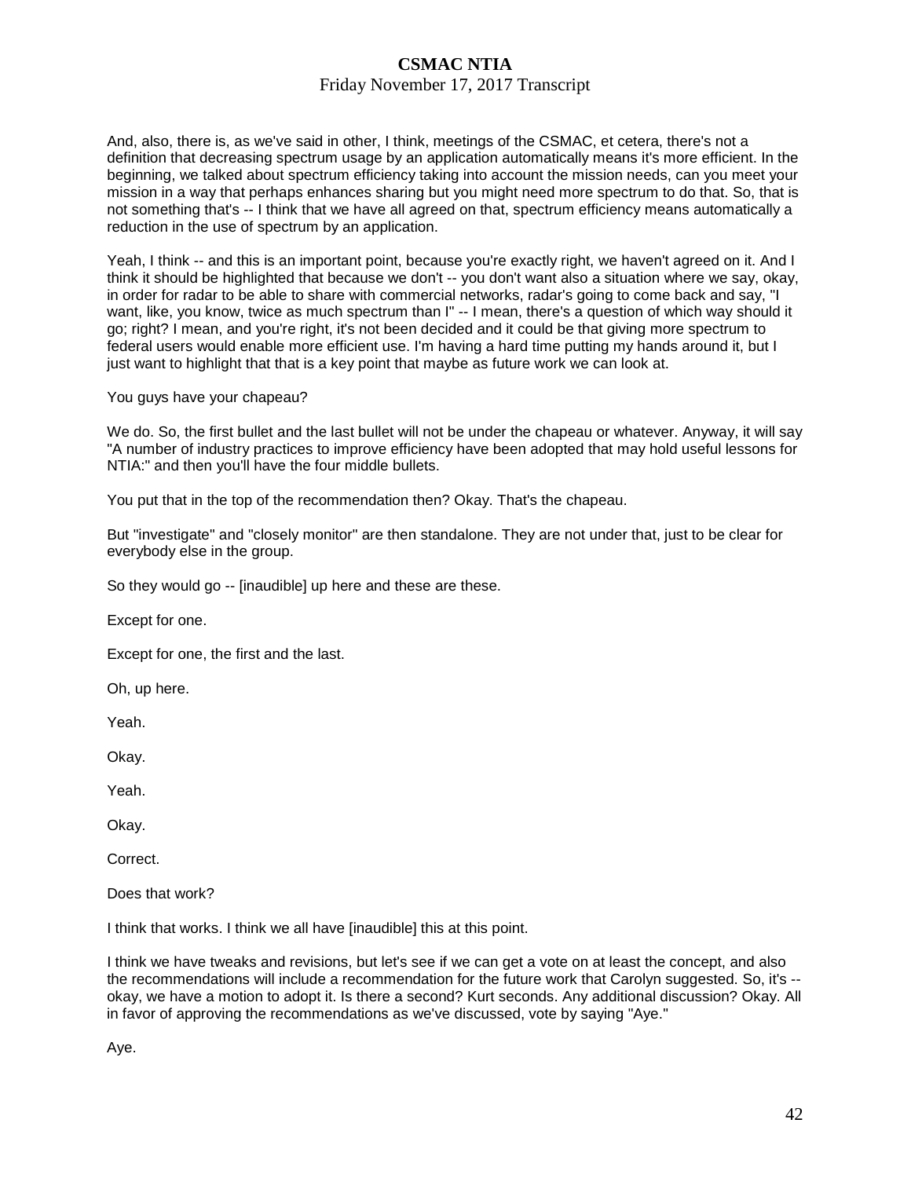And, also, there is, as we've said in other, I think, meetings of the CSMAC, et cetera, there's not a definition that decreasing spectrum usage by an application automatically means it's more efficient. In the beginning, we talked about spectrum efficiency taking into account the mission needs, can you meet your mission in a way that perhaps enhances sharing but you might need more spectrum to do that. So, that is not something that's -- I think that we have all agreed on that, spectrum efficiency means automatically a reduction in the use of spectrum by an application.

Yeah, I think -- and this is an important point, because you're exactly right, we haven't agreed on it. And I think it should be highlighted that because we don't -- you don't want also a situation where we say, okay, in order for radar to be able to share with commercial networks, radar's going to come back and say, "I want, like, you know, twice as much spectrum than I" -- I mean, there's a question of which way should it go; right? I mean, and you're right, it's not been decided and it could be that giving more spectrum to federal users would enable more efficient use. I'm having a hard time putting my hands around it, but I just want to highlight that that is a key point that maybe as future work we can look at.

You guys have your chapeau?

We do. So, the first bullet and the last bullet will not be under the chapeau or whatever. Anyway, it will say "A number of industry practices to improve efficiency have been adopted that may hold useful lessons for NTIA:" and then you'll have the four middle bullets.

You put that in the top of the recommendation then? Okay. That's the chapeau.

But "investigate" and "closely monitor" are then standalone. They are not under that, just to be clear for everybody else in the group.

So they would go -- [inaudible] up here and these are these.

Except for one.

Except for one, the first and the last.

Oh, up here.

Yeah.

Okay.

Yeah.

Okay.

Correct.

Does that work?

I think that works. I think we all have [inaudible] this at this point.

I think we have tweaks and revisions, but let's see if we can get a vote on at least the concept, and also the recommendations will include a recommendation for the future work that Carolyn suggested. So, it's -- okay, we have a motion to adopt it. Is there a second? Kurt seconds. Any additional discussion? Okay. All in favor of approving the recommendations as we've discussed, vote by saying "Aye."

Aye.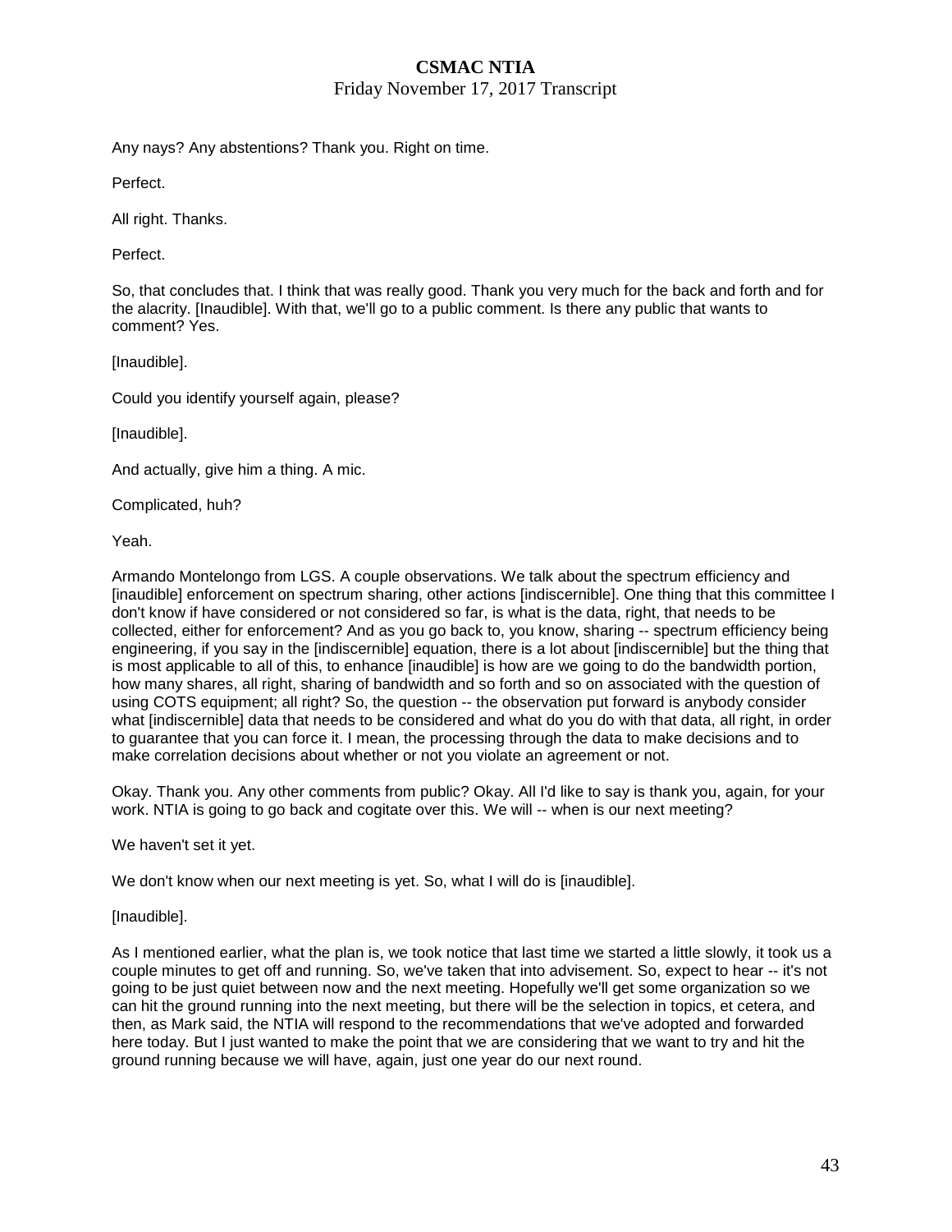Any nays? Any abstentions? Thank you. Right on time.

Perfect.

All right. Thanks.

Perfect.

So, that concludes that. I think that was really good. Thank you very much for the back and forth and for the alacrity. [Inaudible]. With that, we'll go to a public comment. Is there any public that wants to comment? Yes.

[Inaudible].

Could you identify yourself again, please?

[Inaudible].

And actually, give him a thing. A mic.

Complicated, huh?

Yeah.

Armando Montelongo from LGS. A couple observations. We talk about the spectrum efficiency and [inaudible] enforcement on spectrum sharing, other actions [indiscernible]. One thing that this committee I don't know if have considered or not considered so far, is what is the data, right, that needs to be collected, either for enforcement? And as you go back to, you know, sharing -- spectrum efficiency being engineering, if you say in the [indiscernible] equation, there is a lot about [indiscernible] but the thing that is most applicable to all of this, to enhance [inaudible] is how are we going to do the bandwidth portion, how many shares, all right, sharing of bandwidth and so forth and so on associated with the question of using COTS equipment; all right? So, the question -- the observation put forward is anybody consider what [indiscernible] data that needs to be considered and what do you do with that data, all right, in order to guarantee that you can force it. I mean, the processing through the data to make decisions and to make correlation decisions about whether or not you violate an agreement or not.

Okay. Thank you. Any other comments from public? Okay. All I'd like to say is thank you, again, for your work. NTIA is going to go back and cogitate over this. We will -- when is our next meeting?

We haven't set it yet.

We don't know when our next meeting is yet. So, what I will do is [inaudible].

[Inaudible].

As I mentioned earlier, what the plan is, we took notice that last time we started a little slowly, it took us a couple minutes to get off and running. So, we've taken that into advisement. So, expect to hear -- it's not going to be just quiet between now and the next meeting. Hopefully we'll get some organization so we can hit the ground running into the next meeting, but there will be the selection in topics, et cetera, and then, as Mark said, the NTIA will respond to the recommendations that we've adopted and forwarded here today. But I just wanted to make the point that we are considering that we want to try and hit the ground running because we will have, again, just one year do our next round.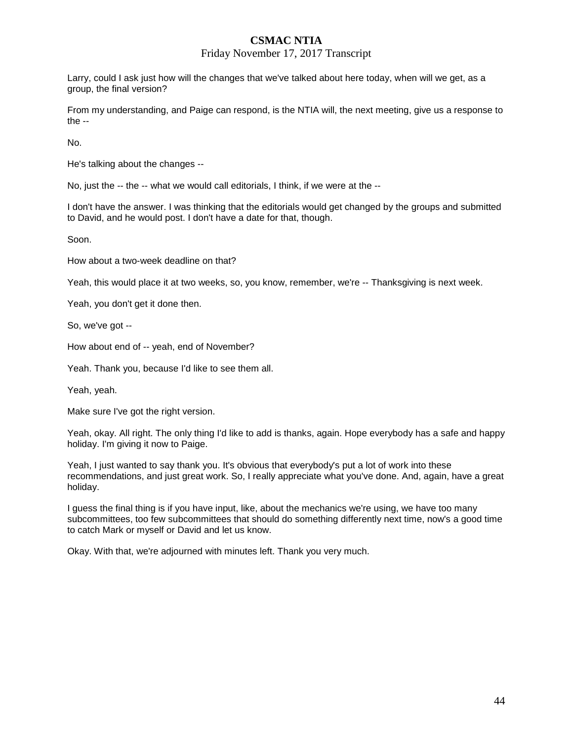Larry, could I ask just how will the changes that we've talked about here today, when will we get, as a group, the final version?

From my understanding, and Paige can respond, is the NTIA will, the next meeting, give us a response to the --

No.

He's talking about the changes --

No, just the -- the -- what we would call editorials, I think, if we were at the --

I don't have the answer. I was thinking that the editorials would get changed by the groups and submitted to David, and he would post. I don't have a date for that, though.

Soon.

How about a two-week deadline on that?

Yeah, this would place it at two weeks, so, you know, remember, we're -- Thanksgiving is next week.

Yeah, you don't get it done then.

So, we've got --

How about end of -- yeah, end of November?

Yeah. Thank you, because I'd like to see them all.

Yeah, yeah.

Make sure I've got the right version.

Yeah, okay. All right. The only thing I'd like to add is thanks, again. Hope everybody has a safe and happy holiday. I'm giving it now to Paige.

Yeah, I just wanted to say thank you. It's obvious that everybody's put a lot of work into these recommendations, and just great work. So, I really appreciate what you've done. And, again, have a great holiday.

I guess the final thing is if you have input, like, about the mechanics we're using, we have too many subcommittees, too few subcommittees that should do something differently next time, now's a good time to catch Mark or myself or David and let us know.

Okay. With that, we're adjourned with minutes left. Thank you very much.